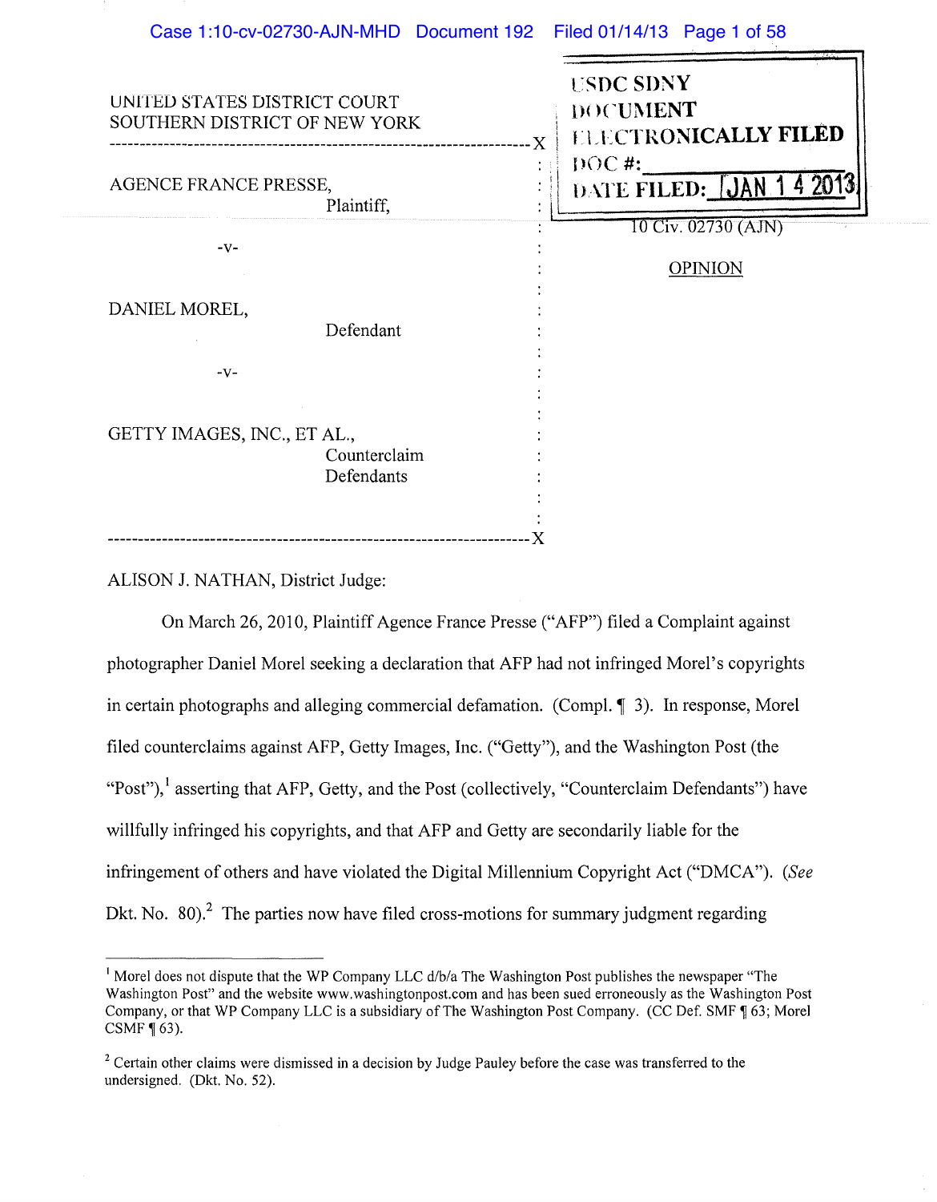UNITED STATES DISTRICT COURT
SOUTHERN DISTRICT OF NEW YORK

USDC SDNY
DOCUMENT
ELECTRONICALLY FILED
DOC #:
DATE FILED: JAN 14 2013

AGENCE FRANCE PRESSE,
Plaintiff,

-v-

DANIEL MOREL,
Defendant

-v-

GETTY IMAGES, INC., ET AL.,
Counterclaim Defendants

10 Civ. 02730 (AJN)

OPINION

ALISON J. NATHAN, District Judge:

On March 26, 2010, Plaintiff Agence France Presse ("AFP") filed a Complaint against photographer Daniel Morel seeking a declaration that AFP had not infringed Morel's copyrights in certain photographs and alleging commercial defamation. (Compl. ¶ 3). In response, Morel filed counterclaims against AFP, Getty Images, Inc. ("Getty"), and the Washington Post (the "Post"),[1] asserting that AFP, Getty, and the Post (collectively, "Counterclaim Defendants") have willfully infringed his copyrights, and that AFP and Getty are secondarily liable for the infringement of others and have violated the Digital Millennium Copyright Act ("DMCA"). (*See* Dkt. No. 80).[2] The parties now have filed cross-motions for summary judgment regarding

[1] Morel does not dispute that the WP Company LLC d/b/a The Washington Post publishes the newspaper "The Washington Post" and the website www.washingtonpost.com and has been sued erroneously as the Washington Post Company, or that WP Company LLC is a subsidiary of The Washington Post Company. (CC Def. SMF ¶ 63; Morel CSMF ¶ 63).

[2] Certain other claims were dismissed in a decision by Judge Pauley before the case was transferred to the undersigned. (Dkt. No. 52).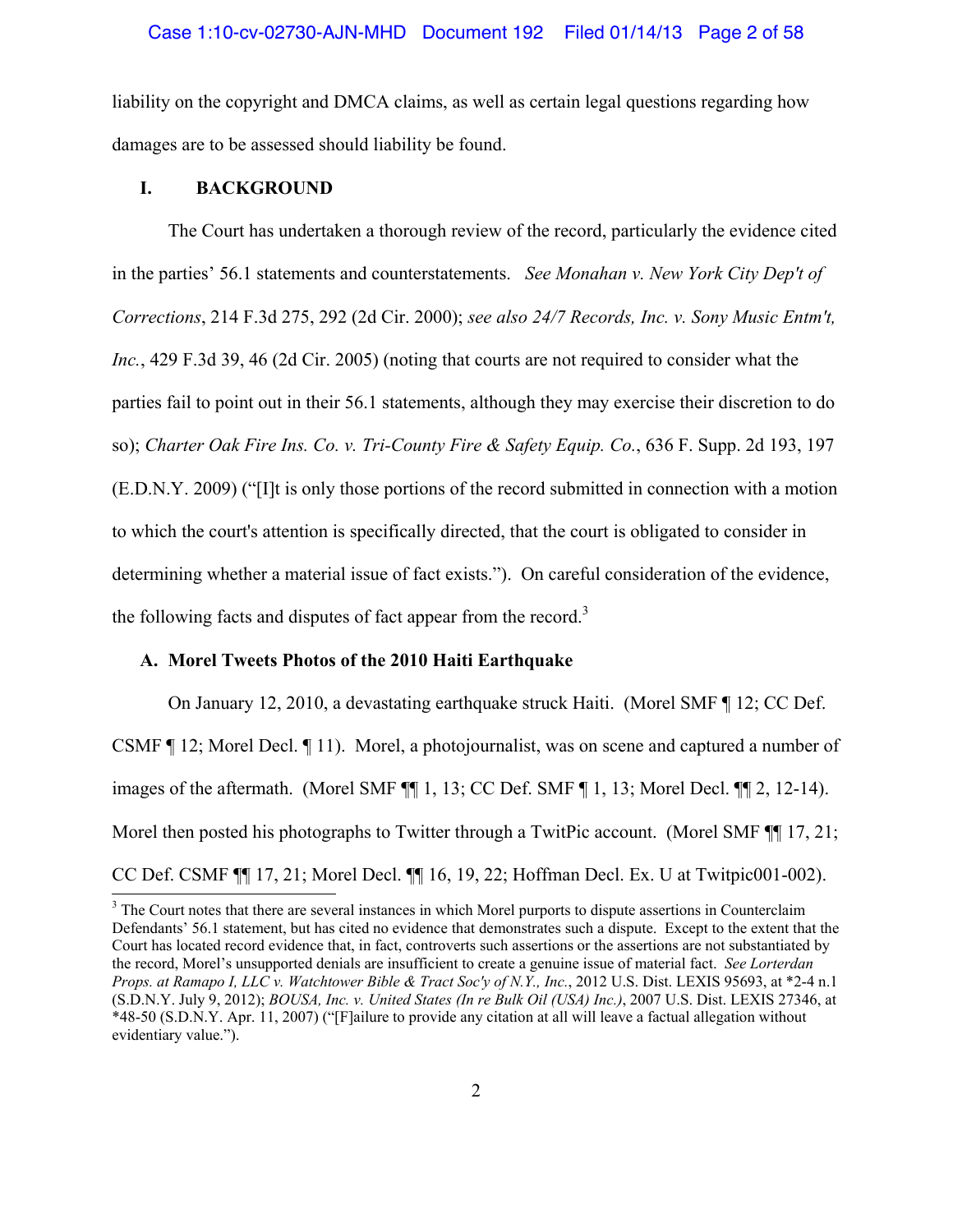liability on the copyright and DMCA claims, as well as certain legal questions regarding how damages are to be assessed should liability be found.

## I. BACKGROUND

The Court has undertaken a thorough review of the record, particularly the evidence cited in the parties' 56.1 statements and counterstatements. *See Monahan v. New York City Dep't of Corrections*, 214 F.3d 275, 292 (2d Cir. 2000); *see also 24/7 Records, Inc. v. Sony Music Entm't, Inc.*, 429 F.3d 39, 46 (2d Cir. 2005) (noting that courts are not required to consider what the parties fail to point out in their 56.1 statements, although they may exercise their discretion to do so); *Charter Oak Fire Ins. Co. v. Tri-County Fire & Safety Equip. Co.*, 636 F. Supp. 2d 193, 197 (E.D.N.Y. 2009) ("[I]t is only those portions of the record submitted in connection with a motion to which the court's attention is specifically directed, that the court is obligated to consider in determining whether a material issue of fact exists."). On careful consideration of the evidence, the following facts and disputes of fact appear from the record.[3]

### A. Morel Tweets Photos of the 2010 Haiti Earthquake

On January 12, 2010, a devastating earthquake struck Haiti. (Morel SMF ¶ 12; CC Def. CSMF ¶ 12; Morel Decl. ¶ 11). Morel, a photojournalist, was on scene and captured a number of images of the aftermath. (Morel SMF ¶¶ 1, 13; CC Def. SMF ¶ 1, 13; Morel Decl. ¶¶ 2, 12-14). Morel then posted his photographs to Twitter through a TwitPic account. (Morel SMF ¶¶ 17, 21; CC Def. CSMF ¶¶ 17, 21; Morel Decl. ¶¶ 16, 19, 22; Hoffman Decl. Ex. U at Twitpic001-002).

---

[3] The Court notes that there are several instances in which Morel purports to dispute assertions in Counterclaim Defendants' 56.1 statement, but has cited no evidence that demonstrates such a dispute. Except to the extent that the Court has located record evidence that, in fact, controverts such assertions or the assertions are not substantiated by the record, Morel's unsupported denials are insufficient to create a genuine issue of material fact. *See Lorterdan Props. at Ramapo I, LLC v. Watchtower Bible & Tract Soc'y of N.Y., Inc.*, 2012 U.S. Dist. LEXIS 95693, at *2-4 n.1 (S.D.N.Y. July 9, 2012); *BOUSA, Inc. v. United States (In re Bulk Oil (USA) Inc.)*, 2007 U.S. Dist. LEXIS 27346, at *48-50 (S.D.N.Y. Apr. 11, 2007) ("[F]ailure to provide any citation at all will leave a factual allegation without evidentiary value.").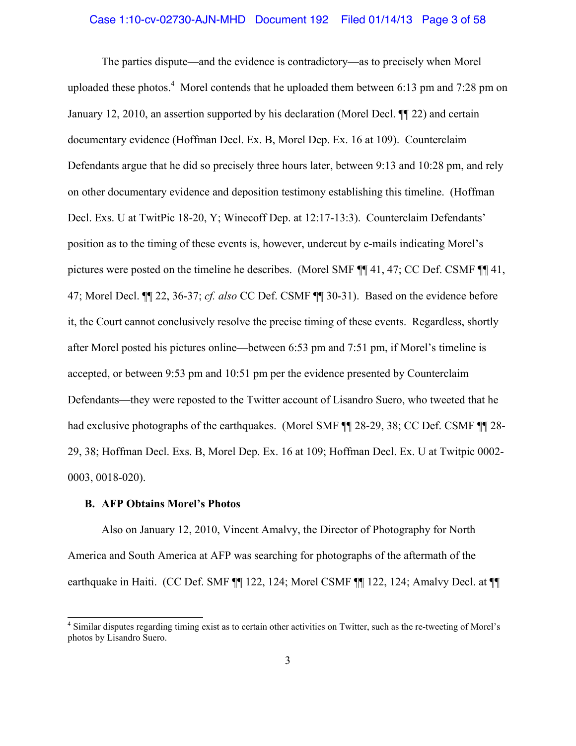The parties dispute—and the evidence is contradictory—as to precisely when Morel uploaded these photos.[4] Morel contends that he uploaded them between 6:13 pm and 7:28 pm on January 12, 2010, an assertion supported by his declaration (Morel Decl. ¶¶ 22) and certain documentary evidence (Hoffman Decl. Ex. B, Morel Dep. Ex. 16 at 109). Counterclaim Defendants argue that he did so precisely three hours later, between 9:13 and 10:28 pm, and rely on other documentary evidence and deposition testimony establishing this timeline. (Hoffman Decl. Exs. U at TwitPic 18-20, Y; Winecoff Dep. at 12:17-13:3). Counterclaim Defendants' position as to the timing of these events is, however, undercut by e-mails indicating Morel's pictures were posted on the timeline he describes. (Morel SMF ¶¶ 41, 47; CC Def. CSMF ¶¶ 41, 47; Morel Decl. ¶¶ 22, 36-37; *cf. also* CC Def. CSMF ¶¶ 30-31). Based on the evidence before it, the Court cannot conclusively resolve the precise timing of these events. Regardless, shortly after Morel posted his pictures online—between 6:53 pm and 7:51 pm, if Morel's timeline is accepted, or between 9:53 pm and 10:51 pm per the evidence presented by Counterclaim Defendants—they were reposted to the Twitter account of Lisandro Suero, who tweeted that he had exclusive photographs of the earthquakes. (Morel SMF ¶¶ 28-29, 38; CC Def. CSMF ¶¶ 28-29, 38; Hoffman Decl. Exs. B, Morel Dep. Ex. 16 at 109; Hoffman Decl. Ex. U at Twitpic 0002-0003, 0018-020).

### B. AFP Obtains Morel's Photos

Also on January 12, 2010, Vincent Amalvy, the Director of Photography for North America and South America at AFP was searching for photographs of the aftermath of the earthquake in Haiti. (CC Def. SMF ¶¶ 122, 124; Morel CSMF ¶¶ 122, 124; Amalvy Decl. at ¶¶

[4] Similar disputes regarding timing exist as to certain other activities on Twitter, such as the re-tweeting of Morel's photos by Lisandro Suero.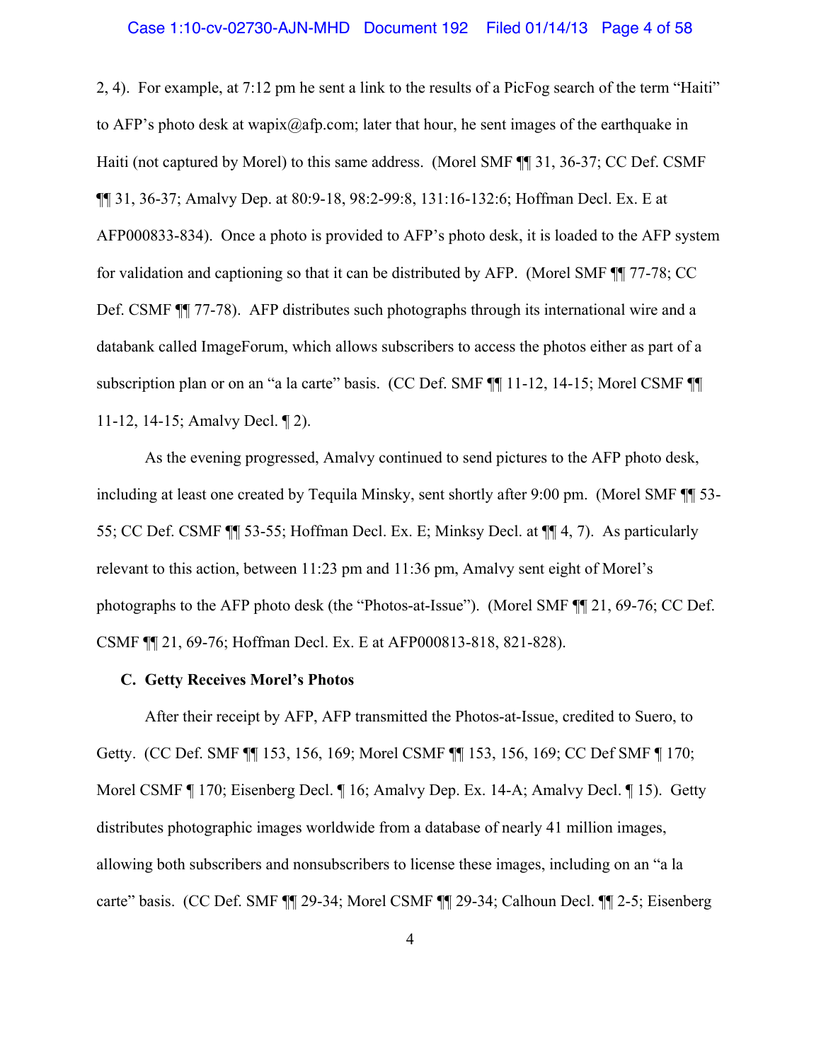2, 4). For example, at 7:12 pm he sent a link to the results of a PicFog search of the term "Haiti" to AFP's photo desk at wapix@afp.com; later that hour, he sent images of the earthquake in Haiti (not captured by Morel) to this same address. (Morel SMF ¶¶ 31, 36-37; CC Def. CSMF ¶¶ 31, 36-37; Amalvy Dep. at 80:9-18, 98:2-99:8, 131:16-132:6; Hoffman Decl. Ex. E at AFP000833-834). Once a photo is provided to AFP's photo desk, it is loaded to the AFP system for validation and captioning so that it can be distributed by AFP. (Morel SMF ¶¶ 77-78; CC Def. CSMF ¶¶ 77-78). AFP distributes such photographs through its international wire and a databank called ImageForum, which allows subscribers to access the photos either as part of a subscription plan or on an "a la carte" basis. (CC Def. SMF ¶¶ 11-12, 14-15; Morel CSMF ¶¶ 11-12, 14-15; Amalvy Decl. ¶ 2).

As the evening progressed, Amalvy continued to send pictures to the AFP photo desk, including at least one created by Tequila Minsky, sent shortly after 9:00 pm. (Morel SMF ¶¶ 53-55; CC Def. CSMF ¶¶ 53-55; Hoffman Decl. Ex. E; Minksy Decl. at ¶¶ 4, 7). As particularly relevant to this action, between 11:23 pm and 11:36 pm, Amalvy sent eight of Morel's photographs to the AFP photo desk (the "Photos-at-Issue"). (Morel SMF ¶¶ 21, 69-76; CC Def. CSMF ¶¶ 21, 69-76; Hoffman Decl. Ex. E at AFP000813-818, 821-828).

### C. Getty Receives Morel's Photos

After their receipt by AFP, AFP transmitted the Photos-at-Issue, credited to Suero, to Getty. (CC Def. SMF ¶¶ 153, 156, 169; Morel CSMF ¶¶ 153, 156, 169; CC Def SMF ¶ 170; Morel CSMF ¶ 170; Eisenberg Decl. ¶ 16; Amalvy Dep. Ex. 14-A; Amalvy Decl. ¶ 15). Getty distributes photographic images worldwide from a database of nearly 41 million images, allowing both subscribers and nonsubscribers to license these images, including on an "a la carte" basis. (CC Def. SMF ¶¶ 29-34; Morel CSMF ¶¶ 29-34; Calhoun Decl. ¶¶ 2-5; Eisenberg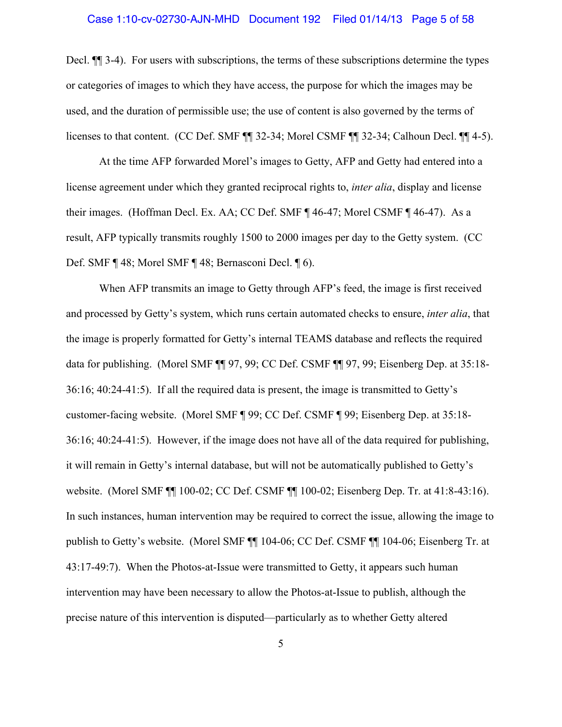Decl. ¶¶ 3-4). For users with subscriptions, the terms of these subscriptions determine the types or categories of images to which they have access, the purpose for which the images may be used, and the duration of permissible use; the use of content is also governed by the terms of licenses to that content. (CC Def. SMF ¶¶ 32-34; Morel CSMF ¶¶ 32-34; Calhoun Decl. ¶¶ 4-5).

At the time AFP forwarded Morel's images to Getty, AFP and Getty had entered into a license agreement under which they granted reciprocal rights to, *inter alia*, display and license their images. (Hoffman Decl. Ex. AA; CC Def. SMF ¶ 46-47; Morel CSMF ¶ 46-47). As a result, AFP typically transmits roughly 1500 to 2000 images per day to the Getty system. (CC Def. SMF ¶ 48; Morel SMF ¶ 48; Bernasconi Decl. ¶ 6).

When AFP transmits an image to Getty through AFP's feed, the image is first received and processed by Getty's system, which runs certain automated checks to ensure, *inter alia*, that the image is properly formatted for Getty's internal TEAMS database and reflects the required data for publishing. (Morel SMF ¶¶ 97, 99; CC Def. CSMF ¶¶ 97, 99; Eisenberg Dep. at 35:18-36:16; 40:24-41:5). If all the required data is present, the image is transmitted to Getty's customer-facing website. (Morel SMF ¶ 99; CC Def. CSMF ¶ 99; Eisenberg Dep. at 35:18-36:16; 40:24-41:5). However, if the image does not have all of the data required for publishing, it will remain in Getty's internal database, but will not be automatically published to Getty's website. (Morel SMF ¶¶ 100-02; CC Def. CSMF ¶¶ 100-02; Eisenberg Dep. Tr. at 41:8-43:16). In such instances, human intervention may be required to correct the issue, allowing the image to publish to Getty's website. (Morel SMF ¶¶ 104-06; CC Def. CSMF ¶¶ 104-06; Eisenberg Tr. at 43:17-49:7). When the Photos-at-Issue were transmitted to Getty, it appears such human intervention may have been necessary to allow the Photos-at-Issue to publish, although the precise nature of this intervention is disputed—particularly as to whether Getty altered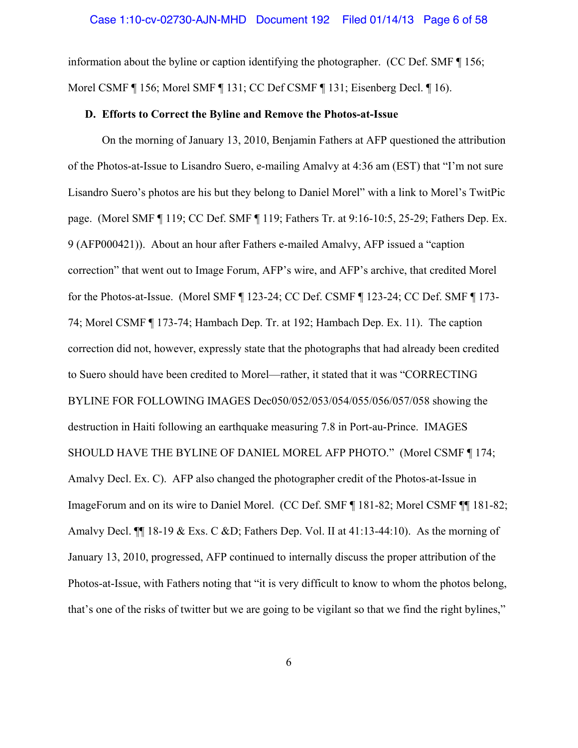information about the byline or caption identifying the photographer. (CC Def. SMF ¶ 156; Morel CSMF ¶ 156; Morel SMF ¶ 131; CC Def CSMF ¶ 131; Eisenberg Decl. ¶ 16).

### D. Efforts to Correct the Byline and Remove the Photos-at-Issue

On the morning of January 13, 2010, Benjamin Fathers at AFP questioned the attribution of the Photos-at-Issue to Lisandro Suero, e-mailing Amalvy at 4:36 am (EST) that "I'm not sure Lisandro Suero's photos are his but they belong to Daniel Morel" with a link to Morel's TwitPic page. (Morel SMF ¶ 119; CC Def. SMF ¶ 119; Fathers Tr. at 9:16-10:5, 25-29; Fathers Dep. Ex. 9 (AFP000421)). About an hour after Fathers e-mailed Amalvy, AFP issued a "caption correction" that went out to Image Forum, AFP's wire, and AFP's archive, that credited Morel for the Photos-at-Issue. (Morel SMF ¶ 123-24; CC Def. CSMF ¶ 123-24; CC Def. SMF ¶ 173-74; Morel CSMF ¶ 173-74; Hambach Dep. Tr. at 192; Hambach Dep. Ex. 11). The caption correction did not, however, expressly state that the photographs that had already been credited to Suero should have been credited to Morel—rather, it stated that it was "CORRECTING BYLINE FOR FOLLOWING IMAGES Dec050/052/053/054/055/056/057/058 showing the destruction in Haiti following an earthquake measuring 7.8 in Port-au-Prince. IMAGES SHOULD HAVE THE BYLINE OF DANIEL MOREL AFP PHOTO." (Morel CSMF ¶ 174; Amalvy Decl. Ex. C). AFP also changed the photographer credit of the Photos-at-Issue in ImageForum and on its wire to Daniel Morel. (CC Def. SMF ¶ 181-82; Morel CSMF ¶¶ 181-82; Amalvy Decl. ¶¶ 18-19 & Exs. C &D; Fathers Dep. Vol. II at 41:13-44:10). As the morning of January 13, 2010, progressed, AFP continued to internally discuss the proper attribution of the Photos-at-Issue, with Fathers noting that "it is very difficult to know to whom the photos belong, that's one of the risks of twitter but we are going to be vigilant so that we find the right bylines,"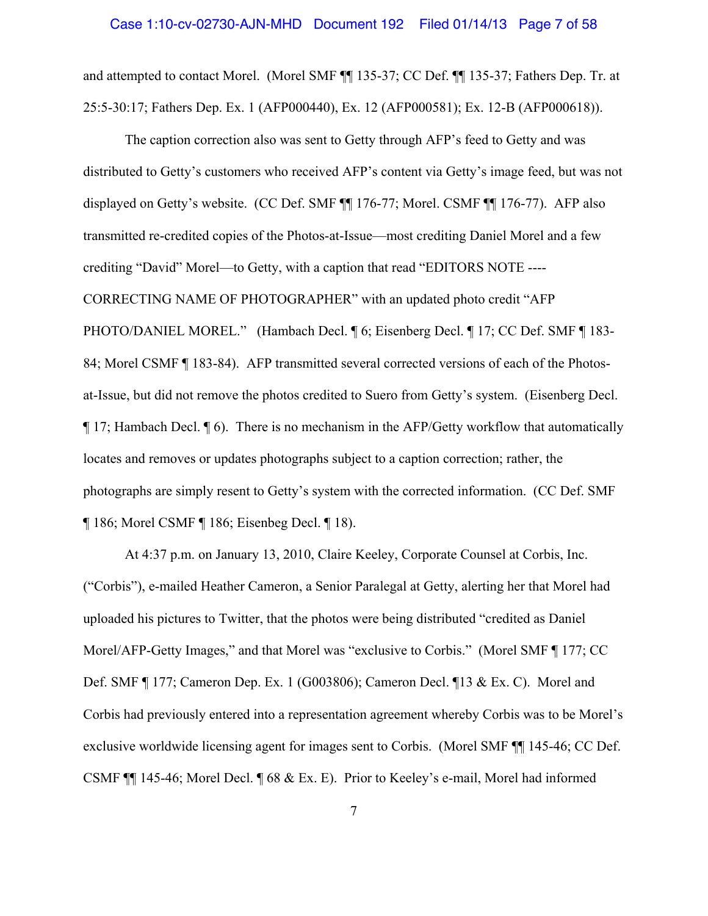and attempted to contact Morel. (Morel SMF ¶¶ 135-37; CC Def. ¶¶ 135-37; Fathers Dep. Tr. at 25:5-30:17; Fathers Dep. Ex. 1 (AFP000440), Ex. 12 (AFP000581); Ex. 12-B (AFP000618)).

The caption correction also was sent to Getty through AFP's feed to Getty and was distributed to Getty's customers who received AFP's content via Getty's image feed, but was not displayed on Getty's website. (CC Def. SMF ¶¶ 176-77; Morel. CSMF ¶¶ 176-77). AFP also transmitted re-credited copies of the Photos-at-Issue—most crediting Daniel Morel and a few crediting "David" Morel—to Getty, with a caption that read "EDITORS NOTE ---- CORRECTING NAME OF PHOTOGRAPHER" with an updated photo credit "AFP PHOTO/DANIEL MOREL." (Hambach Decl. ¶ 6; Eisenberg Decl. ¶ 17; CC Def. SMF ¶ 183-84; Morel CSMF ¶ 183-84). AFP transmitted several corrected versions of each of the Photos-at-Issue, but did not remove the photos credited to Suero from Getty's system. (Eisenberg Decl. ¶ 17; Hambach Decl. ¶ 6). There is no mechanism in the AFP/Getty workflow that automatically locates and removes or updates photographs subject to a caption correction; rather, the photographs are simply resent to Getty's system with the corrected information. (CC Def. SMF ¶ 186; Morel CSMF ¶ 186; Eisenbeg Decl. ¶ 18).

At 4:37 p.m. on January 13, 2010, Claire Keeley, Corporate Counsel at Corbis, Inc. ("Corbis"), e-mailed Heather Cameron, a Senior Paralegal at Getty, alerting her that Morel had uploaded his pictures to Twitter, that the photos were being distributed "credited as Daniel Morel/AFP-Getty Images," and that Morel was "exclusive to Corbis." (Morel SMF ¶ 177; CC Def. SMF ¶ 177; Cameron Dep. Ex. 1 (G003806); Cameron Decl. ¶13 & Ex. C). Morel and Corbis had previously entered into a representation agreement whereby Corbis was to be Morel's exclusive worldwide licensing agent for images sent to Corbis. (Morel SMF ¶¶ 145-46; CC Def. CSMF ¶¶ 145-46; Morel Decl. ¶ 68 & Ex. E). Prior to Keeley's e-mail, Morel had informed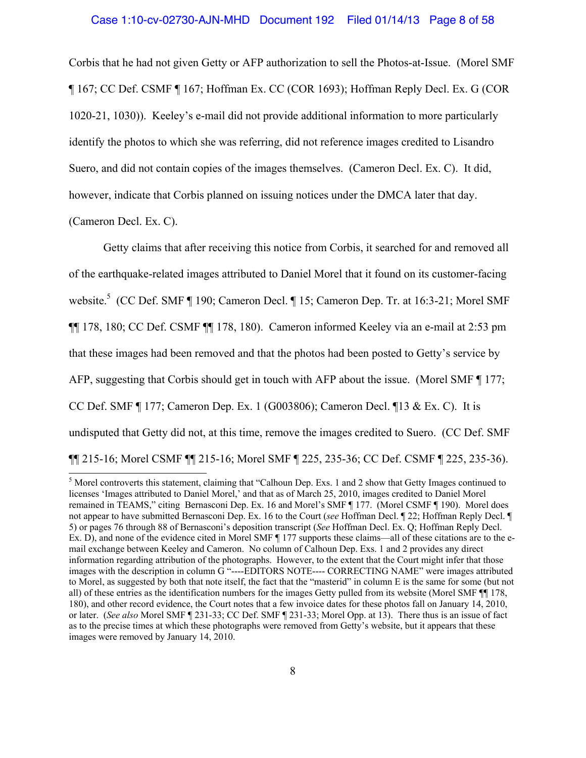Corbis that he had not given Getty or AFP authorization to sell the Photos-at-Issue. (Morel SMF ¶ 167; CC Def. CSMF ¶ 167; Hoffman Ex. CC (COR 1693); Hoffman Reply Decl. Ex. G (COR 1020-21, 1030)). Keeley's e-mail did not provide additional information to more particularly identify the photos to which she was referring, did not reference images credited to Lisandro Suero, and did not contain copies of the images themselves. (Cameron Decl. Ex. C). It did, however, indicate that Corbis planned on issuing notices under the DMCA later that day. (Cameron Decl. Ex. C).

Getty claims that after receiving this notice from Corbis, it searched for and removed all of the earthquake-related images attributed to Daniel Morel that it found on its customer-facing website.[5] (CC Def. SMF ¶ 190; Cameron Decl. ¶ 15; Cameron Dep. Tr. at 16:3-21; Morel SMF ¶¶ 178, 180; CC Def. CSMF ¶¶ 178, 180). Cameron informed Keeley via an e-mail at 2:53 pm that these images had been removed and that the photos had been posted to Getty's service by AFP, suggesting that Corbis should get in touch with AFP about the issue. (Morel SMF ¶ 177; CC Def. SMF ¶ 177; Cameron Dep. Ex. 1 (G003806); Cameron Decl. ¶13 & Ex. C). It is undisputed that Getty did not, at this time, remove the images credited to Suero. (CC Def. SMF ¶¶ 215-16; Morel CSMF ¶¶ 215-16; Morel SMF ¶ 225, 235-36; CC Def. CSMF ¶ 225, 235-36).

[5] Morel controverts this statement, claiming that "Calhoun Dep. Exs. 1 and 2 show that Getty Images continued to licenses 'Images attributed to Daniel Morel,' and that as of March 25, 2010, images credited to Daniel Morel remained in TEAMS," citing Bernasconi Dep. Ex. 16 and Morel's SMF ¶ 177. (Morel CSMF ¶ 190). Morel does not appear to have submitted Bernasconi Dep. Ex. 16 to the Court (*see* Hoffman Decl. ¶ 22; Hoffman Reply Decl. ¶ 5) or pages 76 through 88 of Bernasconi's deposition transcript (*See* Hoffman Decl. Ex. Q; Hoffman Reply Decl. Ex. D), and none of the evidence cited in Morel SMF ¶ 177 supports these claims—all of these citations are to the e-mail exchange between Keeley and Cameron. No column of Calhoun Dep. Exs. 1 and 2 provides any direct information regarding attribution of the photographs. However, to the extent that the Court might infer that those images with the description in column G "----EDITORS NOTE---- CORRECTING NAME" were images attributed to Morel, as suggested by both that note itself, the fact that the "masterid" in column E is the same for some (but not all) of these entries as the identification numbers for the images Getty pulled from its website (Morel SMF ¶¶ 178, 180), and other record evidence, the Court notes that a few invoice dates for these photos fall on January 14, 2010, or later. (*See also* Morel SMF ¶ 231-33; CC Def. SMF ¶ 231-33; Morel Opp. at 13). There thus is an issue of fact as to the precise times at which these photographs were removed from Getty's website, but it appears that these images were removed by January 14, 2010.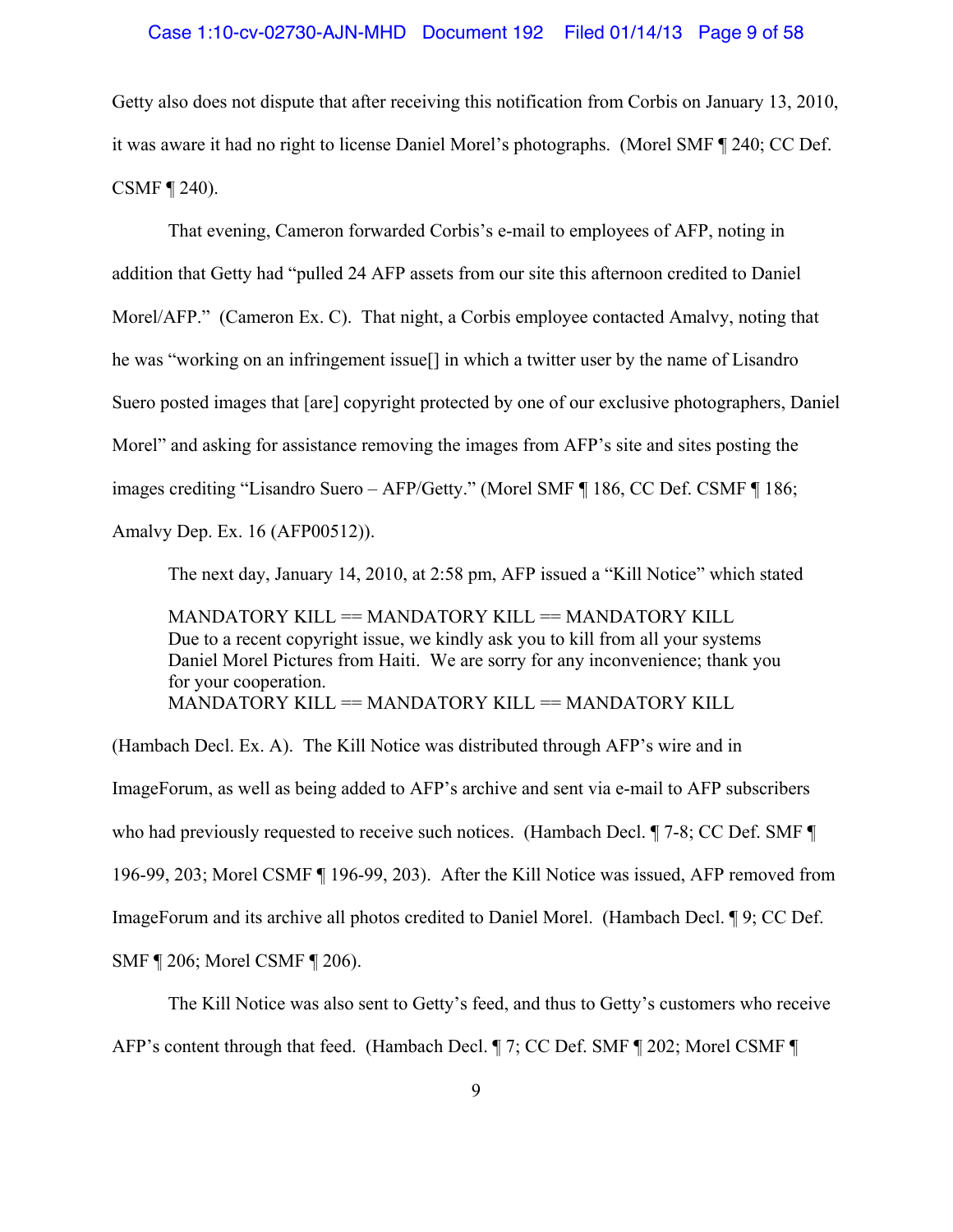Getty also does not dispute that after receiving this notification from Corbis on January 13, 2010, it was aware it had no right to license Daniel Morel's photographs. (Morel SMF ¶ 240; CC Def. CSMF ¶ 240).

That evening, Cameron forwarded Corbis's e-mail to employees of AFP, noting in addition that Getty had "pulled 24 AFP assets from our site this afternoon credited to Daniel Morel/AFP." (Cameron Ex. C). That night, a Corbis employee contacted Amalvy, noting that he was "working on an infringement issue[] in which a twitter user by the name of Lisandro Suero posted images that [are] copyright protected by one of our exclusive photographers, Daniel Morel" and asking for assistance removing the images from AFP's site and sites posting the images crediting "Lisandro Suero – AFP/Getty." (Morel SMF ¶ 186, CC Def. CSMF ¶ 186; Amalvy Dep. Ex. 16 (AFP00512)).

The next day, January 14, 2010, at 2:58 pm, AFP issued a "Kill Notice" which stated

> MANDATORY KILL == MANDATORY KILL == MANDATORY KILL
> Due to a recent copyright issue, we kindly ask you to kill from all your systems Daniel Morel Pictures from Haiti. We are sorry for any inconvenience; thank you for your cooperation.
> MANDATORY KILL == MANDATORY KILL == MANDATORY KILL

(Hambach Decl. Ex. A). The Kill Notice was distributed through AFP's wire and in ImageForum, as well as being added to AFP's archive and sent via e-mail to AFP subscribers who had previously requested to receive such notices. (Hambach Decl. ¶ 7-8; CC Def. SMF ¶ 196-99, 203; Morel CSMF ¶ 196-99, 203). After the Kill Notice was issued, AFP removed from ImageForum and its archive all photos credited to Daniel Morel. (Hambach Decl. ¶ 9; CC Def. SMF ¶ 206; Morel CSMF ¶ 206).

The Kill Notice was also sent to Getty's feed, and thus to Getty's customers who receive AFP's content through that feed. (Hambach Decl. ¶ 7; CC Def. SMF ¶ 202; Morel CSMF ¶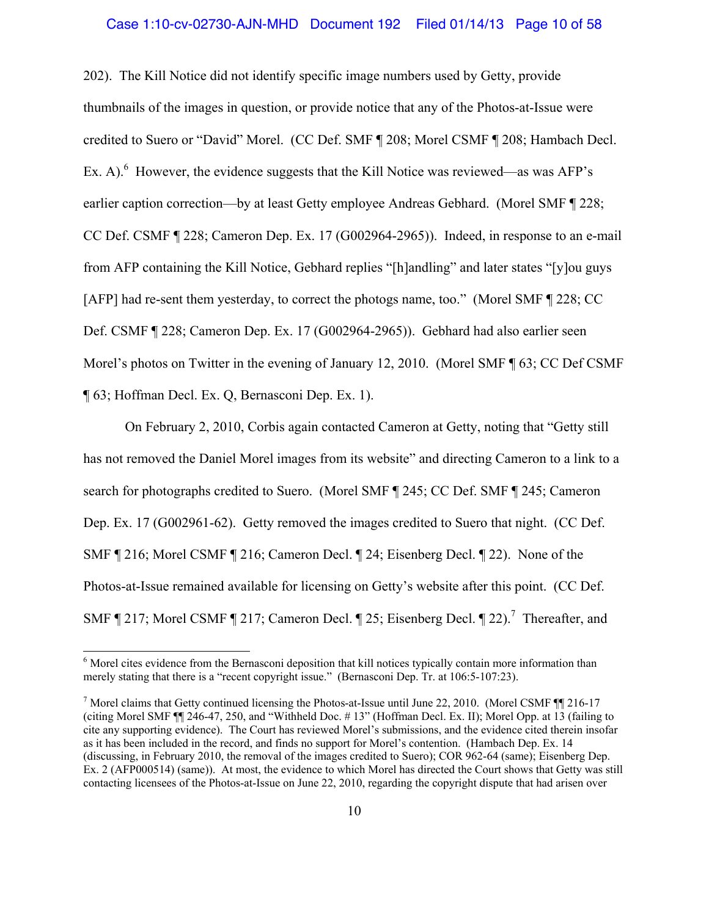202). The Kill Notice did not identify specific image numbers used by Getty, provide thumbnails of the images in question, or provide notice that any of the Photos-at-Issue were credited to Suero or "David" Morel. (CC Def. SMF ¶ 208; Morel CSMF ¶ 208; Hambach Decl. Ex. A).[6] However, the evidence suggests that the Kill Notice was reviewed—as was AFP's earlier caption correction—by at least Getty employee Andreas Gebhard. (Morel SMF ¶ 228; CC Def. CSMF ¶ 228; Cameron Dep. Ex. 17 (G002964-2965)). Indeed, in response to an e-mail from AFP containing the Kill Notice, Gebhard replies "[h]andling" and later states "[y]ou guys [AFP] had re-sent them yesterday, to correct the photogs name, too." (Morel SMF ¶ 228; CC Def. CSMF ¶ 228; Cameron Dep. Ex. 17 (G002964-2965)). Gebhard had also earlier seen Morel's photos on Twitter in the evening of January 12, 2010. (Morel SMF ¶ 63; CC Def CSMF ¶ 63; Hoffman Decl. Ex. Q, Bernasconi Dep. Ex. 1).

On February 2, 2010, Corbis again contacted Cameron at Getty, noting that "Getty still has not removed the Daniel Morel images from its website" and directing Cameron to a link to a search for photographs credited to Suero. (Morel SMF ¶ 245; CC Def. SMF ¶ 245; Cameron Dep. Ex. 17 (G002961-62). Getty removed the images credited to Suero that night. (CC Def. SMF ¶ 216; Morel CSMF ¶ 216; Cameron Decl. ¶ 24; Eisenberg Decl. ¶ 22). None of the Photos-at-Issue remained available for licensing on Getty's website after this point. (CC Def. SMF ¶ 217; Morel CSMF ¶ 217; Cameron Decl. ¶ 25; Eisenberg Decl. ¶ 22).[7] Thereafter, and

---

[6] Morel cites evidence from the Bernasconi deposition that kill notices typically contain more information than merely stating that there is a "recent copyright issue." (Bernasconi Dep. Tr. at 106:5-107:23).

[7] Morel claims that Getty continued licensing the Photos-at-Issue until June 22, 2010. (Morel CSMF ¶¶ 216-17 (citing Morel SMF ¶¶ 246-47, 250, and "Withheld Doc. # 13" (Hoffman Decl. Ex. II); Morel Opp. at 13 (failing to cite any supporting evidence). The Court has reviewed Morel's submissions, and the evidence cited therein insofar as it has been included in the record, and finds no support for Morel's contention. (Hambach Dep. Ex. 14 (discussing, in February 2010, the removal of the images credited to Suero); COR 962-64 (same); Eisenberg Dep. Ex. 2 (AFP000514) (same)). At most, the evidence to which Morel has directed the Court shows that Getty was still contacting licensees of the Photos-at-Issue on June 22, 2010, regarding the copyright dispute that had arisen over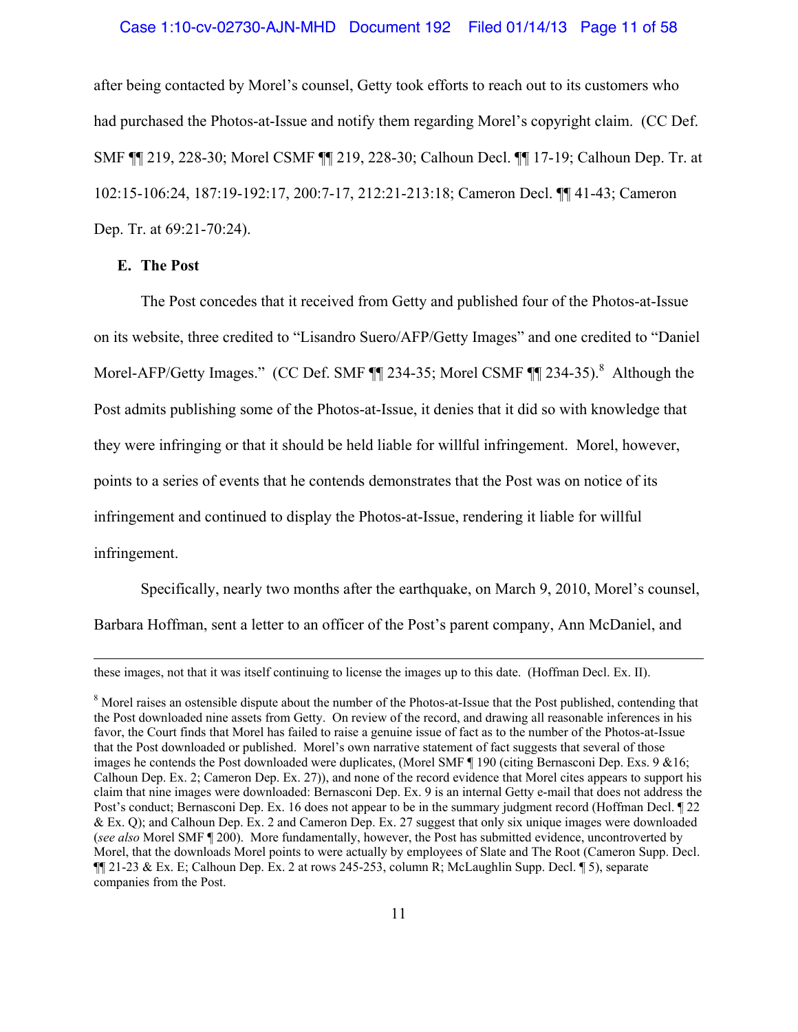after being contacted by Morel's counsel, Getty took efforts to reach out to its customers who had purchased the Photos-at-Issue and notify them regarding Morel's copyright claim. (CC Def. SMF ¶¶ 219, 228-30; Morel CSMF ¶¶ 219, 228-30; Calhoun Decl. ¶¶ 17-19; Calhoun Dep. Tr. at 102:15-106:24, 187:19-192:17, 200:7-17, 212:21-213:18; Cameron Decl. ¶¶ 41-43; Cameron Dep. Tr. at 69:21-70:24).

**E. The Post**

The Post concedes that it received from Getty and published four of the Photos-at-Issue on its website, three credited to "Lisandro Suero/AFP/Getty Images" and one credited to "Daniel Morel-AFP/Getty Images." (CC Def. SMF ¶¶ 234-35; Morel CSMF ¶¶ 234-35).[8] Although the Post admits publishing some of the Photos-at-Issue, it denies that it did so with knowledge that they were infringing or that it should be held liable for willful infringement. Morel, however, points to a series of events that he contends demonstrates that the Post was on notice of its infringement and continued to display the Photos-at-Issue, rendering it liable for willful infringement.

Specifically, nearly two months after the earthquake, on March 9, 2010, Morel's counsel, Barbara Hoffman, sent a letter to an officer of the Post's parent company, Ann McDaniel, and

---

these images, not that it was itself continuing to license the images up to this date. (Hoffman Decl. Ex. II).

[8] Morel raises an ostensible dispute about the number of the Photos-at-Issue that the Post published, contending that the Post downloaded nine assets from Getty. On review of the record, and drawing all reasonable inferences in his favor, the Court finds that Morel has failed to raise a genuine issue of fact as to the number of the Photos-at-Issue that the Post downloaded or published. Morel's own narrative statement of fact suggests that several of those images he contends the Post downloaded were duplicates, (Morel SMF ¶ 190 (citing Bernasconi Dep. Exs. 9 &16; Calhoun Dep. Ex. 2; Cameron Dep. Ex. 27)), and none of the record evidence that Morel cites appears to support his claim that nine images were downloaded: Bernasconi Dep. Ex. 9 is an internal Getty e-mail that does not address the Post's conduct; Bernasconi Dep. Ex. 16 does not appear to be in the summary judgment record (Hoffman Decl. ¶ 22 & Ex. Q); and Calhoun Dep. Ex. 2 and Cameron Dep. Ex. 27 suggest that only six unique images were downloaded (*see also* Morel SMF ¶ 200). More fundamentally, however, the Post has submitted evidence, uncontroverted by Morel, that the downloads Morel points to were actually by employees of Slate and The Root (Cameron Supp. Decl. ¶¶ 21-23 & Ex. E; Calhoun Dep. Ex. 2 at rows 245-253, column R; McLaughlin Supp. Decl. ¶ 5), separate companies from the Post.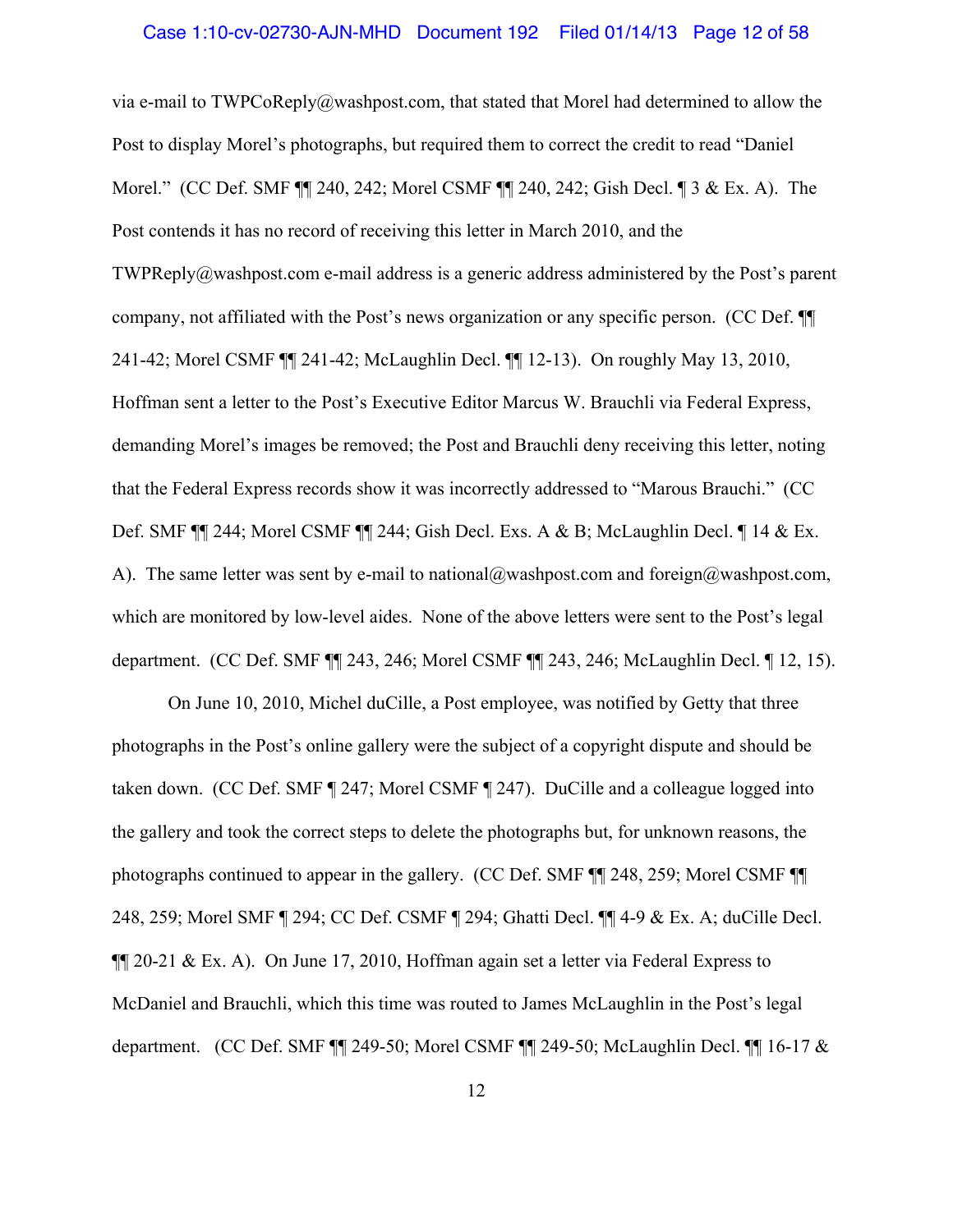via e-mail to TWPCoReply@washpost.com, that stated that Morel had determined to allow the Post to display Morel's photographs, but required them to correct the credit to read "Daniel Morel." (CC Def. SMF ¶¶ 240, 242; Morel CSMF ¶¶ 240, 242; Gish Decl. ¶ 3 & Ex. A). The Post contends it has no record of receiving this letter in March 2010, and the TWPReply@washpost.com e-mail address is a generic address administered by the Post's parent company, not affiliated with the Post's news organization or any specific person. (CC Def. ¶¶ 241-42; Morel CSMF ¶¶ 241-42; McLaughlin Decl. ¶¶ 12-13). On roughly May 13, 2010, Hoffman sent a letter to the Post's Executive Editor Marcus W. Brauchli via Federal Express, demanding Morel's images be removed; the Post and Brauchli deny receiving this letter, noting that the Federal Express records show it was incorrectly addressed to "Marous Brauchi." (CC Def. SMF ¶¶ 244; Morel CSMF ¶¶ 244; Gish Decl. Exs. A & B; McLaughlin Decl. ¶ 14 & Ex. A). The same letter was sent by e-mail to national@washpost.com and foreign@washpost.com, which are monitored by low-level aides. None of the above letters were sent to the Post's legal department. (CC Def. SMF ¶¶ 243, 246; Morel CSMF ¶¶ 243, 246; McLaughlin Decl. ¶ 12, 15).

On June 10, 2010, Michel duCille, a Post employee, was notified by Getty that three photographs in the Post's online gallery were the subject of a copyright dispute and should be taken down. (CC Def. SMF ¶ 247; Morel CSMF ¶ 247). DuCille and a colleague logged into the gallery and took the correct steps to delete the photographs but, for unknown reasons, the photographs continued to appear in the gallery. (CC Def. SMF ¶¶ 248, 259; Morel CSMF ¶¶ 248, 259; Morel SMF ¶ 294; CC Def. CSMF ¶ 294; Ghatti Decl. ¶¶ 4-9 & Ex. A; duCille Decl. ¶¶ 20-21 & Ex. A). On June 17, 2010, Hoffman again set a letter via Federal Express to McDaniel and Brauchli, which this time was routed to James McLaughlin in the Post's legal department. (CC Def. SMF ¶¶ 249-50; Morel CSMF ¶¶ 249-50; McLaughlin Decl. ¶¶ 16-17 &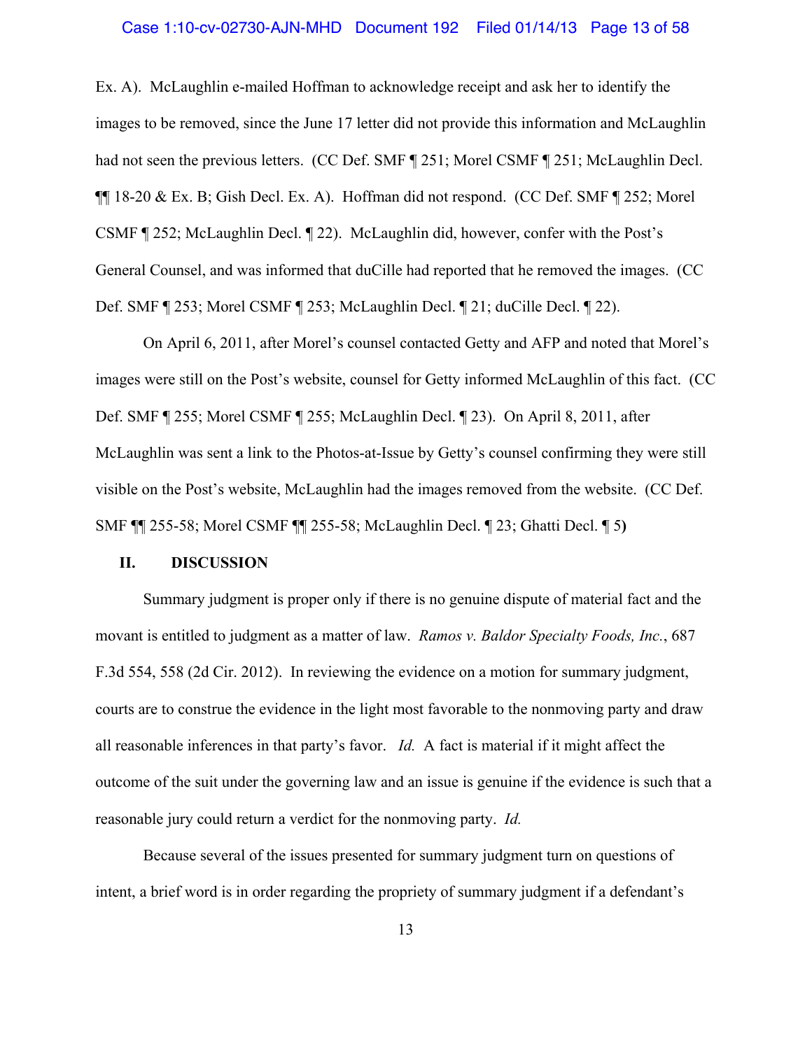Ex. A). McLaughlin e-mailed Hoffman to acknowledge receipt and ask her to identify the images to be removed, since the June 17 letter did not provide this information and McLaughlin had not seen the previous letters. (CC Def. SMF ¶ 251; Morel CSMF ¶ 251; McLaughlin Decl. ¶¶ 18-20 & Ex. B; Gish Decl. Ex. A). Hoffman did not respond. (CC Def. SMF ¶ 252; Morel CSMF ¶ 252; McLaughlin Decl. ¶ 22). McLaughlin did, however, confer with the Post's General Counsel, and was informed that duCille had reported that he removed the images. (CC Def. SMF ¶ 253; Morel CSMF ¶ 253; McLaughlin Decl. ¶ 21; duCille Decl. ¶ 22).

On April 6, 2011, after Morel's counsel contacted Getty and AFP and noted that Morel's images were still on the Post's website, counsel for Getty informed McLaughlin of this fact. (CC Def. SMF ¶ 255; Morel CSMF ¶ 255; McLaughlin Decl. ¶ 23). On April 8, 2011, after McLaughlin was sent a link to the Photos-at-Issue by Getty's counsel confirming they were still visible on the Post's website, McLaughlin had the images removed from the website. (CC Def. SMF ¶¶ 255-58; Morel CSMF ¶¶ 255-58; McLaughlin Decl. ¶ 23; Ghatti Decl. ¶ 5)

## II. DISCUSSION

Summary judgment is proper only if there is no genuine dispute of material fact and the movant is entitled to judgment as a matter of law. *Ramos v. Baldor Specialty Foods, Inc.*, 687 F.3d 554, 558 (2d Cir. 2012). In reviewing the evidence on a motion for summary judgment, courts are to construe the evidence in the light most favorable to the nonmoving party and draw all reasonable inferences in that party's favor. *Id.* A fact is material if it might affect the outcome of the suit under the governing law and an issue is genuine if the evidence is such that a reasonable jury could return a verdict for the nonmoving party. *Id.*

Because several of the issues presented for summary judgment turn on questions of intent, a brief word is in order regarding the propriety of summary judgment if a defendant's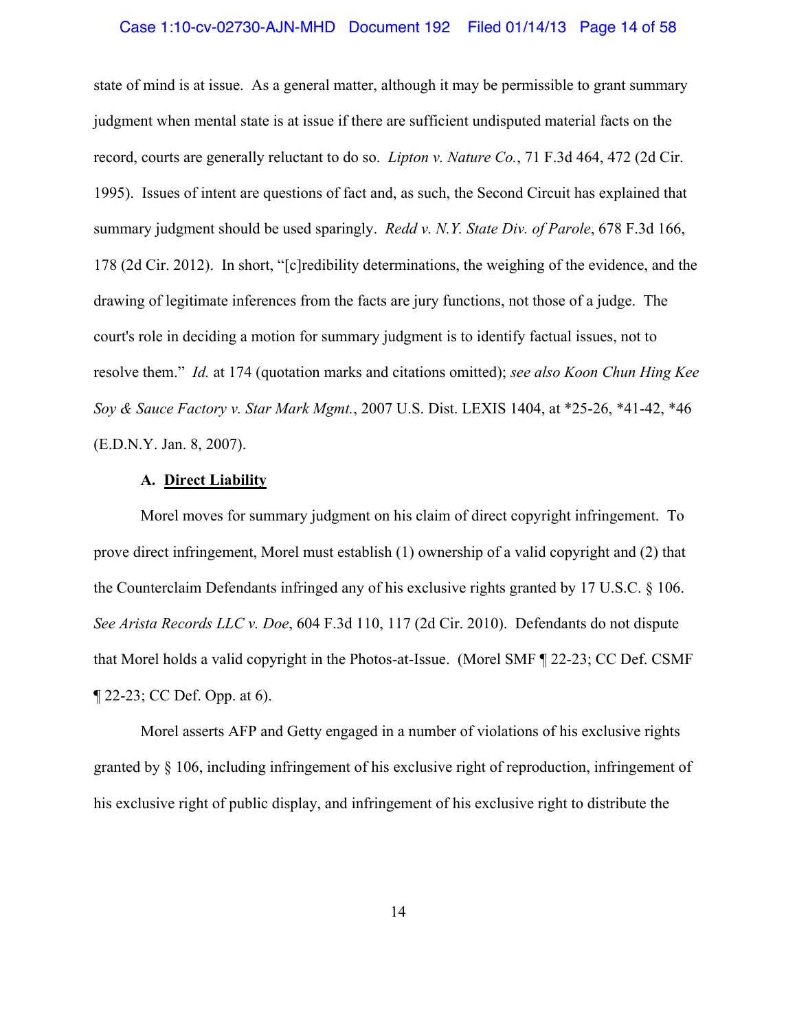state of mind is at issue. As a general matter, although it may be permissible to grant summary judgment when mental state is at issue if there are sufficient undisputed material facts on the record, courts are generally reluctant to do so. *Lipton v. Nature Co.*, 71 F.3d 464, 472 (2d Cir. 1995). Issues of intent are questions of fact and, as such, the Second Circuit has explained that summary judgment should be used sparingly. *Redd v. N.Y. State Div. of Parole*, 678 F.3d 166, 178 (2d Cir. 2012). In short, "[c]redibility determinations, the weighing of the evidence, and the drawing of legitimate inferences from the facts are jury functions, not those of a judge. The court's role in deciding a motion for summary judgment is to identify factual issues, not to resolve them." *Id.* at 174 (quotation marks and citations omitted); *see also Koon Chun Hing Kee Soy & Sauce Factory v. Star Mark Mgmt.*, 2007 U.S. Dist. LEXIS 1404, at *25-26, *41-42, *46 (E.D.N.Y. Jan. 8, 2007).

### A. Direct Liability

Morel moves for summary judgment on his claim of direct copyright infringement. To prove direct infringement, Morel must establish (1) ownership of a valid copyright and (2) that the Counterclaim Defendants infringed any of his exclusive rights granted by 17 U.S.C. § 106. *See Arista Records LLC v. Doe*, 604 F.3d 110, 117 (2d Cir. 2010). Defendants do not dispute that Morel holds a valid copyright in the Photos-at-Issue. (Morel SMF ¶ 22-23; CC Def. CSMF ¶ 22-23; CC Def. Opp. at 6).

Morel asserts AFP and Getty engaged in a number of violations of his exclusive rights granted by § 106, including infringement of his exclusive right of reproduction, infringement of his exclusive right of public display, and infringement of his exclusive right to distribute the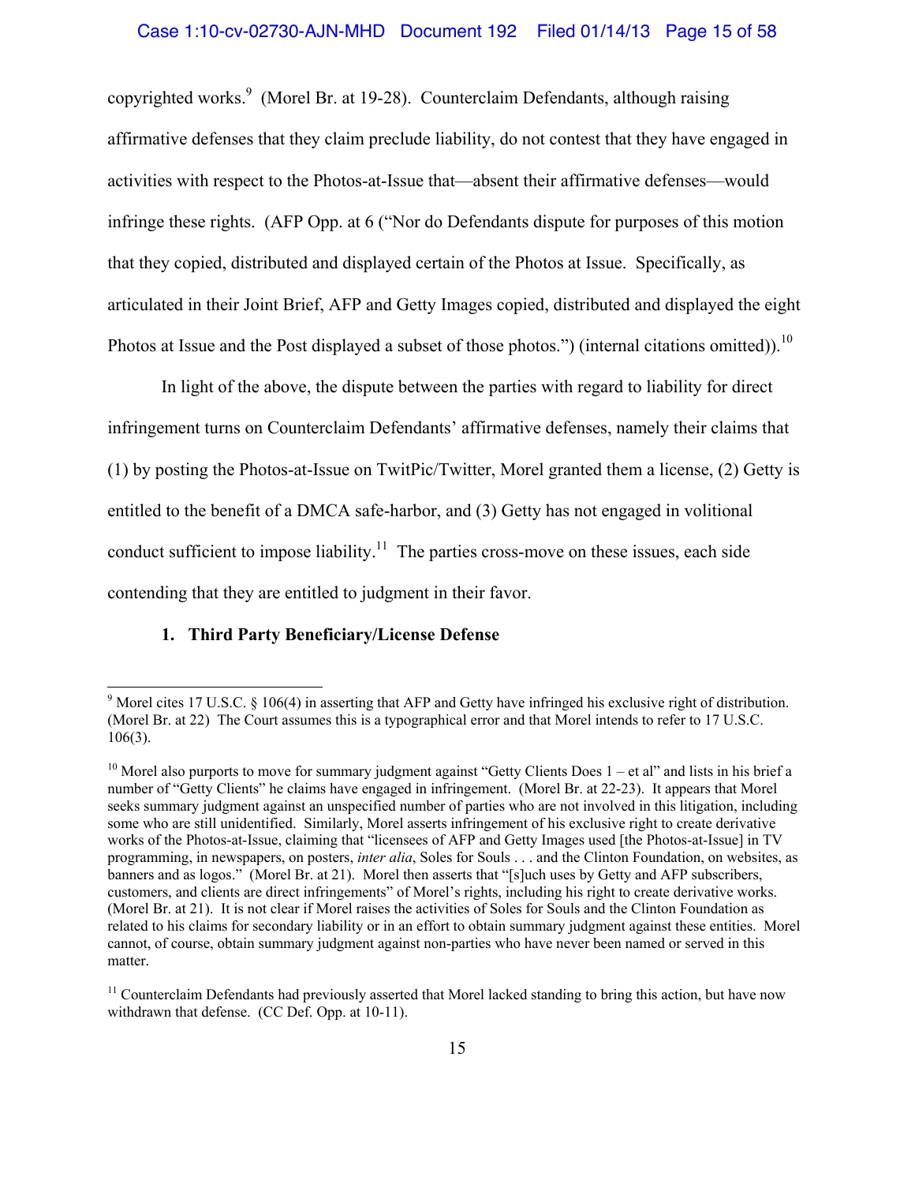copyrighted works.[9] (Morel Br. at 19-28). Counterclaim Defendants, although raising affirmative defenses that they claim preclude liability, do not contest that they have engaged in activities with respect to the Photos-at-Issue that—absent their affirmative defenses—would infringe these rights. (AFP Opp. at 6 ("Nor do Defendants dispute for purposes of this motion that they copied, distributed and displayed certain of the Photos at Issue. Specifically, as articulated in their Joint Brief, AFP and Getty Images copied, distributed and displayed the eight Photos at Issue and the Post displayed a subset of those photos.") (internal citations omitted)).[10]

In light of the above, the dispute between the parties with regard to liability for direct infringement turns on Counterclaim Defendants' affirmative defenses, namely their claims that (1) by posting the Photos-at-Issue on TwitPic/Twitter, Morel granted them a license, (2) Getty is entitled to the benefit of a DMCA safe-harbor, and (3) Getty has not engaged in volitional conduct sufficient to impose liability.[11] The parties cross-move on these issues, each side contending that they are entitled to judgment in their favor.

### 1. Third Party Beneficiary/License Defense

---

[9] Morel cites 17 U.S.C. § 106(4) in asserting that AFP and Getty have infringed his exclusive right of distribution. (Morel Br. at 22) The Court assumes this is a typographical error and that Morel intends to refer to 17 U.S.C. 106(3).

[10] Morel also purports to move for summary judgment against "Getty Clients Does 1 – et al" and lists in his brief a number of "Getty Clients" he claims have engaged in infringement. (Morel Br. at 22-23). It appears that Morel seeks summary judgment against an unspecified number of parties who are not involved in this litigation, including some who are still unidentified. Similarly, Morel asserts infringement of his exclusive right to create derivative works of the Photos-at-Issue, claiming that "licensees of AFP and Getty Images used [the Photos-at-Issue] in TV programming, in newspapers, on posters, *inter alia*, Soles for Souls . . . and the Clinton Foundation, on websites, as banners and as logos." (Morel Br. at 21). Morel then asserts that "[s]uch uses by Getty and AFP subscribers, customers, and clients are direct infringements" of Morel's rights, including his right to create derivative works. (Morel Br. at 21). It is not clear if Morel raises the activities of Soles for Souls and the Clinton Foundation as related to his claims for secondary liability or in an effort to obtain summary judgment against these entities. Morel cannot, of course, obtain summary judgment against non-parties who have never been named or served in this matter.

[11] Counterclaim Defendants had previously asserted that Morel lacked standing to bring this action, but have now withdrawn that defense. (CC Def. Opp. at 10-11).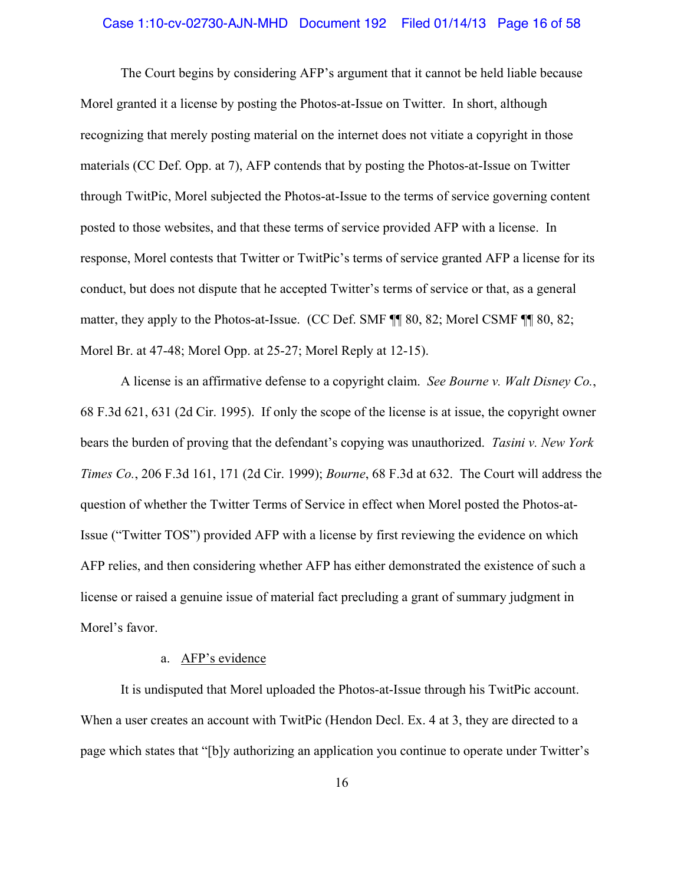The Court begins by considering AFP's argument that it cannot be held liable because Morel granted it a license by posting the Photos-at-Issue on Twitter. In short, although recognizing that merely posting material on the internet does not vitiate a copyright in those materials (CC Def. Opp. at 7), AFP contends that by posting the Photos-at-Issue on Twitter through TwitPic, Morel subjected the Photos-at-Issue to the terms of service governing content posted to those websites, and that these terms of service provided AFP with a license. In response, Morel contests that Twitter or TwitPic's terms of service granted AFP a license for its conduct, but does not dispute that he accepted Twitter's terms of service or that, as a general matter, they apply to the Photos-at-Issue. (CC Def. SMF ¶¶ 80, 82; Morel CSMF ¶¶ 80, 82; Morel Br. at 47-48; Morel Opp. at 25-27; Morel Reply at 12-15).

A license is an affirmative defense to a copyright claim. *See Bourne v. Walt Disney Co.*, 68 F.3d 621, 631 (2d Cir. 1995). If only the scope of the license is at issue, the copyright owner bears the burden of proving that the defendant's copying was unauthorized. *Tasini v. New York Times Co.*, 206 F.3d 161, 171 (2d Cir. 1999); *Bourne*, 68 F.3d at 632. The Court will address the question of whether the Twitter Terms of Service in effect when Morel posted the Photos-at-Issue ("Twitter TOS") provided AFP with a license by first reviewing the evidence on which AFP relies, and then considering whether AFP has either demonstrated the existence of such a license or raised a genuine issue of material fact precluding a grant of summary judgment in Morel's favor.

a. <u>AFP's evidence</u>

It is undisputed that Morel uploaded the Photos-at-Issue through his TwitPic account. When a user creates an account with TwitPic (Hendon Decl. Ex. 4 at 3, they are directed to a page which states that "[b]y authorizing an application you continue to operate under Twitter's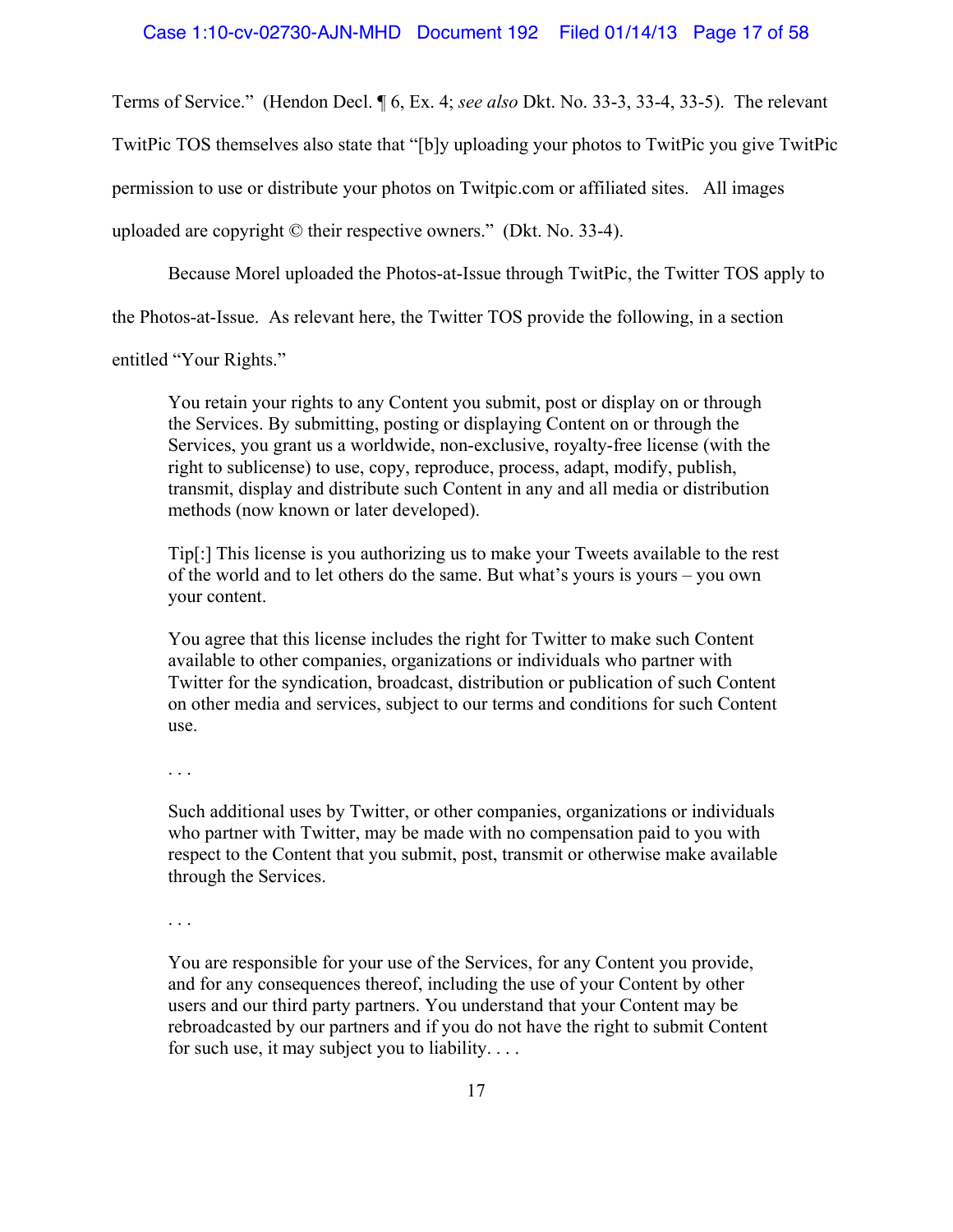Terms of Service." (Hendon Decl. ¶ 6, Ex. 4; *see also* Dkt. No. 33-3, 33-4, 33-5). The relevant TwitPic TOS themselves also state that "[b]y uploading your photos to TwitPic you give TwitPic permission to use or distribute your photos on Twitpic.com or affiliated sites. All images uploaded are copyright © their respective owners." (Dkt. No. 33-4).

Because Morel uploaded the Photos-at-Issue through TwitPic, the Twitter TOS apply to the Photos-at-Issue. As relevant here, the Twitter TOS provide the following, in a section entitled "Your Rights."

> You retain your rights to any Content you submit, post or display on or through the Services. By submitting, posting or displaying Content on or through the Services, you grant us a worldwide, non-exclusive, royalty-free license (with the right to sublicense) to use, copy, reproduce, process, adapt, modify, publish, transmit, display and distribute such Content in any and all media or distribution methods (now known or later developed).
>
> Tip[:] This license is you authorizing us to make your Tweets available to the rest of the world and to let others do the same. But what's yours is yours – you own your content.
>
> You agree that this license includes the right for Twitter to make such Content available to other companies, organizations or individuals who partner with Twitter for the syndication, broadcast, distribution or publication of such Content on other media and services, subject to our terms and conditions for such Content use.
>
> . . .
>
> Such additional uses by Twitter, or other companies, organizations or individuals who partner with Twitter, may be made with no compensation paid to you with respect to the Content that you submit, post, transmit or otherwise make available through the Services.
>
> . . .
>
> You are responsible for your use of the Services, for any Content you provide, and for any consequences thereof, including the use of your Content by other users and our third party partners. You understand that your Content may be rebroadcasted by our partners and if you do not have the right to submit Content for such use, it may subject you to liability. . . .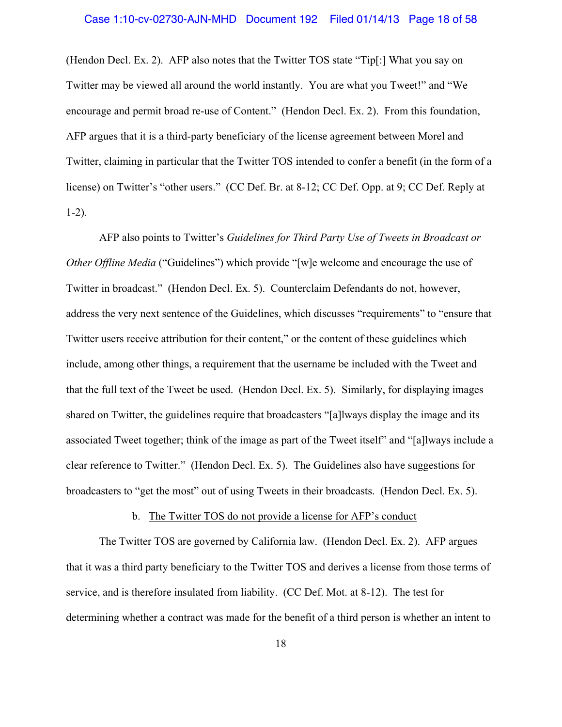(Hendon Decl. Ex. 2). AFP also notes that the Twitter TOS state "Tip[:] What you say on Twitter may be viewed all around the world instantly. You are what you Tweet!" and "We encourage and permit broad re-use of Content." (Hendon Decl. Ex. 2). From this foundation, AFP argues that it is a third-party beneficiary of the license agreement between Morel and Twitter, claiming in particular that the Twitter TOS intended to confer a benefit (in the form of a license) on Twitter's "other users." (CC Def. Br. at 8-12; CC Def. Opp. at 9; CC Def. Reply at 1-2).

AFP also points to Twitter's *Guidelines for Third Party Use of Tweets in Broadcast or Other Offline Media* ("Guidelines") which provide "[w]e welcome and encourage the use of Twitter in broadcast." (Hendon Decl. Ex. 5). Counterclaim Defendants do not, however, address the very next sentence of the Guidelines, which discusses "requirements" to "ensure that Twitter users receive attribution for their content," or the content of these guidelines which include, among other things, a requirement that the username be included with the Tweet and that the full text of the Tweet be used. (Hendon Decl. Ex. 5). Similarly, for displaying images shared on Twitter, the guidelines require that broadcasters "[a]lways display the image and its associated Tweet together; think of the image as part of the Tweet itself" and "[a]lways include a clear reference to Twitter." (Hendon Decl. Ex. 5). The Guidelines also have suggestions for broadcasters to "get the most" out of using Tweets in their broadcasts. (Hendon Decl. Ex. 5).

b. <u>The Twitter TOS do not provide a license for AFP's conduct</u>

The Twitter TOS are governed by California law. (Hendon Decl. Ex. 2). AFP argues that it was a third party beneficiary to the Twitter TOS and derives a license from those terms of service, and is therefore insulated from liability. (CC Def. Mot. at 8-12). The test for determining whether a contract was made for the benefit of a third person is whether an intent to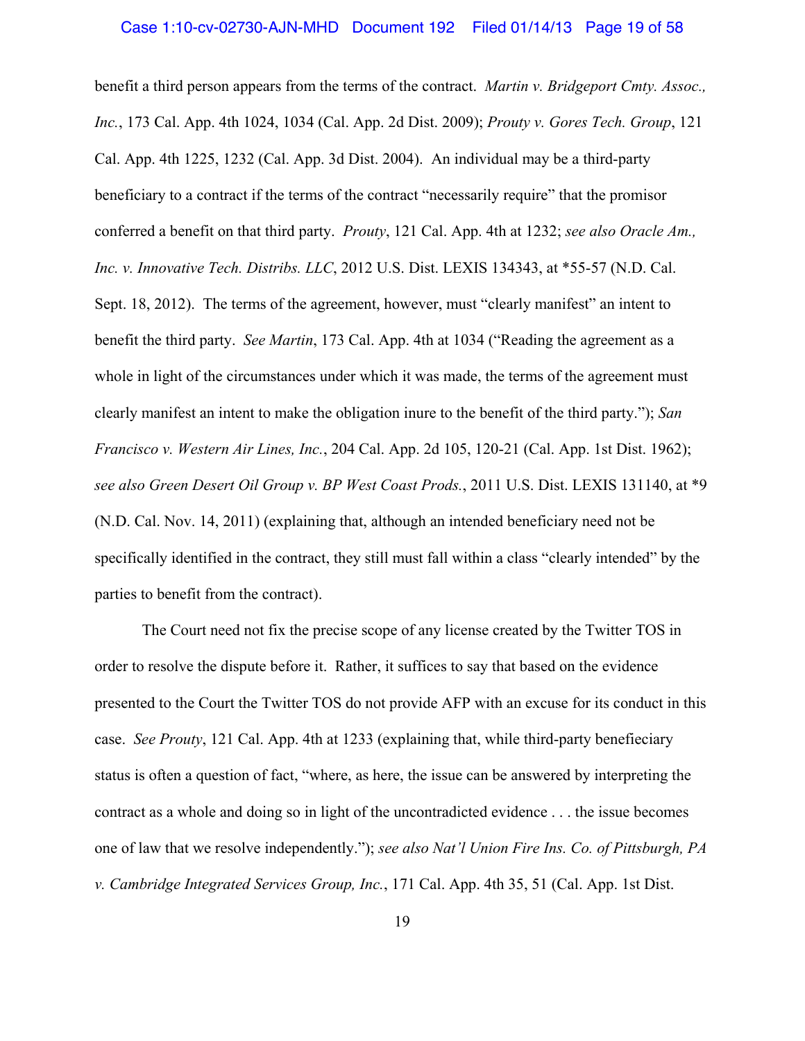benefit a third person appears from the terms of the contract. *Martin v. Bridgeport Cmty. Assoc., Inc.*, 173 Cal. App. 4th 1024, 1034 (Cal. App. 2d Dist. 2009); *Prouty v. Gores Tech. Group*, 121 Cal. App. 4th 1225, 1232 (Cal. App. 3d Dist. 2004). An individual may be a third-party beneficiary to a contract if the terms of the contract "necessarily require" that the promisor conferred a benefit on that third party. *Prouty*, 121 Cal. App. 4th at 1232; *see also Oracle Am., Inc. v. Innovative Tech. Distribs. LLC*, 2012 U.S. Dist. LEXIS 134343, at *55-57 (N.D. Cal. Sept. 18, 2012). The terms of the agreement, however, must "clearly manifest" an intent to benefit the third party. *See Martin*, 173 Cal. App. 4th at 1034 ("Reading the agreement as a whole in light of the circumstances under which it was made, the terms of the agreement must clearly manifest an intent to make the obligation inure to the benefit of the third party."); *San Francisco v. Western Air Lines, Inc.*, 204 Cal. App. 2d 105, 120-21 (Cal. App. 1st Dist. 1962); *see also Green Desert Oil Group v. BP West Coast Prods.*, 2011 U.S. Dist. LEXIS 131140, at *9 (N.D. Cal. Nov. 14, 2011) (explaining that, although an intended beneficiary need not be specifically identified in the contract, they still must fall within a class "clearly intended" by the parties to benefit from the contract).

The Court need not fix the precise scope of any license created by the Twitter TOS in order to resolve the dispute before it. Rather, it suffices to say that based on the evidence presented to the Court the Twitter TOS do not provide AFP with an excuse for its conduct in this case. *See Prouty*, 121 Cal. App. 4th at 1233 (explaining that, while third-party benefeciary status is often a question of fact, "where, as here, the issue can be answered by interpreting the contract as a whole and doing so in light of the uncontradicted evidence . . . the issue becomes one of law that we resolve independently."); *see also Nat'l Union Fire Ins. Co. of Pittsburgh, PA v. Cambridge Integrated Services Group, Inc.*, 171 Cal. App. 4th 35, 51 (Cal. App. 1st Dist.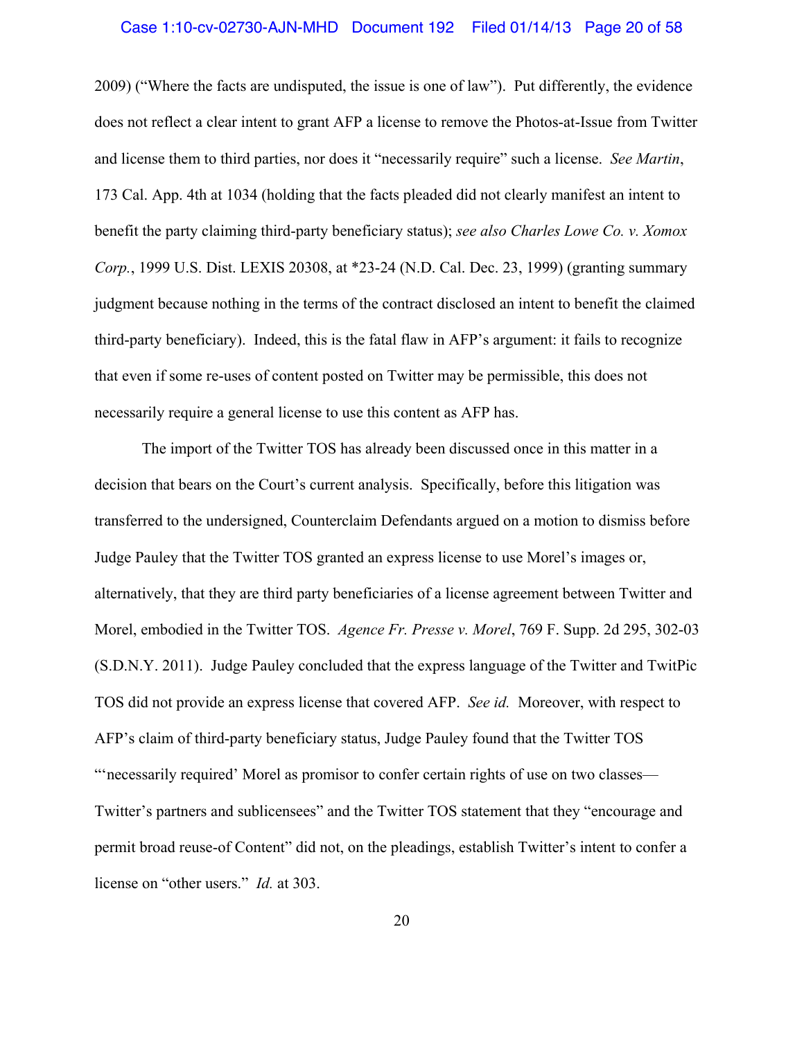2009) ("Where the facts are undisputed, the issue is one of law"). Put differently, the evidence does not reflect a clear intent to grant AFP a license to remove the Photos-at-Issue from Twitter and license them to third parties, nor does it "necessarily require" such a license. *See Martin*, 173 Cal. App. 4th at 1034 (holding that the facts pleaded did not clearly manifest an intent to benefit the party claiming third-party beneficiary status); *see also Charles Lowe Co. v. Xomox Corp.*, 1999 U.S. Dist. LEXIS 20308, at *23-24 (N.D. Cal. Dec. 23, 1999) (granting summary judgment because nothing in the terms of the contract disclosed an intent to benefit the claimed third-party beneficiary). Indeed, this is the fatal flaw in AFP's argument: it fails to recognize that even if some re-uses of content posted on Twitter may be permissible, this does not necessarily require a general license to use this content as AFP has.

The import of the Twitter TOS has already been discussed once in this matter in a decision that bears on the Court's current analysis. Specifically, before this litigation was transferred to the undersigned, Counterclaim Defendants argued on a motion to dismiss before Judge Pauley that the Twitter TOS granted an express license to use Morel's images or, alternatively, that they are third party beneficiaries of a license agreement between Twitter and Morel, embodied in the Twitter TOS. *Agence Fr. Presse v. Morel*, 769 F. Supp. 2d 295, 302-03 (S.D.N.Y. 2011). Judge Pauley concluded that the express language of the Twitter and TwitPic TOS did not provide an express license that covered AFP. *See id.* Moreover, with respect to AFP's claim of third-party beneficiary status, Judge Pauley found that the Twitter TOS "'necessarily required' Morel as promisor to confer certain rights of use on two classes—Twitter's partners and sublicensees" and the Twitter TOS statement that they "encourage and permit broad reuse-of Content" did not, on the pleadings, establish Twitter's intent to confer a license on "other users." *Id.* at 303.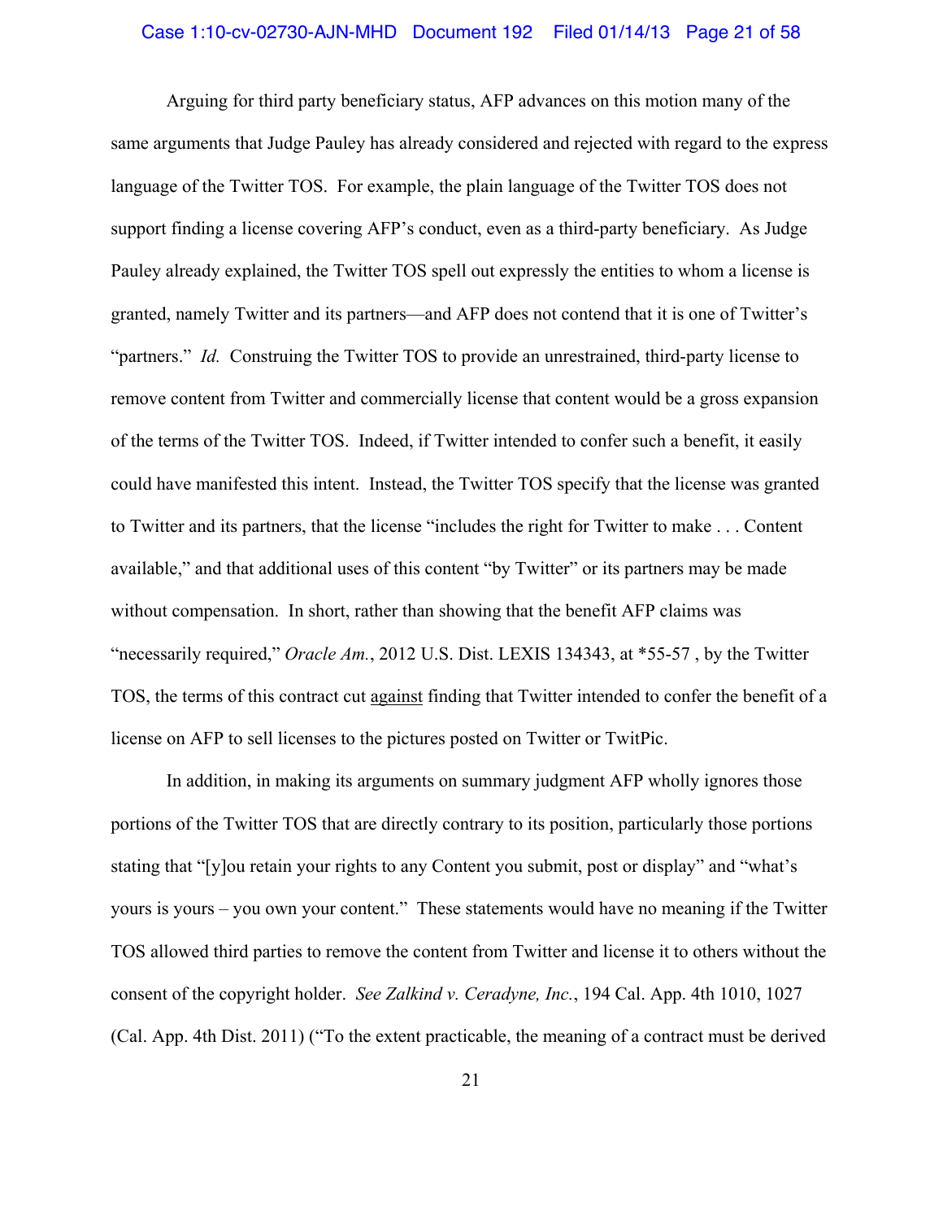Arguing for third party beneficiary status, AFP advances on this motion many of the same arguments that Judge Pauley has already considered and rejected with regard to the express language of the Twitter TOS. For example, the plain language of the Twitter TOS does not support finding a license covering AFP's conduct, even as a third-party beneficiary. As Judge Pauley already explained, the Twitter TOS spell out expressly the entities to whom a license is granted, namely Twitter and its partners—and AFP does not contend that it is one of Twitter's "partners." *Id.* Construing the Twitter TOS to provide an unrestrained, third-party license to remove content from Twitter and commercially license that content would be a gross expansion of the terms of the Twitter TOS. Indeed, if Twitter intended to confer such a benefit, it easily could have manifested this intent. Instead, the Twitter TOS specify that the license was granted to Twitter and its partners, that the license "includes the right for Twitter to make . . . Content available," and that additional uses of this content "by Twitter" or its partners may be made without compensation. In short, rather than showing that the benefit AFP claims was "necessarily required," *Oracle Am.*, 2012 U.S. Dist. LEXIS 134343, at *55-57 , by the Twitter TOS, the terms of this contract cut <u>against</u> finding that Twitter intended to confer the benefit of a license on AFP to sell licenses to the pictures posted on Twitter or TwitPic.

In addition, in making its arguments on summary judgment AFP wholly ignores those portions of the Twitter TOS that are directly contrary to its position, particularly those portions stating that "[y]ou retain your rights to any Content you submit, post or display" and "what's yours is yours – you own your content." These statements would have no meaning if the Twitter TOS allowed third parties to remove the content from Twitter and license it to others without the consent of the copyright holder. *See Zalkind v. Ceradyne, Inc.*, 194 Cal. App. 4th 1010, 1027 (Cal. App. 4th Dist. 2011) ("To the extent practicable, the meaning of a contract must be derived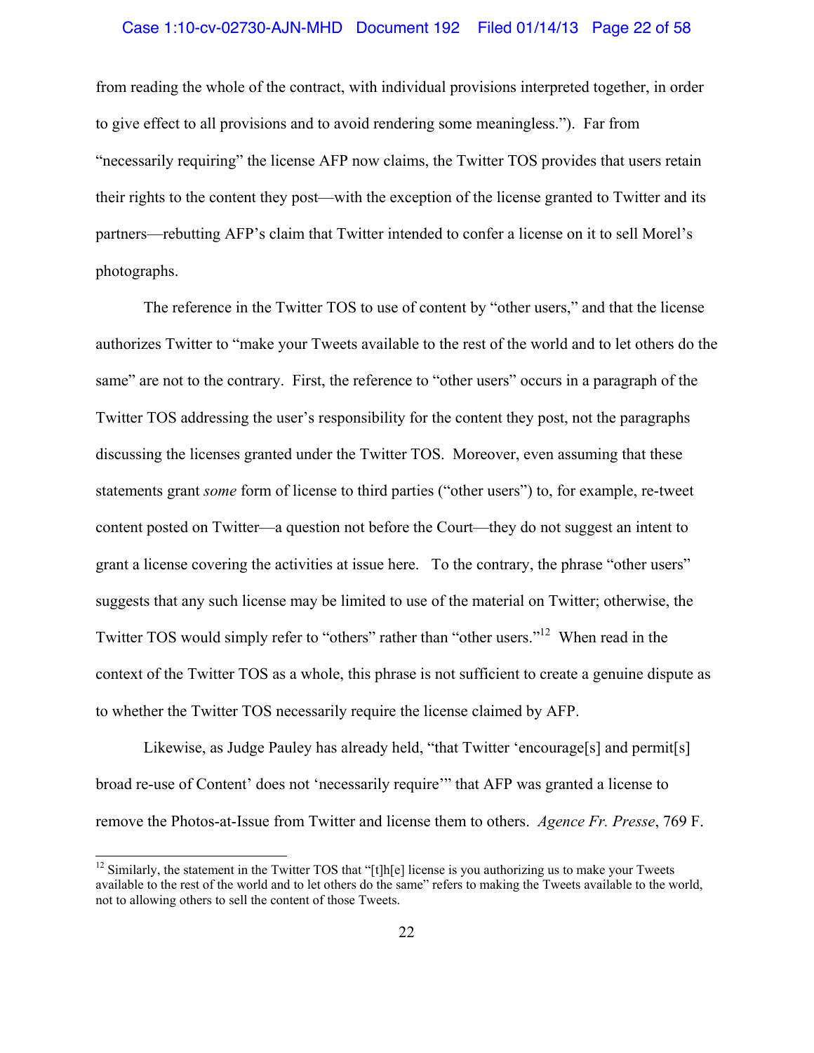from reading the whole of the contract, with individual provisions interpreted together, in order to give effect to all provisions and to avoid rendering some meaningless."). Far from "necessarily requiring" the license AFP now claims, the Twitter TOS provides that users retain their rights to the content they post—with the exception of the license granted to Twitter and its partners—rebutting AFP's claim that Twitter intended to confer a license on it to sell Morel's photographs.

The reference in the Twitter TOS to use of content by "other users," and that the license authorizes Twitter to "make your Tweets available to the rest of the world and to let others do the same" are not to the contrary. First, the reference to "other users" occurs in a paragraph of the Twitter TOS addressing the user's responsibility for the content they post, not the paragraphs discussing the licenses granted under the Twitter TOS. Moreover, even assuming that these statements grant *some* form of license to third parties ("other users") to, for example, re-tweet content posted on Twitter—a question not before the Court—they do not suggest an intent to grant a license covering the activities at issue here. To the contrary, the phrase "other users" suggests that any such license may be limited to use of the material on Twitter; otherwise, the Twitter TOS would simply refer to "others" rather than "other users."[12] When read in the context of the Twitter TOS as a whole, this phrase is not sufficient to create a genuine dispute as to whether the Twitter TOS necessarily require the license claimed by AFP.

Likewise, as Judge Pauley has already held, "that Twitter 'encourage[s] and permit[s] broad re-use of Content' does not 'necessarily require'" that AFP was granted a license to remove the Photos-at-Issue from Twitter and license them to others. *Agence Fr. Presse*, 769 F.

[12] Similarly, the statement in the Twitter TOS that "[t]h[e] license is you authorizing us to make your Tweets available to the rest of the world and to let others do the same" refers to making the Tweets available to the world, not to allowing others to sell the content of those Tweets.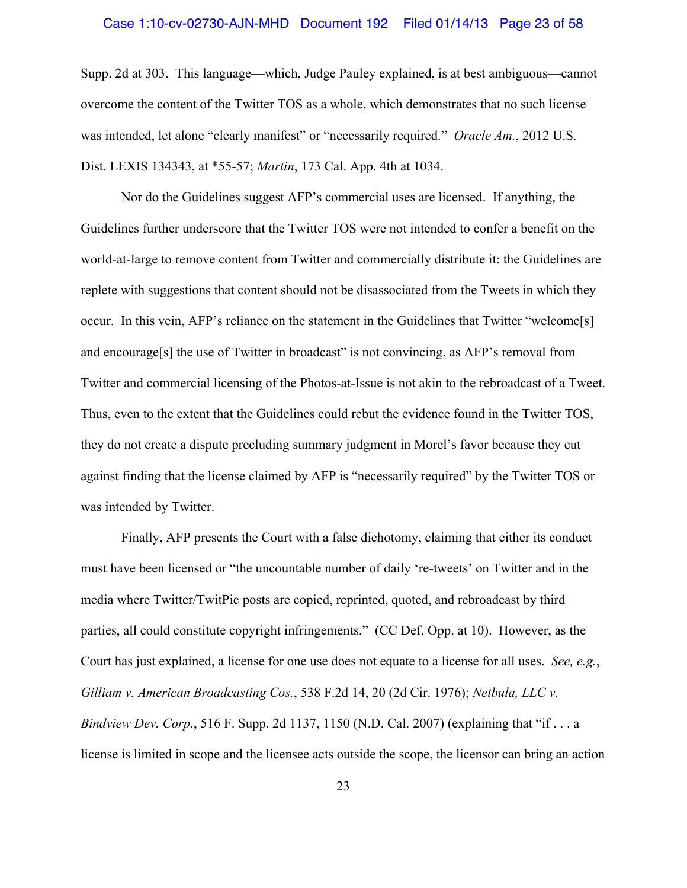Supp. 2d at 303. This language—which, Judge Pauley explained, is at best ambiguous—cannot overcome the content of the Twitter TOS as a whole, which demonstrates that no such license was intended, let alone "clearly manifest" or "necessarily required." *Oracle Am.*, 2012 U.S. Dist. LEXIS 134343, at *55-57; *Martin*, 173 Cal. App. 4th at 1034.

Nor do the Guidelines suggest AFP's commercial uses are licensed. If anything, the Guidelines further underscore that the Twitter TOS were not intended to confer a benefit on the world-at-large to remove content from Twitter and commercially distribute it: the Guidelines are replete with suggestions that content should not be disassociated from the Tweets in which they occur. In this vein, AFP's reliance on the statement in the Guidelines that Twitter "welcome[s] and encourage[s] the use of Twitter in broadcast" is not convincing, as AFP's removal from Twitter and commercial licensing of the Photos-at-Issue is not akin to the rebroadcast of a Tweet. Thus, even to the extent that the Guidelines could rebut the evidence found in the Twitter TOS, they do not create a dispute precluding summary judgment in Morel's favor because they cut against finding that the license claimed by AFP is "necessarily required" by the Twitter TOS or was intended by Twitter.

Finally, AFP presents the Court with a false dichotomy, claiming that either its conduct must have been licensed or "the uncountable number of daily 're-tweets' on Twitter and in the media where Twitter/TwitPic posts are copied, reprinted, quoted, and rebroadcast by third parties, all could constitute copyright infringements." (CC Def. Opp. at 10). However, as the Court has just explained, a license for one use does not equate to a license for all uses. *See, e.g.*, *Gilliam v. American Broadcasting Cos.*, 538 F.2d 14, 20 (2d Cir. 1976); *Netbula, LLC v. Bindview Dev. Corp.*, 516 F. Supp. 2d 1137, 1150 (N.D. Cal. 2007) (explaining that "if . . . a license is limited in scope and the licensee acts outside the scope, the licensor can bring an action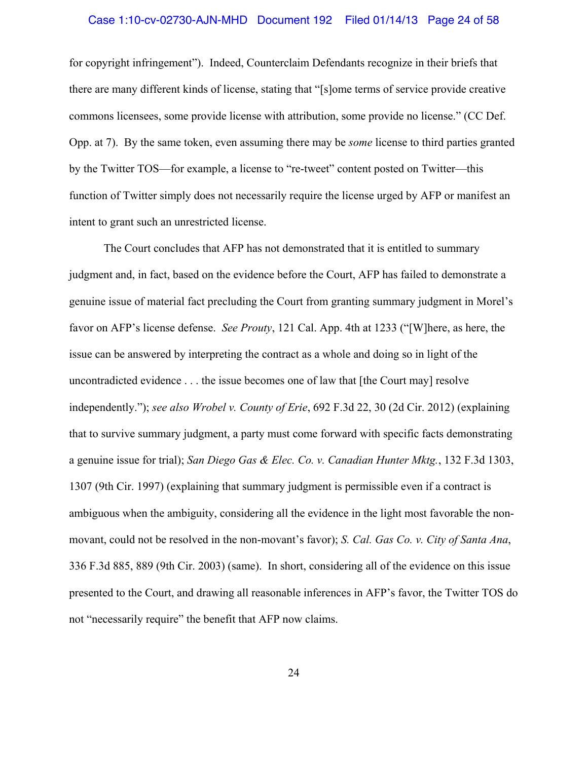for copyright infringement"). Indeed, Counterclaim Defendants recognize in their briefs that there are many different kinds of license, stating that "[s]ome terms of service provide creative commons licensees, some provide license with attribution, some provide no license." (CC Def. Opp. at 7). By the same token, even assuming there may be *some* license to third parties granted by the Twitter TOS—for example, a license to "re-tweet" content posted on Twitter—this function of Twitter simply does not necessarily require the license urged by AFP or manifest an intent to grant such an unrestricted license.

The Court concludes that AFP has not demonstrated that it is entitled to summary judgment and, in fact, based on the evidence before the Court, AFP has failed to demonstrate a genuine issue of material fact precluding the Court from granting summary judgment in Morel's favor on AFP's license defense. *See Prouty*, 121 Cal. App. 4th at 1233 ("[W]here, as here, the issue can be answered by interpreting the contract as a whole and doing so in light of the uncontradicted evidence . . . the issue becomes one of law that [the Court may] resolve independently."); *see also Wrobel v. County of Erie*, 692 F.3d 22, 30 (2d Cir. 2012) (explaining that to survive summary judgment, a party must come forward with specific facts demonstrating a genuine issue for trial); *San Diego Gas & Elec. Co. v. Canadian Hunter Mktg.*, 132 F.3d 1303, 1307 (9th Cir. 1997) (explaining that summary judgment is permissible even if a contract is ambiguous when the ambiguity, considering all the evidence in the light most favorable the non-movant, could not be resolved in the non-movant's favor); *S. Cal. Gas Co. v. City of Santa Ana*, 336 F.3d 885, 889 (9th Cir. 2003) (same). In short, considering all of the evidence on this issue presented to the Court, and drawing all reasonable inferences in AFP's favor, the Twitter TOS do not "necessarily require" the benefit that AFP now claims.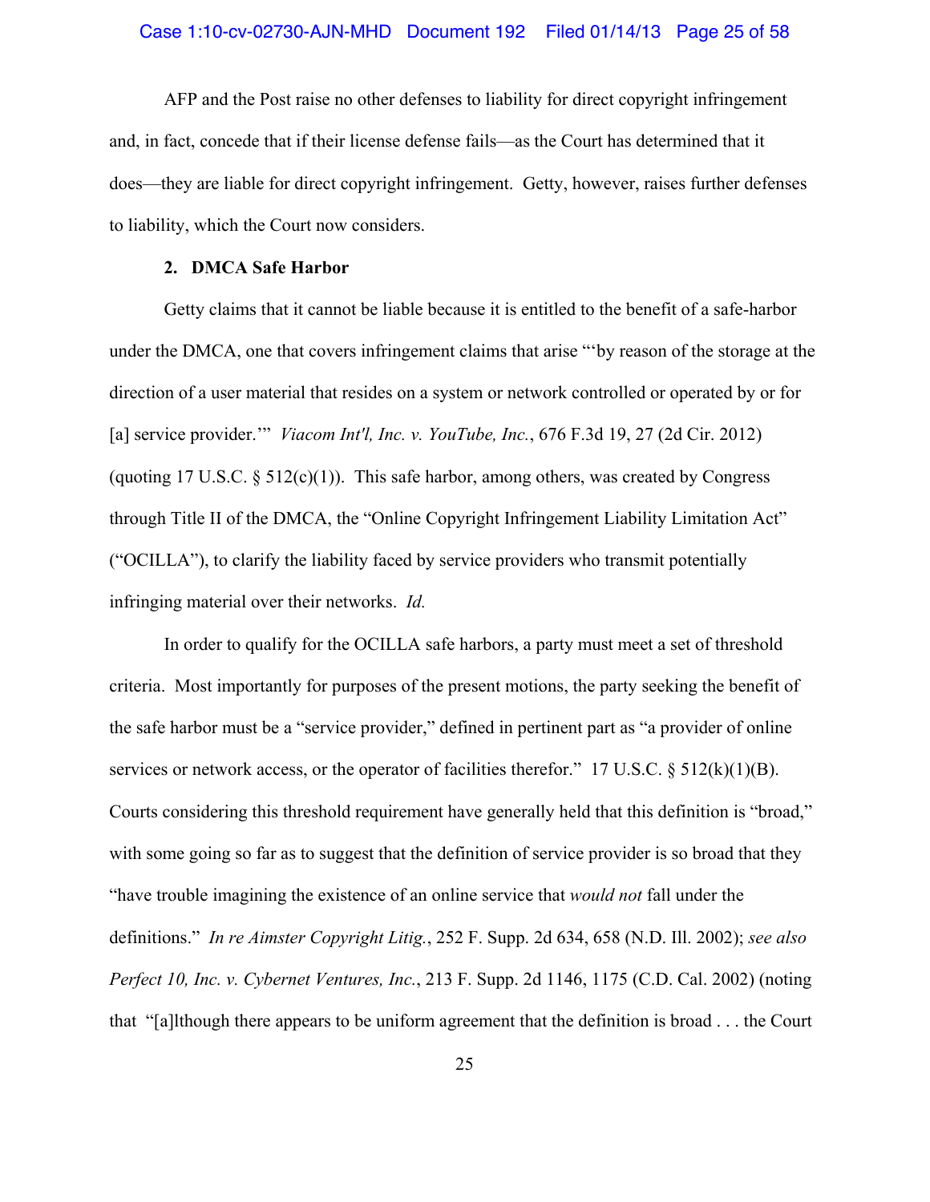AFP and the Post raise no other defenses to liability for direct copyright infringement and, in fact, concede that if their license defense fails—as the Court has determined that it does—they are liable for direct copyright infringement. Getty, however, raises further defenses to liability, which the Court now considers.

**2. DMCA Safe Harbor**

Getty claims that it cannot be liable because it is entitled to the benefit of a safe-harbor under the DMCA, one that covers infringement claims that arise "'by reason of the storage at the direction of a user material that resides on a system or network controlled or operated by or for [a] service provider.'" *Viacom Int'l, Inc. v. YouTube, Inc.*, 676 F.3d 19, 27 (2d Cir. 2012) (quoting 17 U.S.C. § 512(c)(1)). This safe harbor, among others, was created by Congress through Title II of the DMCA, the "Online Copyright Infringement Liability Limitation Act" ("OCILLA"), to clarify the liability faced by service providers who transmit potentially infringing material over their networks. *Id.*

In order to qualify for the OCILLA safe harbors, a party must meet a set of threshold criteria. Most importantly for purposes of the present motions, the party seeking the benefit of the safe harbor must be a "service provider," defined in pertinent part as "a provider of online services or network access, or the operator of facilities therefor." 17 U.S.C. § 512(k)(1)(B). Courts considering this threshold requirement have generally held that this definition is "broad," with some going so far as to suggest that the definition of service provider is so broad that they "have trouble imagining the existence of an online service that *would not* fall under the definitions." *In re Aimster Copyright Litig.*, 252 F. Supp. 2d 634, 658 (N.D. Ill. 2002); *see also Perfect 10, Inc. v. Cybernet Ventures, Inc.*, 213 F. Supp. 2d 1146, 1175 (C.D. Cal. 2002) (noting that "[a]lthough there appears to be uniform agreement that the definition is broad . . . the Court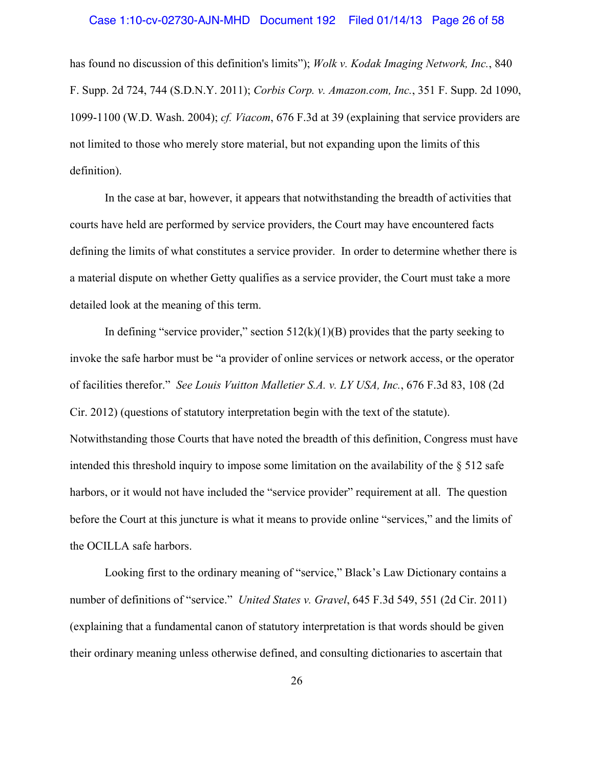has found no discussion of this definition's limits"); *Wolk v. Kodak Imaging Network, Inc.*, 840 F. Supp. 2d 724, 744 (S.D.N.Y. 2011); *Corbis Corp. v. Amazon.com, Inc.*, 351 F. Supp. 2d 1090, 1099-1100 (W.D. Wash. 2004); *cf. Viacom*, 676 F.3d at 39 (explaining that service providers are not limited to those who merely store material, but not expanding upon the limits of this definition).

In the case at bar, however, it appears that notwithstanding the breadth of activities that courts have held are performed by service providers, the Court may have encountered facts defining the limits of what constitutes a service provider. In order to determine whether there is a material dispute on whether Getty qualifies as a service provider, the Court must take a more detailed look at the meaning of this term.

In defining "service provider," section 512(k)(1)(B) provides that the party seeking to invoke the safe harbor must be "a provider of online services or network access, or the operator of facilities therefor." *See Louis Vuitton Malletier S.A. v. LY USA, Inc.*, 676 F.3d 83, 108 (2d Cir. 2012) (questions of statutory interpretation begin with the text of the statute). Notwithstanding those Courts that have noted the breadth of this definition, Congress must have intended this threshold inquiry to impose some limitation on the availability of the § 512 safe harbors, or it would not have included the "service provider" requirement at all. The question before the Court at this juncture is what it means to provide online "services," and the limits of the OCILLA safe harbors.

Looking first to the ordinary meaning of "service," Black's Law Dictionary contains a number of definitions of "service." *United States v. Gravel*, 645 F.3d 549, 551 (2d Cir. 2011) (explaining that a fundamental canon of statutory interpretation is that words should be given their ordinary meaning unless otherwise defined, and consulting dictionaries to ascertain that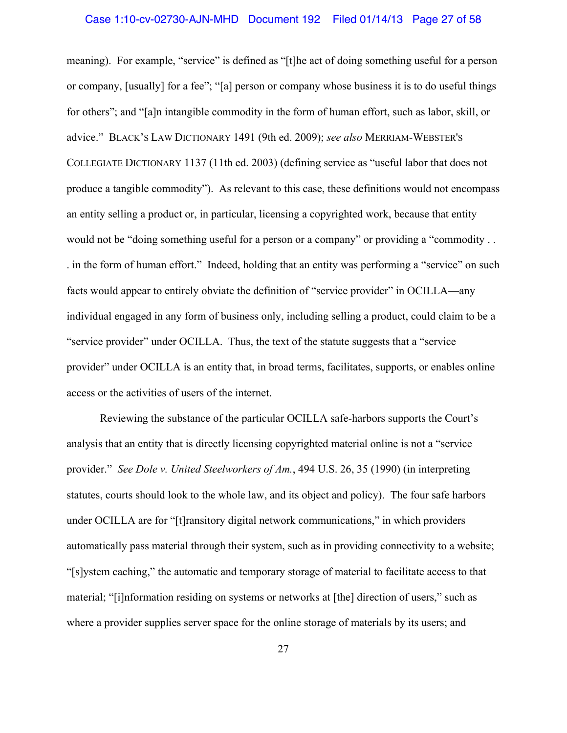meaning). For example, "service" is defined as "[t]he act of doing something useful for a person or company, [usually] for a fee"; "[a] person or company whose business it is to do useful things for others"; and "[a]n intangible commodity in the form of human effort, such as labor, skill, or advice." BLACK'S LAW DICTIONARY 1491 (9th ed. 2009); *see also* MERRIAM-WEBSTER'S COLLEGIATE DICTIONARY 1137 (11th ed. 2003) (defining service as "useful labor that does not produce a tangible commodity"). As relevant to this case, these definitions would not encompass an entity selling a product or, in particular, licensing a copyrighted work, because that entity would not be "doing something useful for a person or a company" or providing a "commodity . . . in the form of human effort." Indeed, holding that an entity was performing a "service" on such facts would appear to entirely obviate the definition of "service provider" in OCILLA—any individual engaged in any form of business only, including selling a product, could claim to be a "service provider" under OCILLA. Thus, the text of the statute suggests that a "service provider" under OCILLA is an entity that, in broad terms, facilitates, supports, or enables online access or the activities of users of the internet.

Reviewing the substance of the particular OCILLA safe-harbors supports the Court's analysis that an entity that is directly licensing copyrighted material online is not a "service provider." *See Dole v. United Steelworkers of Am.*, 494 U.S. 26, 35 (1990) (in interpreting statutes, courts should look to the whole law, and its object and policy). The four safe harbors under OCILLA are for "[t]ransitory digital network communications," in which providers automatically pass material through their system, such as in providing connectivity to a website; "[s]ystem caching," the automatic and temporary storage of material to facilitate access to that material; "[i]nformation residing on systems or networks at [the] direction of users," such as where a provider supplies server space for the online storage of materials by its users; and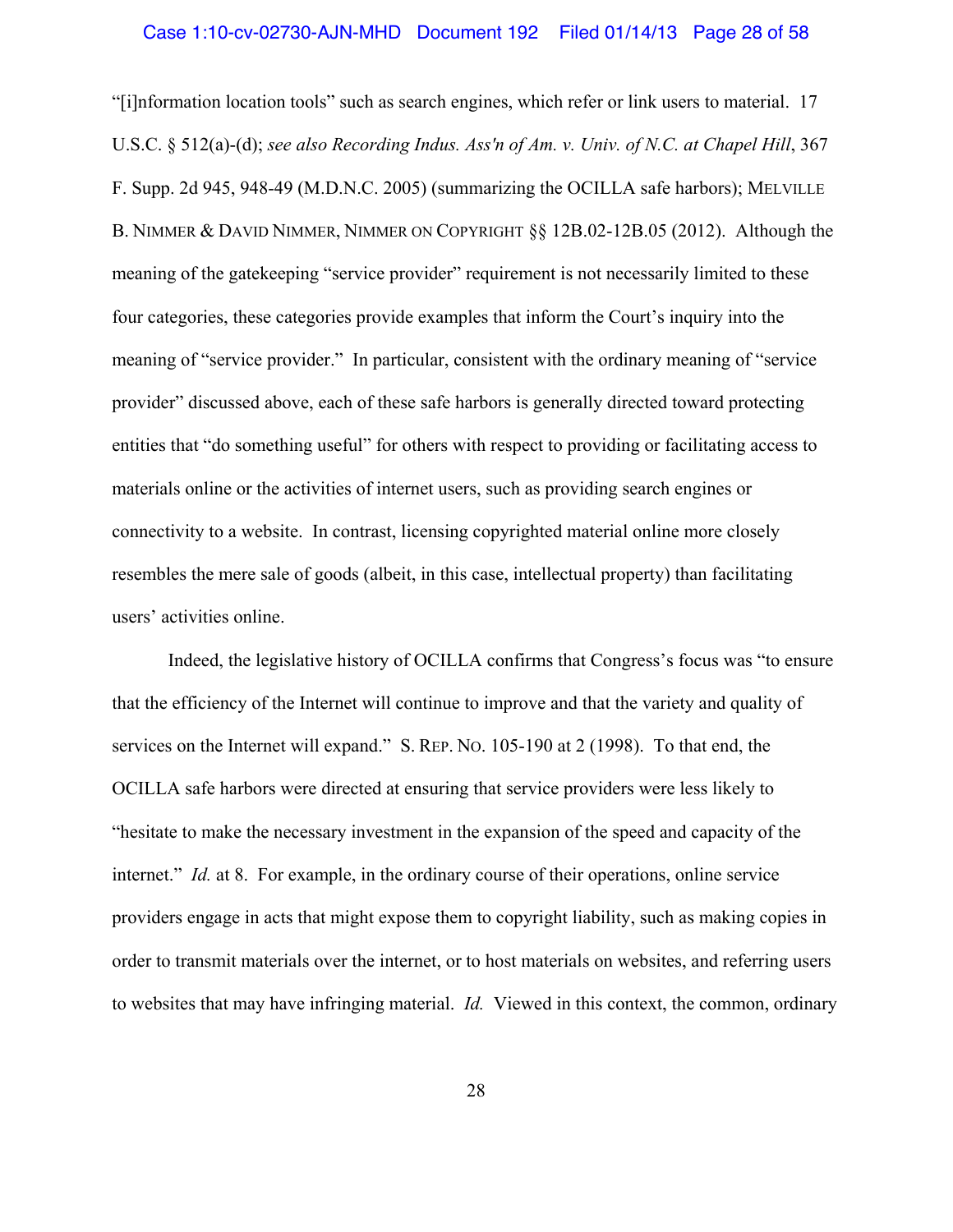"[i]nformation location tools" such as search engines, which refer or link users to material. 17 U.S.C. § 512(a)-(d); *see also Recording Indus. Ass'n of Am. v. Univ. of N.C. at Chapel Hill*, 367 F. Supp. 2d 945, 948-49 (M.D.N.C. 2005) (summarizing the OCILLA safe harbors); MELVILLE B. NIMMER & DAVID NIMMER, NIMMER ON COPYRIGHT §§ 12B.02-12B.05 (2012). Although the meaning of the gatekeeping "service provider" requirement is not necessarily limited to these four categories, these categories provide examples that inform the Court's inquiry into the meaning of "service provider." In particular, consistent with the ordinary meaning of "service provider" discussed above, each of these safe harbors is generally directed toward protecting entities that "do something useful" for others with respect to providing or facilitating access to materials online or the activities of internet users, such as providing search engines or connectivity to a website. In contrast, licensing copyrighted material online more closely resembles the mere sale of goods (albeit, in this case, intellectual property) than facilitating users' activities online.

Indeed, the legislative history of OCILLA confirms that Congress's focus was "to ensure that the efficiency of the Internet will continue to improve and that the variety and quality of services on the Internet will expand." S. REP. NO. 105-190 at 2 (1998). To that end, the OCILLA safe harbors were directed at ensuring that service providers were less likely to "hesitate to make the necessary investment in the expansion of the speed and capacity of the internet." *Id.* at 8. For example, in the ordinary course of their operations, online service providers engage in acts that might expose them to copyright liability, such as making copies in order to transmit materials over the internet, or to host materials on websites, and referring users to websites that may have infringing material. *Id.* Viewed in this context, the common, ordinary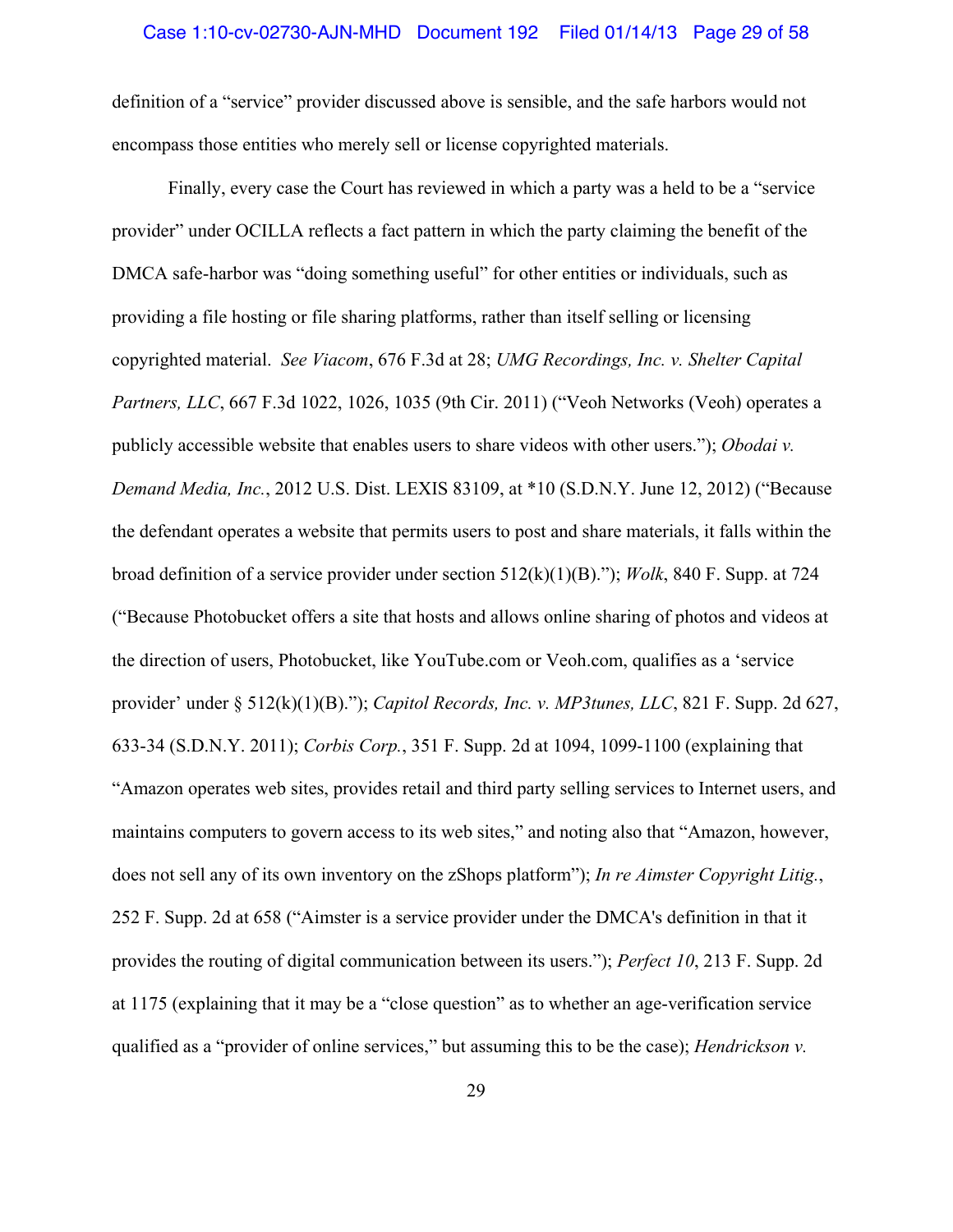definition of a "service" provider discussed above is sensible, and the safe harbors would not encompass those entities who merely sell or license copyrighted materials.

Finally, every case the Court has reviewed in which a party was a held to be a "service provider" under OCILLA reflects a fact pattern in which the party claiming the benefit of the DMCA safe-harbor was "doing something useful" for other entities or individuals, such as providing a file hosting or file sharing platforms, rather than itself selling or licensing copyrighted material. *See Viacom*, 676 F.3d at 28; *UMG Recordings, Inc. v. Shelter Capital Partners, LLC*, 667 F.3d 1022, 1026, 1035 (9th Cir. 2011) ("Veoh Networks (Veoh) operates a publicly accessible website that enables users to share videos with other users."); *Obodai v. Demand Media, Inc.*, 2012 U.S. Dist. LEXIS 83109, at *10 (S.D.N.Y. June 12, 2012) ("Because the defendant operates a website that permits users to post and share materials, it falls within the broad definition of a service provider under section 512(k)(1)(B)."); *Wolk*, 840 F. Supp. at 724 ("Because Photobucket offers a site that hosts and allows online sharing of photos and videos at the direction of users, Photobucket, like YouTube.com or Veoh.com, qualifies as a 'service provider' under § 512(k)(1)(B)."); *Capitol Records, Inc. v. MP3tunes, LLC*, 821 F. Supp. 2d 627, 633-34 (S.D.N.Y. 2011); *Corbis Corp.*, 351 F. Supp. 2d at 1094, 1099-1100 (explaining that "Amazon operates web sites, provides retail and third party selling services to Internet users, and maintains computers to govern access to its web sites," and noting also that "Amazon, however, does not sell any of its own inventory on the zShops platform"); *In re Aimster Copyright Litig.*, 252 F. Supp. 2d at 658 ("Aimster is a service provider under the DMCA's definition in that it provides the routing of digital communication between its users."); *Perfect 10*, 213 F. Supp. 2d at 1175 (explaining that it may be a "close question" as to whether an age-verification service qualified as a "provider of online services," but assuming this to be the case); *Hendrickson v.*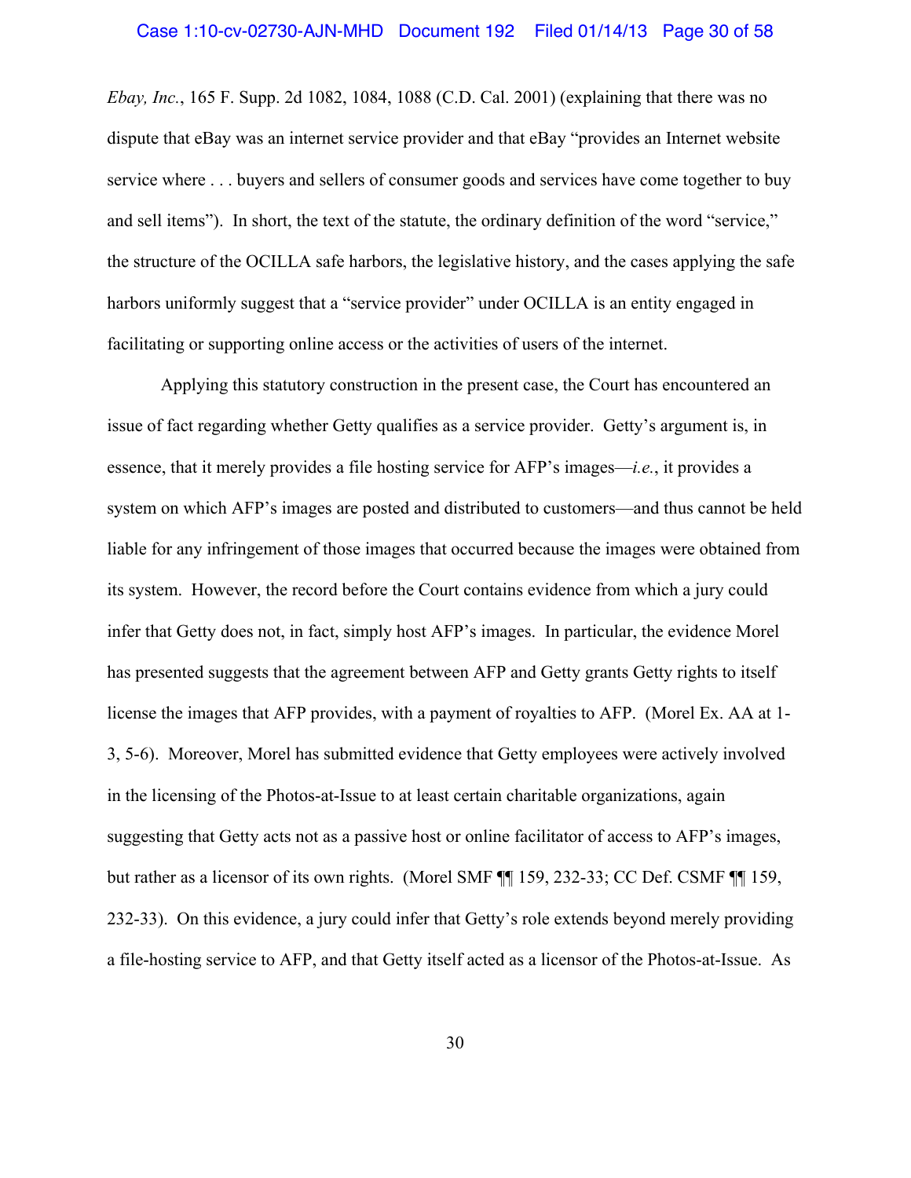*Ebay, Inc.*, 165 F. Supp. 2d 1082, 1084, 1088 (C.D. Cal. 2001) (explaining that there was no dispute that eBay was an internet service provider and that eBay "provides an Internet website service where . . . buyers and sellers of consumer goods and services have come together to buy and sell items"). In short, the text of the statute, the ordinary definition of the word "service," the structure of the OCILLA safe harbors, the legislative history, and the cases applying the safe harbors uniformly suggest that a "service provider" under OCILLA is an entity engaged in facilitating or supporting online access or the activities of users of the internet.

Applying this statutory construction in the present case, the Court has encountered an issue of fact regarding whether Getty qualifies as a service provider. Getty's argument is, in essence, that it merely provides a file hosting service for AFP's images—*i.e.*, it provides a system on which AFP's images are posted and distributed to customers—and thus cannot be held liable for any infringement of those images that occurred because the images were obtained from its system. However, the record before the Court contains evidence from which a jury could infer that Getty does not, in fact, simply host AFP's images. In particular, the evidence Morel has presented suggests that the agreement between AFP and Getty grants Getty rights to itself license the images that AFP provides, with a payment of royalties to AFP. (Morel Ex. AA at 1-3, 5-6). Moreover, Morel has submitted evidence that Getty employees were actively involved in the licensing of the Photos-at-Issue to at least certain charitable organizations, again suggesting that Getty acts not as a passive host or online facilitator of access to AFP's images, but rather as a licensor of its own rights. (Morel SMF ¶¶ 159, 232-33; CC Def. CSMF ¶¶ 159, 232-33). On this evidence, a jury could infer that Getty's role extends beyond merely providing a file-hosting service to AFP, and that Getty itself acted as a licensor of the Photos-at-Issue. As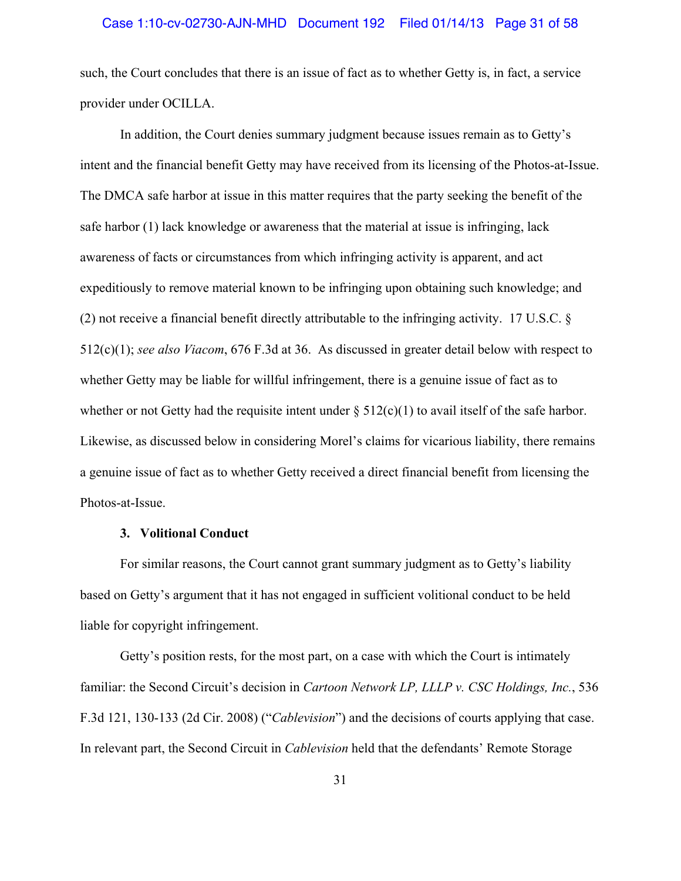such, the Court concludes that there is an issue of fact as to whether Getty is, in fact, a service provider under OCILLA.

In addition, the Court denies summary judgment because issues remain as to Getty's intent and the financial benefit Getty may have received from its licensing of the Photos-at-Issue. The DMCA safe harbor at issue in this matter requires that the party seeking the benefit of the safe harbor (1) lack knowledge or awareness that the material at issue is infringing, lack awareness of facts or circumstances from which infringing activity is apparent, and act expeditiously to remove material known to be infringing upon obtaining such knowledge; and (2) not receive a financial benefit directly attributable to the infringing activity. 17 U.S.C. § 512(c)(1); *see also Viacom*, 676 F.3d at 36. As discussed in greater detail below with respect to whether Getty may be liable for willful infringement, there is a genuine issue of fact as to whether or not Getty had the requisite intent under § 512(c)(1) to avail itself of the safe harbor. Likewise, as discussed below in considering Morel's claims for vicarious liability, there remains a genuine issue of fact as to whether Getty received a direct financial benefit from licensing the Photos-at-Issue.

### 3. Volitional Conduct

For similar reasons, the Court cannot grant summary judgment as to Getty's liability based on Getty's argument that it has not engaged in sufficient volitional conduct to be held liable for copyright infringement.

Getty's position rests, for the most part, on a case with which the Court is intimately familiar: the Second Circuit's decision in *Cartoon Network LP, LLLP v. CSC Holdings, Inc.*, 536 F.3d 121, 130-133 (2d Cir. 2008) ("*Cablevision*") and the decisions of courts applying that case. In relevant part, the Second Circuit in *Cablevision* held that the defendants' Remote Storage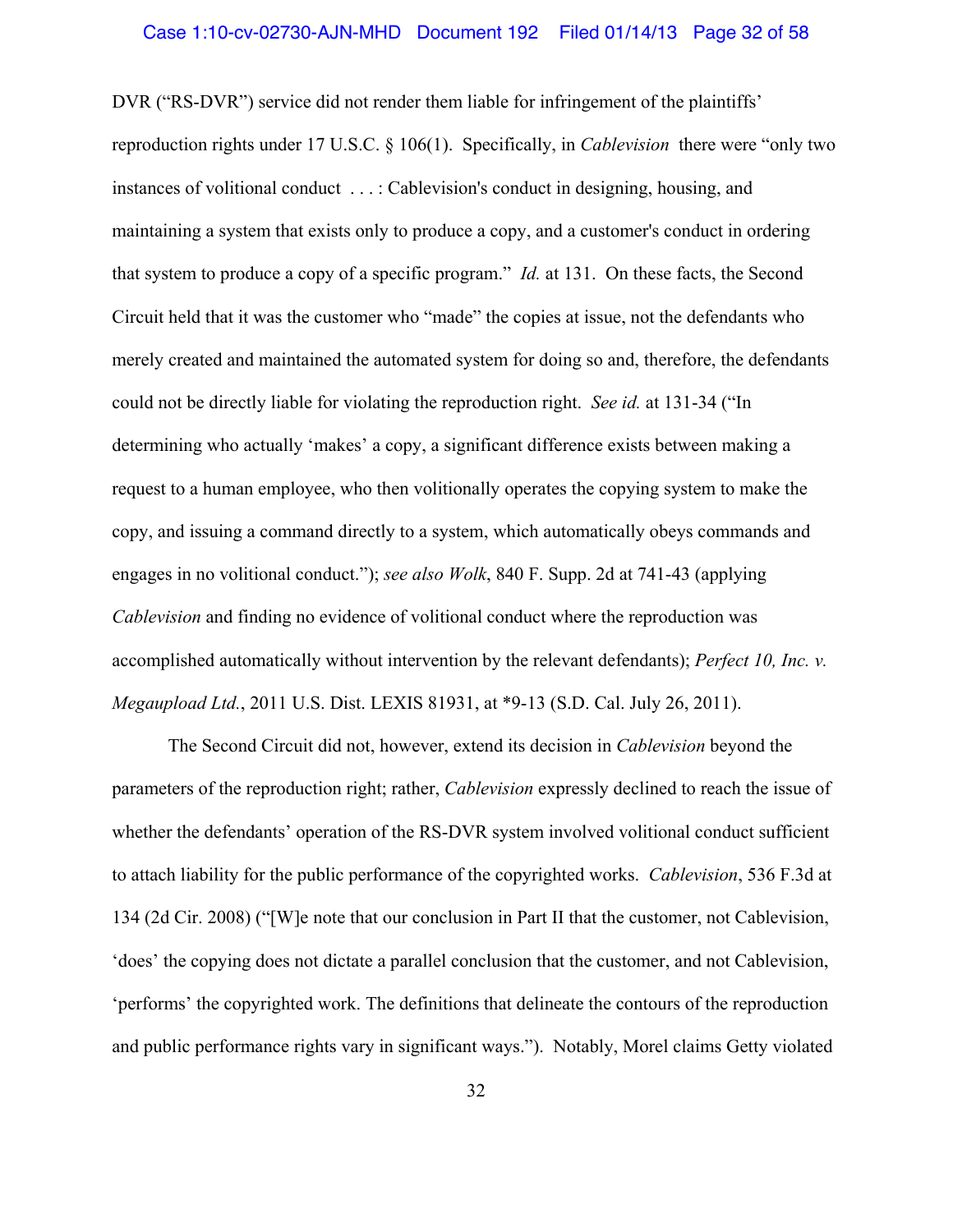DVR ("RS-DVR") service did not render them liable for infringement of the plaintiffs' reproduction rights under 17 U.S.C. § 106(1). Specifically, in *Cablevision* there were "only two instances of volitional conduct . . . : Cablevision's conduct in designing, housing, and maintaining a system that exists only to produce a copy, and a customer's conduct in ordering that system to produce a copy of a specific program." *Id.* at 131. On these facts, the Second Circuit held that it was the customer who "made" the copies at issue, not the defendants who merely created and maintained the automated system for doing so and, therefore, the defendants could not be directly liable for violating the reproduction right. *See id.* at 131-34 ("In determining who actually 'makes' a copy, a significant difference exists between making a request to a human employee, who then volitionally operates the copying system to make the copy, and issuing a command directly to a system, which automatically obeys commands and engages in no volitional conduct."); *see also Wolk*, 840 F. Supp. 2d at 741-43 (applying *Cablevision* and finding no evidence of volitional conduct where the reproduction was accomplished automatically without intervention by the relevant defendants); *Perfect 10, Inc. v. Megaupload Ltd.*, 2011 U.S. Dist. LEXIS 81931, at *9-13 (S.D. Cal. July 26, 2011).

The Second Circuit did not, however, extend its decision in *Cablevision* beyond the parameters of the reproduction right; rather, *Cablevision* expressly declined to reach the issue of whether the defendants' operation of the RS-DVR system involved volitional conduct sufficient to attach liability for the public performance of the copyrighted works. *Cablevision*, 536 F.3d at 134 (2d Cir. 2008) ("[W]e note that our conclusion in Part II that the customer, not Cablevision, 'does' the copying does not dictate a parallel conclusion that the customer, and not Cablevision, 'performs' the copyrighted work. The definitions that delineate the contours of the reproduction and public performance rights vary in significant ways."). Notably, Morel claims Getty violated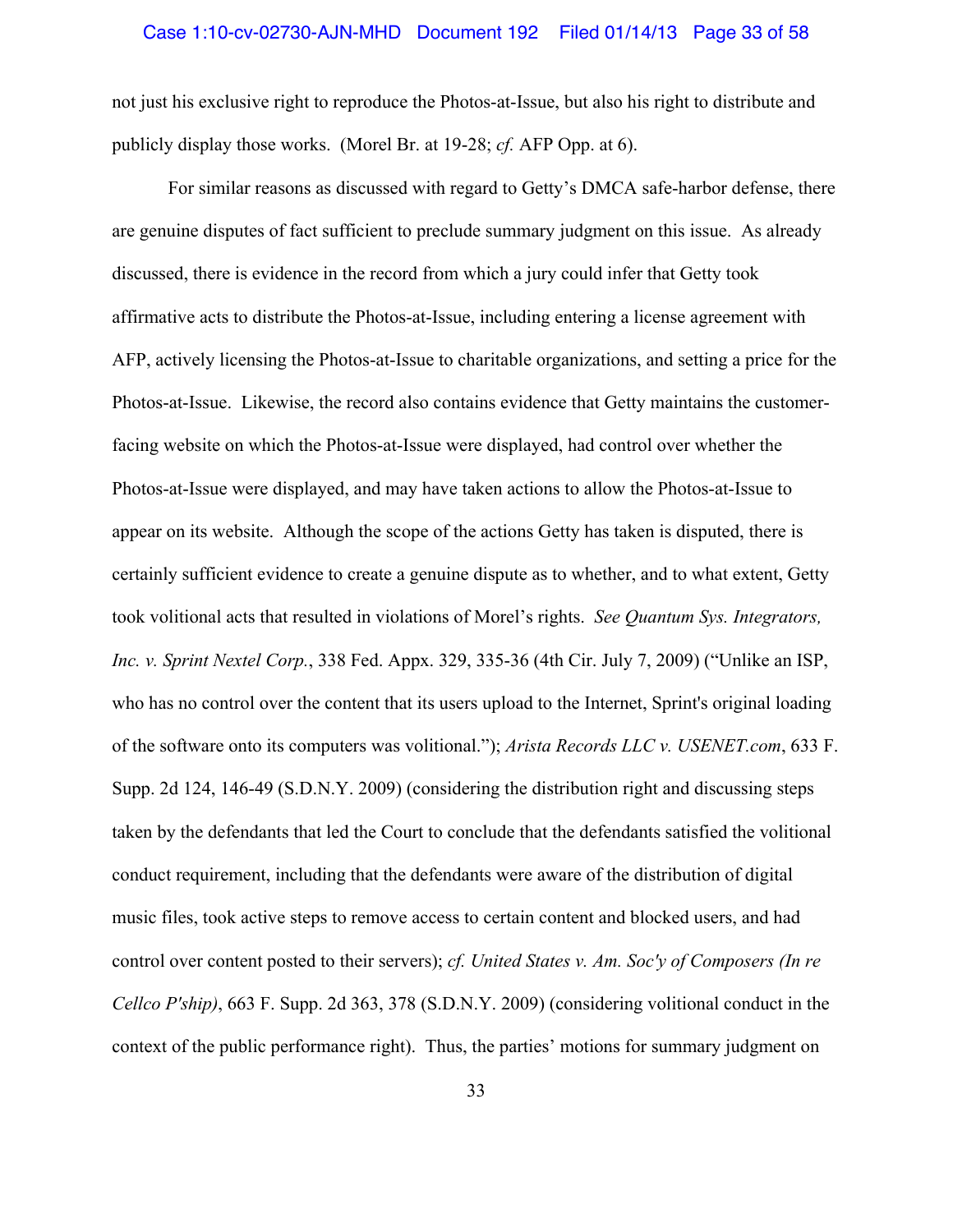not just his exclusive right to reproduce the Photos-at-Issue, but also his right to distribute and publicly display those works. (Morel Br. at 19-28; *cf.* AFP Opp. at 6).

For similar reasons as discussed with regard to Getty's DMCA safe-harbor defense, there are genuine disputes of fact sufficient to preclude summary judgment on this issue. As already discussed, there is evidence in the record from which a jury could infer that Getty took affirmative acts to distribute the Photos-at-Issue, including entering a license agreement with AFP, actively licensing the Photos-at-Issue to charitable organizations, and setting a price for the Photos-at-Issue. Likewise, the record also contains evidence that Getty maintains the customer-facing website on which the Photos-at-Issue were displayed, had control over whether the Photos-at-Issue were displayed, and may have taken actions to allow the Photos-at-Issue to appear on its website. Although the scope of the actions Getty has taken is disputed, there is certainly sufficient evidence to create a genuine dispute as to whether, and to what extent, Getty took volitional acts that resulted in violations of Morel's rights. *See Quantum Sys. Integrators, Inc. v. Sprint Nextel Corp.*, 338 Fed. Appx. 329, 335-36 (4th Cir. July 7, 2009) ("Unlike an ISP, who has no control over the content that its users upload to the Internet, Sprint's original loading of the software onto its computers was volitional."); *Arista Records LLC v. USENET.com*, 633 F. Supp. 2d 124, 146-49 (S.D.N.Y. 2009) (considering the distribution right and discussing steps taken by the defendants that led the Court to conclude that the defendants satisfied the volitional conduct requirement, including that the defendants were aware of the distribution of digital music files, took active steps to remove access to certain content and blocked users, and had control over content posted to their servers); *cf. United States v. Am. Soc'y of Composers (In re Cellco P'ship)*, 663 F. Supp. 2d 363, 378 (S.D.N.Y. 2009) (considering volitional conduct in the context of the public performance right). Thus, the parties' motions for summary judgment on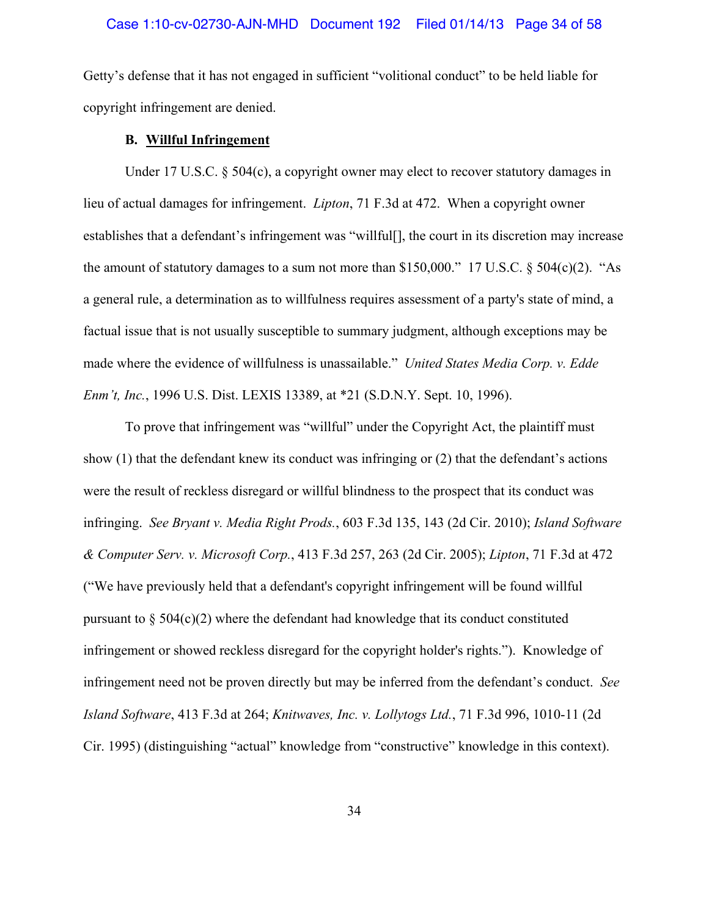Getty's defense that it has not engaged in sufficient "volitional conduct" to be held liable for copyright infringement are denied.

**B. Willful Infringement**

Under 17 U.S.C. § 504(c), a copyright owner may elect to recover statutory damages in lieu of actual damages for infringement. *Lipton*, 71 F.3d at 472. When a copyright owner establishes that a defendant's infringement was "willful[], the court in its discretion may increase the amount of statutory damages to a sum not more than $150,000." 17 U.S.C. § 504(c)(2). "As a general rule, a determination as to willfulness requires assessment of a party's state of mind, a factual issue that is not usually susceptible to summary judgment, although exceptions may be made where the evidence of willfulness is unassailable." *United States Media Corp. v. Edde Enm't, Inc.*, 1996 U.S. Dist. LEXIS 13389, at *21 (S.D.N.Y. Sept. 10, 1996).

To prove that infringement was "willful" under the Copyright Act, the plaintiff must show (1) that the defendant knew its conduct was infringing or (2) that the defendant's actions were the result of reckless disregard or willful blindness to the prospect that its conduct was infringing. *See Bryant v. Media Right Prods.*, 603 F.3d 135, 143 (2d Cir. 2010); *Island Software & Computer Serv. v. Microsoft Corp.*, 413 F.3d 257, 263 (2d Cir. 2005); *Lipton*, 71 F.3d at 472 ("We have previously held that a defendant's copyright infringement will be found willful pursuant to § 504(c)(2) where the defendant had knowledge that its conduct constituted infringement or showed reckless disregard for the copyright holder's rights."). Knowledge of infringement need not be proven directly but may be inferred from the defendant's conduct. *See Island Software*, 413 F.3d at 264; *Knitwaves, Inc. v. Lollytogs Ltd.*, 71 F.3d 996, 1010-11 (2d Cir. 1995) (distinguishing "actual" knowledge from "constructive" knowledge in this context).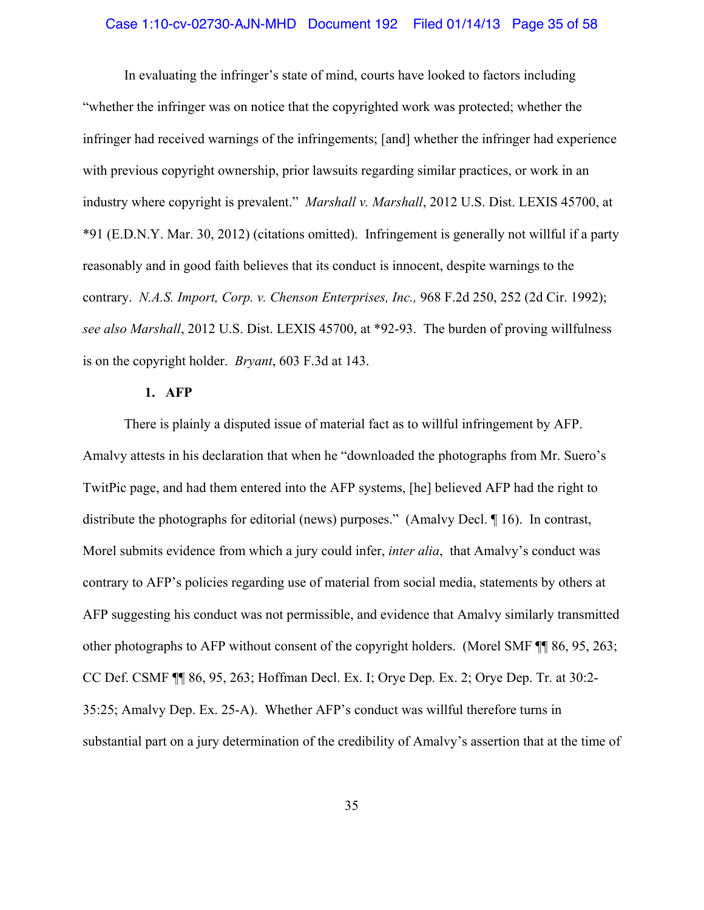In evaluating the infringer's state of mind, courts have looked to factors including "whether the infringer was on notice that the copyrighted work was protected; whether the infringer had received warnings of the infringements; [and] whether the infringer had experience with previous copyright ownership, prior lawsuits regarding similar practices, or work in an industry where copyright is prevalent." *Marshall v. Marshall*, 2012 U.S. Dist. LEXIS 45700, at *91 (E.D.N.Y. Mar. 30, 2012) (citations omitted). Infringement is generally not willful if a party reasonably and in good faith believes that its conduct is innocent, despite warnings to the contrary. *N.A.S. Import, Corp. v. Chenson Enterprises, Inc.,* 968 F.2d 250, 252 (2d Cir. 1992); *see also Marshall*, 2012 U.S. Dist. LEXIS 45700, at *92-93. The burden of proving willfulness is on the copyright holder. *Bryant*, 603 F.3d at 143.

**1. AFP**

There is plainly a disputed issue of material fact as to willful infringement by AFP. Amalvy attests in his declaration that when he "downloaded the photographs from Mr. Suero's TwitPic page, and had them entered into the AFP systems, [he] believed AFP had the right to distribute the photographs for editorial (news) purposes." (Amalvy Decl. ¶ 16). In contrast, Morel submits evidence from which a jury could infer, *inter alia*, that Amalvy's conduct was contrary to AFP's policies regarding use of material from social media, statements by others at AFP suggesting his conduct was not permissible, and evidence that Amalvy similarly transmitted other photographs to AFP without consent of the copyright holders. (Morel SMF ¶¶ 86, 95, 263; CC Def. CSMF ¶¶ 86, 95, 263; Hoffman Decl. Ex. I; Orye Dep. Ex. 2; Orye Dep. Tr. at 30:2-35:25; Amalvy Dep. Ex. 25-A). Whether AFP's conduct was willful therefore turns in substantial part on a jury determination of the credibility of Amalvy's assertion that at the time of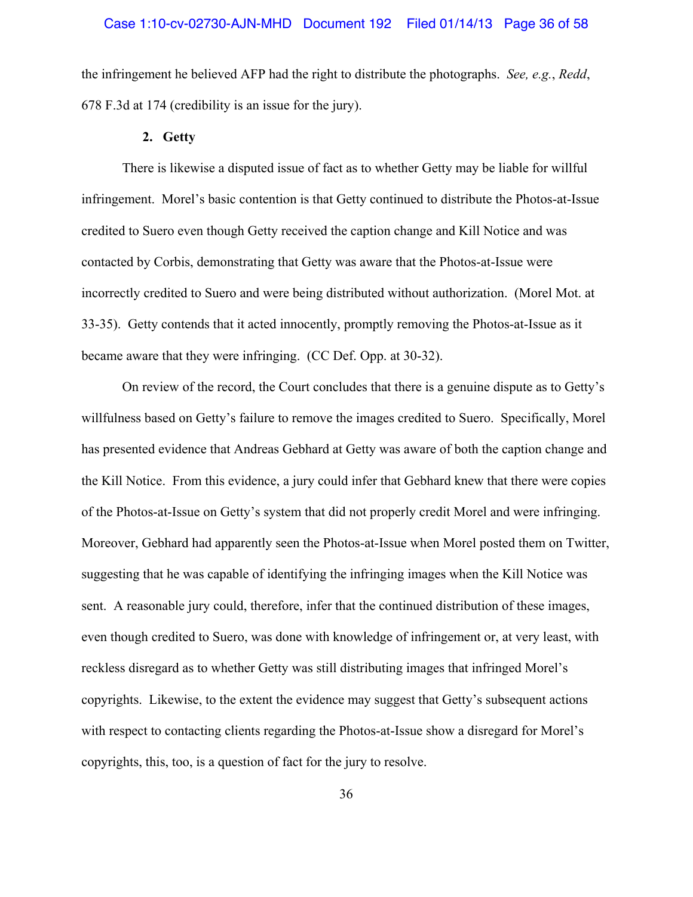the infringement he believed AFP had the right to distribute the photographs. *See, e.g.*, *Redd*, 678 F.3d at 174 (credibility is an issue for the jury).

### 2. Getty

There is likewise a disputed issue of fact as to whether Getty may be liable for willful infringement. Morel's basic contention is that Getty continued to distribute the Photos-at-Issue credited to Suero even though Getty received the caption change and Kill Notice and was contacted by Corbis, demonstrating that Getty was aware that the Photos-at-Issue were incorrectly credited to Suero and were being distributed without authorization. (Morel Mot. at 33-35). Getty contends that it acted innocently, promptly removing the Photos-at-Issue as it became aware that they were infringing. (CC Def. Opp. at 30-32).

On review of the record, the Court concludes that there is a genuine dispute as to Getty's willfulness based on Getty's failure to remove the images credited to Suero. Specifically, Morel has presented evidence that Andreas Gebhard at Getty was aware of both the caption change and the Kill Notice. From this evidence, a jury could infer that Gebhard knew that there were copies of the Photos-at-Issue on Getty's system that did not properly credit Morel and were infringing. Moreover, Gebhard had apparently seen the Photos-at-Issue when Morel posted them on Twitter, suggesting that he was capable of identifying the infringing images when the Kill Notice was sent. A reasonable jury could, therefore, infer that the continued distribution of these images, even though credited to Suero, was done with knowledge of infringement or, at very least, with reckless disregard as to whether Getty was still distributing images that infringed Morel's copyrights. Likewise, to the extent the evidence may suggest that Getty's subsequent actions with respect to contacting clients regarding the Photos-at-Issue show a disregard for Morel's copyrights, this, too, is a question of fact for the jury to resolve.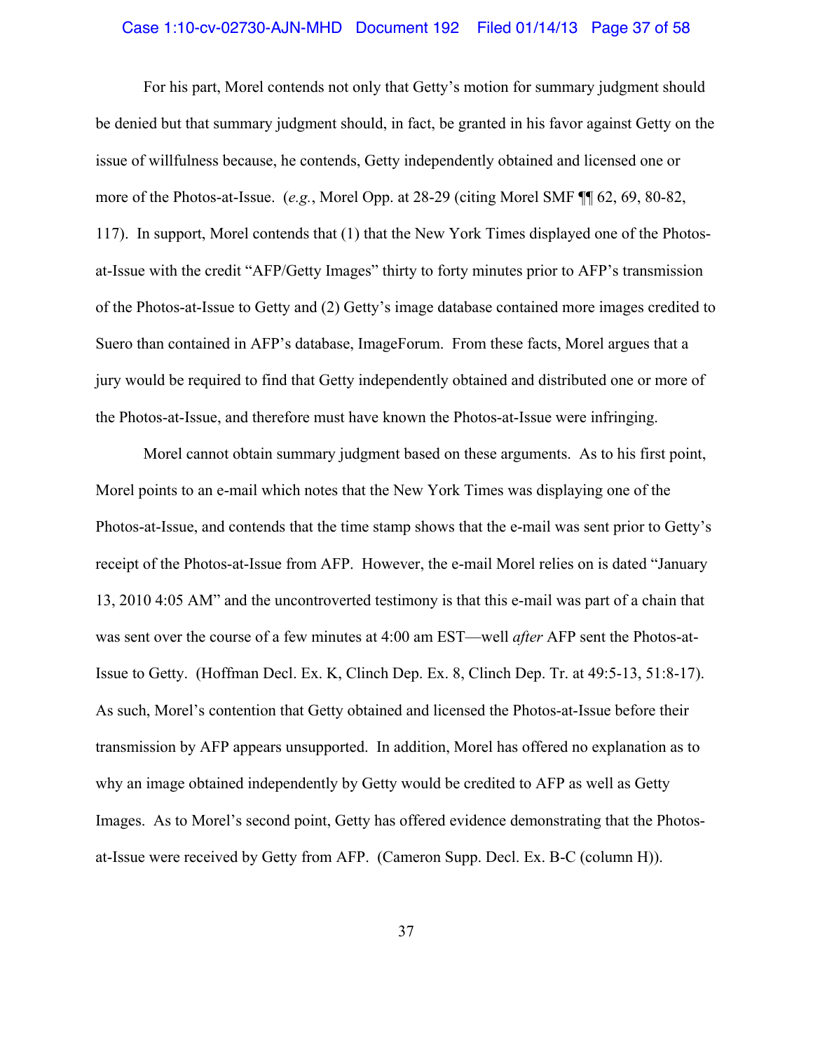For his part, Morel contends not only that Getty's motion for summary judgment should be denied but that summary judgment should, in fact, be granted in his favor against Getty on the issue of willfulness because, he contends, Getty independently obtained and licensed one or more of the Photos-at-Issue. (*e.g.*, Morel Opp. at 28-29 (citing Morel SMF ¶¶ 62, 69, 80-82, 117). In support, Morel contends that (1) that the New York Times displayed one of the Photos-at-Issue with the credit "AFP/Getty Images" thirty to forty minutes prior to AFP's transmission of the Photos-at-Issue to Getty and (2) Getty's image database contained more images credited to Suero than contained in AFP's database, ImageForum. From these facts, Morel argues that a jury would be required to find that Getty independently obtained and distributed one or more of the Photos-at-Issue, and therefore must have known the Photos-at-Issue were infringing.

Morel cannot obtain summary judgment based on these arguments. As to his first point, Morel points to an e-mail which notes that the New York Times was displaying one of the Photos-at-Issue, and contends that the time stamp shows that the e-mail was sent prior to Getty's receipt of the Photos-at-Issue from AFP. However, the e-mail Morel relies on is dated "January 13, 2010 4:05 AM" and the uncontroverted testimony is that this e-mail was part of a chain that was sent over the course of a few minutes at 4:00 am EST—well *after* AFP sent the Photos-at-Issue to Getty. (Hoffman Decl. Ex. K, Clinch Dep. Ex. 8, Clinch Dep. Tr. at 49:5-13, 51:8-17). As such, Morel's contention that Getty obtained and licensed the Photos-at-Issue before their transmission by AFP appears unsupported. In addition, Morel has offered no explanation as to why an image obtained independently by Getty would be credited to AFP as well as Getty Images. As to Morel's second point, Getty has offered evidence demonstrating that the Photos-at-Issue were received by Getty from AFP. (Cameron Supp. Decl. Ex. B-C (column H)).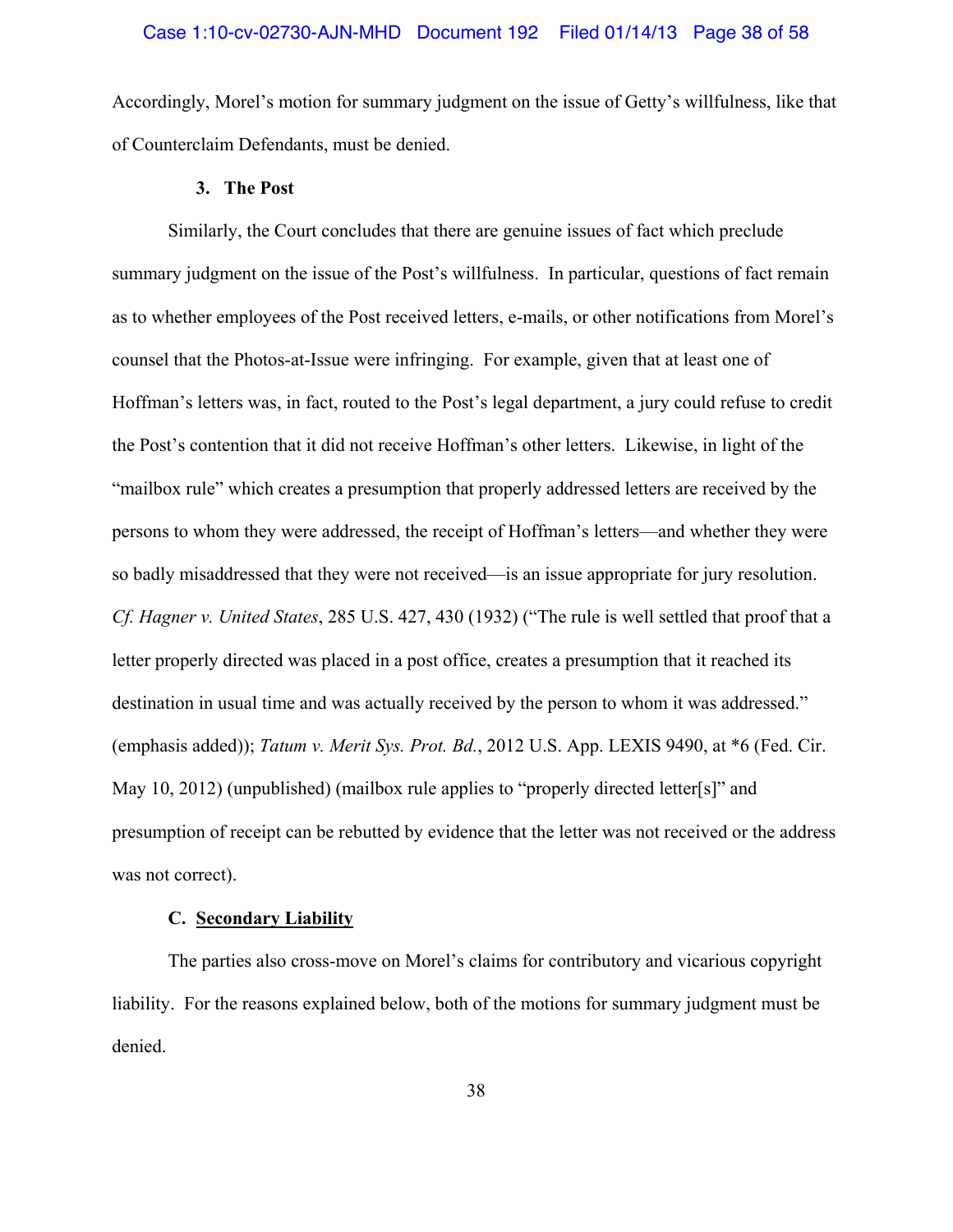Accordingly, Morel's motion for summary judgment on the issue of Getty's willfulness, like that of Counterclaim Defendants, must be denied.

### 3. The Post

Similarly, the Court concludes that there are genuine issues of fact which preclude summary judgment on the issue of the Post's willfulness. In particular, questions of fact remain as to whether employees of the Post received letters, e-mails, or other notifications from Morel's counsel that the Photos-at-Issue were infringing. For example, given that at least one of Hoffman's letters was, in fact, routed to the Post's legal department, a jury could refuse to credit the Post's contention that it did not receive Hoffman's other letters. Likewise, in light of the "mailbox rule" which creates a presumption that properly addressed letters are received by the persons to whom they were addressed, the receipt of Hoffman's letters—and whether they were so badly misaddressed that they were not received—is an issue appropriate for jury resolution. *Cf. Hagner v. United States*, 285 U.S. 427, 430 (1932) ("The rule is well settled that proof that a letter properly directed was placed in a post office, creates a presumption that it reached its destination in usual time and was actually received by the person to whom it was addressed." (emphasis added)); *Tatum v. Merit Sys. Prot. Bd.*, 2012 U.S. App. LEXIS 9490, at *6 (Fed. Cir. May 10, 2012) (unpublished) (mailbox rule applies to "properly directed letter[s]" and presumption of receipt can be rebutted by evidence that the letter was not received or the address was not correct).

## C. Secondary Liability

The parties also cross-move on Morel's claims for contributory and vicarious copyright liability. For the reasons explained below, both of the motions for summary judgment must be denied.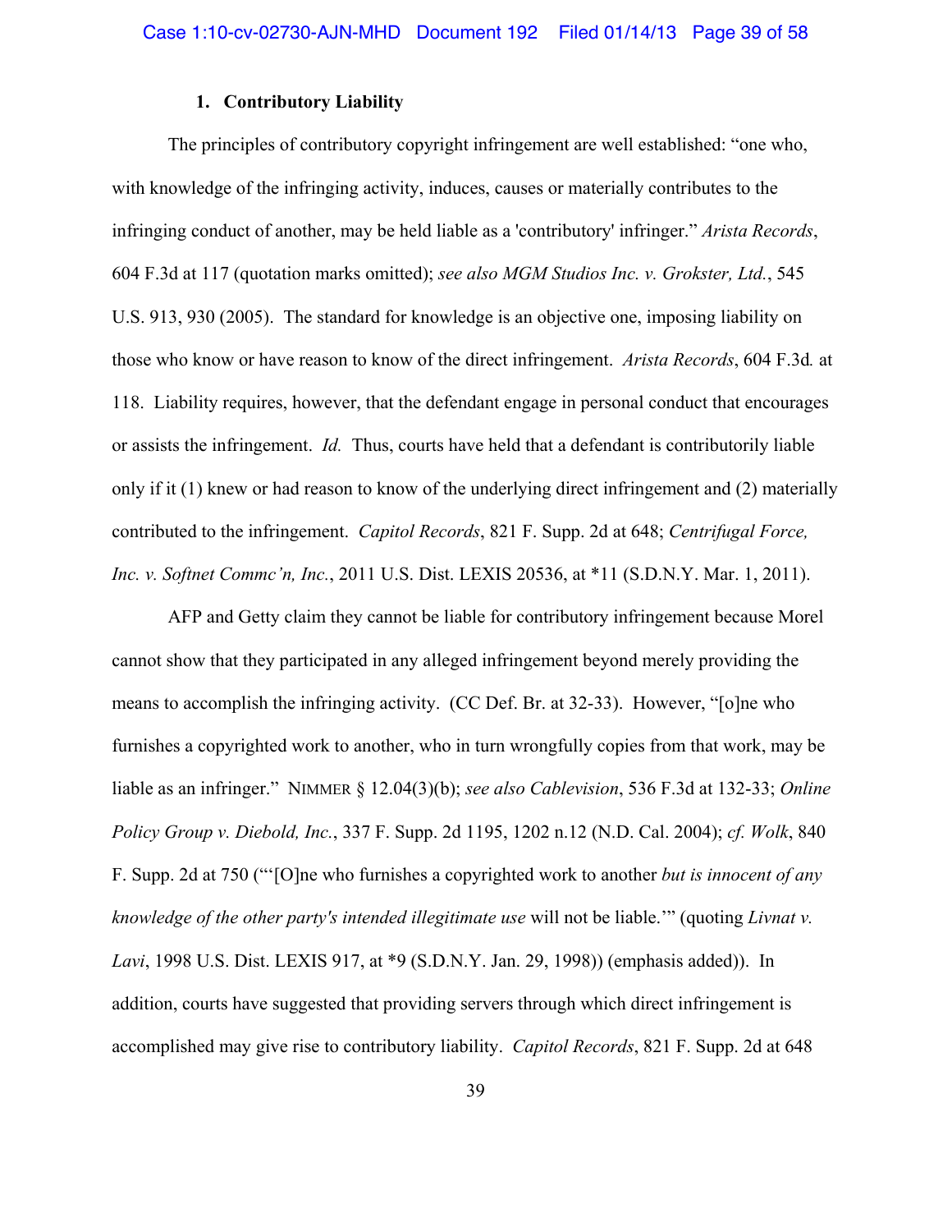### 1. Contributory Liability

The principles of contributory copyright infringement are well established: "one who, with knowledge of the infringing activity, induces, causes or materially contributes to the infringing conduct of another, may be held liable as a 'contributory' infringer." *Arista Records*, 604 F.3d at 117 (quotation marks omitted); *see also MGM Studios Inc. v. Grokster, Ltd.*, 545 U.S. 913, 930 (2005). The standard for knowledge is an objective one, imposing liability on those who know or have reason to know of the direct infringement. *Arista Records*, 604 F.3d*.* at 118. Liability requires, however, that the defendant engage in personal conduct that encourages or assists the infringement. *Id.* Thus, courts have held that a defendant is contributorily liable only if it (1) knew or had reason to know of the underlying direct infringement and (2) materially contributed to the infringement. *Capitol Records*, 821 F. Supp. 2d at 648; *Centrifugal Force, Inc. v. Softnet Commc'n, Inc.*, 2011 U.S. Dist. LEXIS 20536, at *11 (S.D.N.Y. Mar. 1, 2011).

AFP and Getty claim they cannot be liable for contributory infringement because Morel cannot show that they participated in any alleged infringement beyond merely providing the means to accomplish the infringing activity. (CC Def. Br. at 32-33). However, "[o]ne who furnishes a copyrighted work to another, who in turn wrongfully copies from that work, may be liable as an infringer." NIMMER § 12.04(3)(b); *see also Cablevision*, 536 F.3d at 132-33; *Online Policy Group v. Diebold, Inc.*, 337 F. Supp. 2d 1195, 1202 n.12 (N.D. Cal. 2004); *cf. Wolk*, 840 F. Supp. 2d at 750 ("'[O]ne who furnishes a copyrighted work to another *but is innocent of any knowledge of the other party's intended illegitimate use* will not be liable.'" (quoting *Livnat v. Lavi*, 1998 U.S. Dist. LEXIS 917, at *9 (S.D.N.Y. Jan. 29, 1998)) (emphasis added)). In addition, courts have suggested that providing servers through which direct infringement is accomplished may give rise to contributory liability. *Capitol Records*, 821 F. Supp. 2d at 648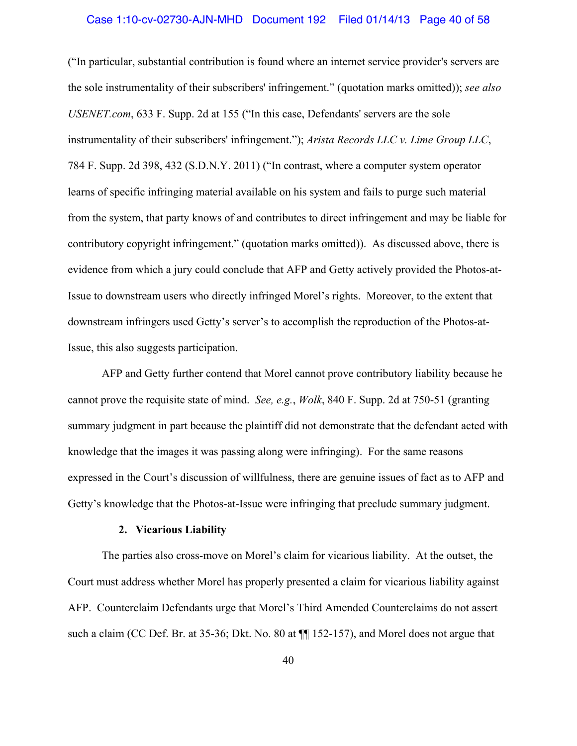("In particular, substantial contribution is found where an internet service provider's servers are the sole instrumentality of their subscribers' infringement." (quotation marks omitted)); *see also* *USENET.com*, 633 F. Supp. 2d at 155 ("In this case, Defendants' servers are the sole instrumentality of their subscribers' infringement."); *Arista Records LLC v. Lime Group LLC*, 784 F. Supp. 2d 398, 432 (S.D.N.Y. 2011) ("In contrast, where a computer system operator learns of specific infringing material available on his system and fails to purge such material from the system, that party knows of and contributes to direct infringement and may be liable for contributory copyright infringement." (quotation marks omitted)). As discussed above, there is evidence from which a jury could conclude that AFP and Getty actively provided the Photos-at-Issue to downstream users who directly infringed Morel's rights. Moreover, to the extent that downstream infringers used Getty's server's to accomplish the reproduction of the Photos-at-Issue, this also suggests participation.

AFP and Getty further contend that Morel cannot prove contributory liability because he cannot prove the requisite state of mind. *See, e.g.*, *Wolk*, 840 F. Supp. 2d at 750-51 (granting summary judgment in part because the plaintiff did not demonstrate that the defendant acted with knowledge that the images it was passing along were infringing). For the same reasons expressed in the Court's discussion of willfulness, there are genuine issues of fact as to AFP and Getty's knowledge that the Photos-at-Issue were infringing that preclude summary judgment.

### 2. Vicarious Liability

The parties also cross-move on Morel's claim for vicarious liability. At the outset, the Court must address whether Morel has properly presented a claim for vicarious liability against AFP. Counterclaim Defendants urge that Morel's Third Amended Counterclaims do not assert such a claim (CC Def. Br. at 35-36; Dkt. No. 80 at ¶¶ 152-157), and Morel does not argue that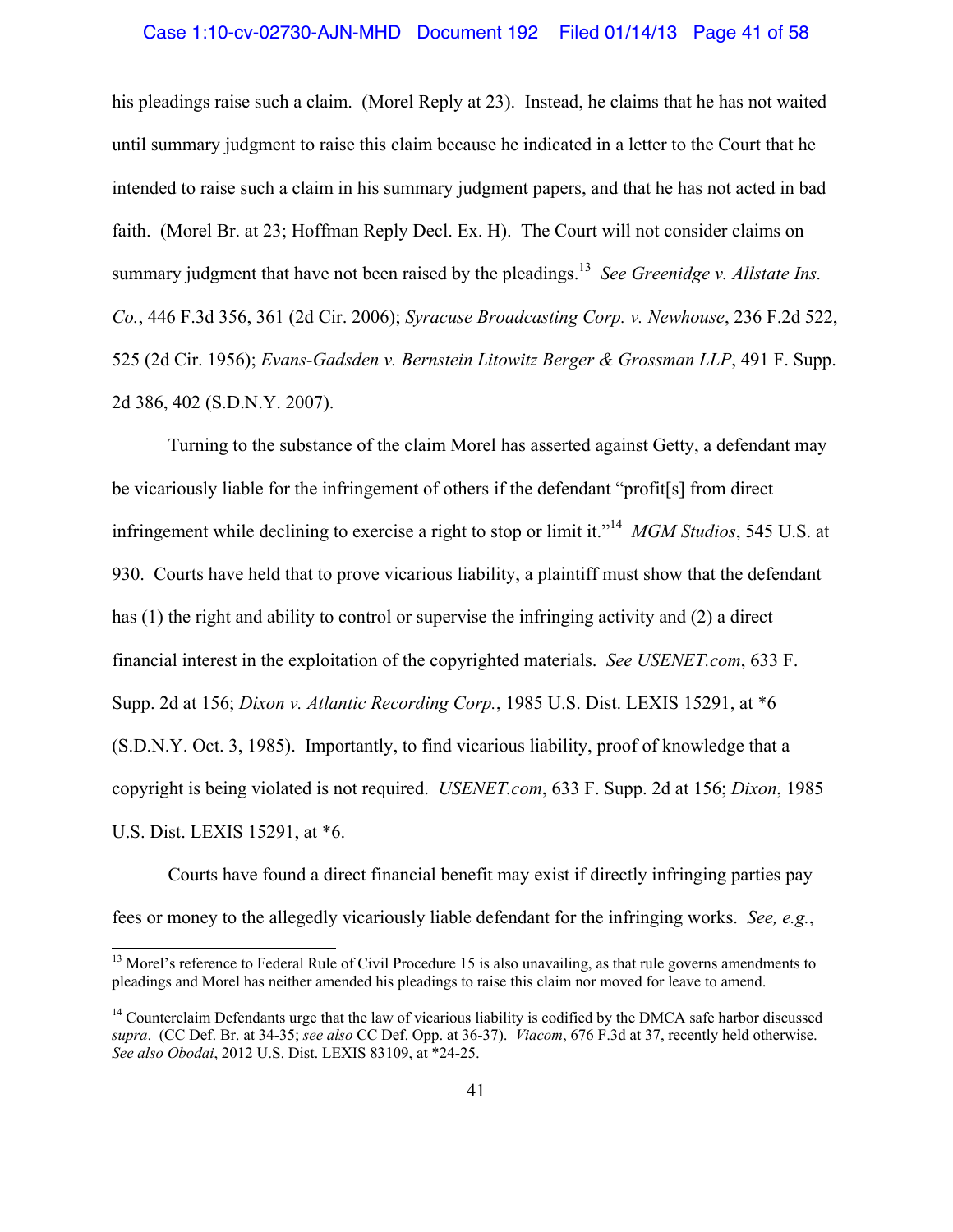his pleadings raise such a claim. (Morel Reply at 23). Instead, he claims that he has not waited until summary judgment to raise this claim because he indicated in a letter to the Court that he intended to raise such a claim in his summary judgment papers, and that he has not acted in bad faith. (Morel Br. at 23; Hoffman Reply Decl. Ex. H). The Court will not consider claims on summary judgment that have not been raised by the pleadings.[13] *See Greenidge v. Allstate Ins. Co.*, 446 F.3d 356, 361 (2d Cir. 2006); *Syracuse Broadcasting Corp. v. Newhouse*, 236 F.2d 522, 525 (2d Cir. 1956); *Evans-Gadsden v. Bernstein Litowitz Berger & Grossman LLP*, 491 F. Supp. 2d 386, 402 (S.D.N.Y. 2007).

Turning to the substance of the claim Morel has asserted against Getty, a defendant may be vicariously liable for the infringement of others if the defendant "profit[s] from direct infringement while declining to exercise a right to stop or limit it."[14] *MGM Studios*, 545 U.S. at 930. Courts have held that to prove vicarious liability, a plaintiff must show that the defendant has (1) the right and ability to control or supervise the infringing activity and (2) a direct financial interest in the exploitation of the copyrighted materials. *See USENET.com*, 633 F. Supp. 2d at 156; *Dixon v. Atlantic Recording Corp.*, 1985 U.S. Dist. LEXIS 15291, at *6 (S.D.N.Y. Oct. 3, 1985). Importantly, to find vicarious liability, proof of knowledge that a copyright is being violated is not required. *USENET.com*, 633 F. Supp. 2d at 156; *Dixon*, 1985 U.S. Dist. LEXIS 15291, at *6.

Courts have found a direct financial benefit may exist if directly infringing parties pay fees or money to the allegedly vicariously liable defendant for the infringing works. *See, e.g.*,

---

[13] Morel's reference to Federal Rule of Civil Procedure 15 is also unavailing, as that rule governs amendments to pleadings and Morel has neither amended his pleadings to raise this claim nor moved for leave to amend.

[14] Counterclaim Defendants urge that the law of vicarious liability is codified by the DMCA safe harbor discussed *supra*. (CC Def. Br. at 34-35; *see also* CC Def. Opp. at 36-37). *Viacom*, 676 F.3d at 37, recently held otherwise. *See also Obodai*, 2012 U.S. Dist. LEXIS 83109, at *24-25.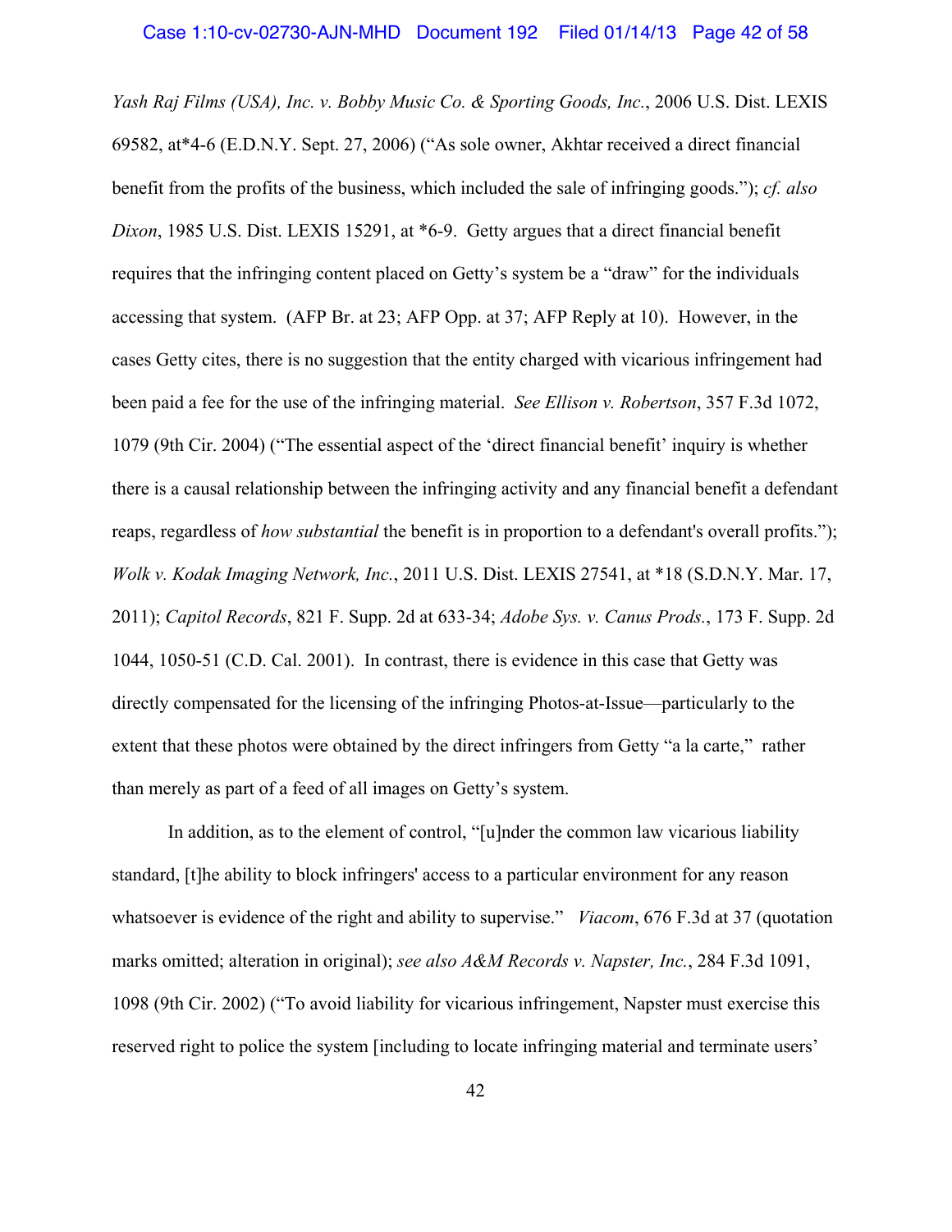*Yash Raj Films (USA), Inc. v. Bobby Music Co. & Sporting Goods, Inc.*, 2006 U.S. Dist. LEXIS 69582, at*4-6 (E.D.N.Y. Sept. 27, 2006) ("As sole owner, Akhtar received a direct financial benefit from the profits of the business, which included the sale of infringing goods."); *cf. also Dixon*, 1985 U.S. Dist. LEXIS 15291, at *6-9. Getty argues that a direct financial benefit requires that the infringing content placed on Getty's system be a "draw" for the individuals accessing that system. (AFP Br. at 23; AFP Opp. at 37; AFP Reply at 10). However, in the cases Getty cites, there is no suggestion that the entity charged with vicarious infringement had been paid a fee for the use of the infringing material. *See Ellison v. Robertson*, 357 F.3d 1072, 1079 (9th Cir. 2004) ("The essential aspect of the 'direct financial benefit' inquiry is whether there is a causal relationship between the infringing activity and any financial benefit a defendant reaps, regardless of *how substantial* the benefit is in proportion to a defendant's overall profits."); *Wolk v. Kodak Imaging Network, Inc.*, 2011 U.S. Dist. LEXIS 27541, at *18 (S.D.N.Y. Mar. 17, 2011); *Capitol Records*, 821 F. Supp. 2d at 633-34; *Adobe Sys. v. Canus Prods.*, 173 F. Supp. 2d 1044, 1050-51 (C.D. Cal. 2001). In contrast, there is evidence in this case that Getty was directly compensated for the licensing of the infringing Photos-at-Issue—particularly to the extent that these photos were obtained by the direct infringers from Getty "a la carte," rather than merely as part of a feed of all images on Getty's system.

In addition, as to the element of control, "[u]nder the common law vicarious liability standard, [t]he ability to block infringers' access to a particular environment for any reason whatsoever is evidence of the right and ability to supervise." *Viacom*, 676 F.3d at 37 (quotation marks omitted; alteration in original); *see also A&M Records v. Napster, Inc.*, 284 F.3d 1091, 1098 (9th Cir. 2002) ("To avoid liability for vicarious infringement, Napster must exercise this reserved right to police the system [including to locate infringing material and terminate users'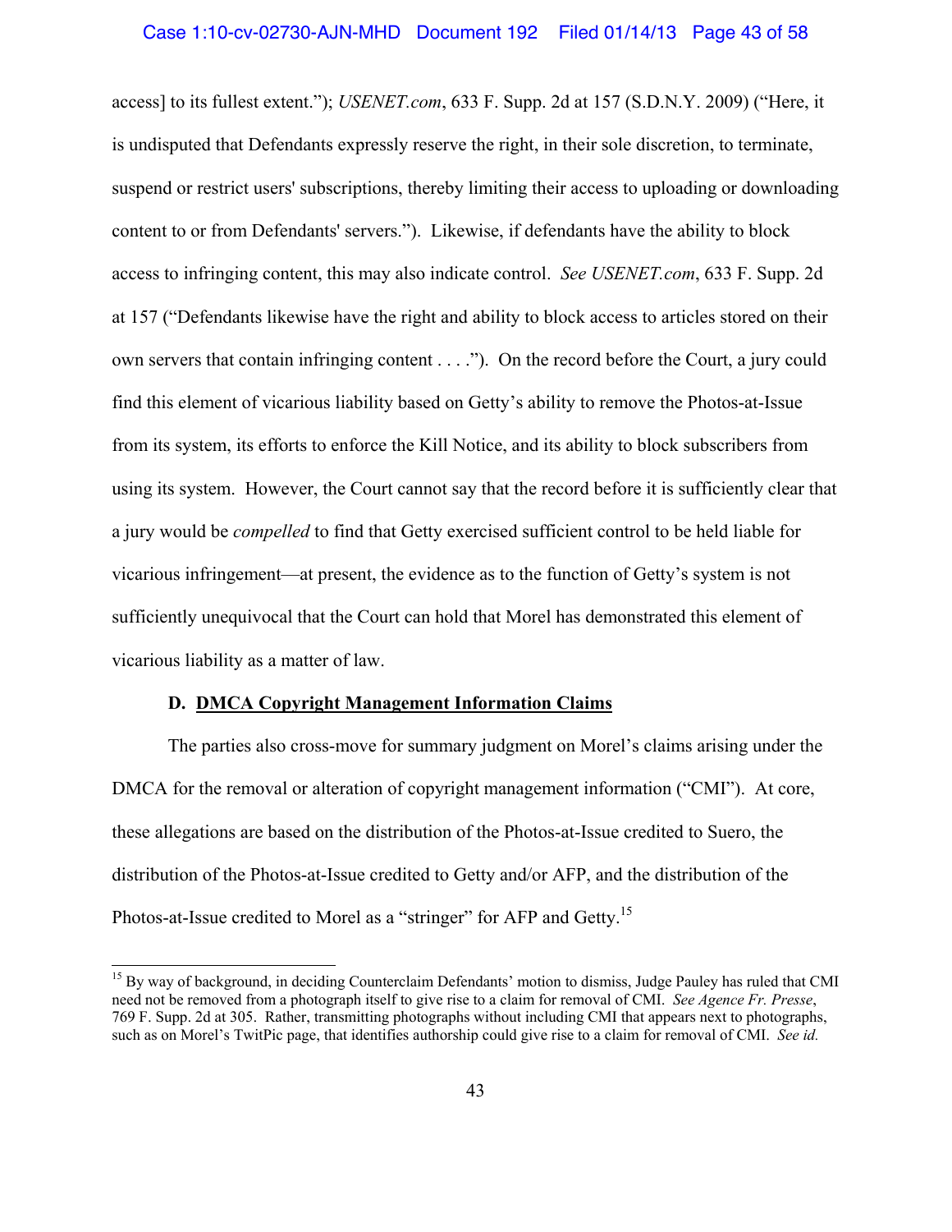access] to its fullest extent."); *USENET.com*, 633 F. Supp. 2d at 157 (S.D.N.Y. 2009) ("Here, it is undisputed that Defendants expressly reserve the right, in their sole discretion, to terminate, suspend or restrict users' subscriptions, thereby limiting their access to uploading or downloading content to or from Defendants' servers."). Likewise, if defendants have the ability to block access to infringing content, this may also indicate control. *See USENET.com*, 633 F. Supp. 2d at 157 ("Defendants likewise have the right and ability to block access to articles stored on their own servers that contain infringing content . . . ."). On the record before the Court, a jury could find this element of vicarious liability based on Getty's ability to remove the Photos-at-Issue from its system, its efforts to enforce the Kill Notice, and its ability to block subscribers from using its system. However, the Court cannot say that the record before it is sufficiently clear that a jury would be *compelled* to find that Getty exercised sufficient control to be held liable for vicarious infringement—at present, the evidence as to the function of Getty's system is not sufficiently unequivocal that the Court can hold that Morel has demonstrated this element of vicarious liability as a matter of law.

### D. DMCA Copyright Management Information Claims

The parties also cross-move for summary judgment on Morel's claims arising under the DMCA for the removal or alteration of copyright management information ("CMI"). At core, these allegations are based on the distribution of the Photos-at-Issue credited to Suero, the distribution of the Photos-at-Issue credited to Getty and/or AFP, and the distribution of the Photos-at-Issue credited to Morel as a "stringer" for AFP and Getty.[15]

---

[15] By way of background, in deciding Counterclaim Defendants' motion to dismiss, Judge Pauley has ruled that CMI need not be removed from a photograph itself to give rise to a claim for removal of CMI. *See Agence Fr. Presse*, 769 F. Supp. 2d at 305. Rather, transmitting photographs without including CMI that appears next to photographs, such as on Morel's TwitPic page, that identifies authorship could give rise to a claim for removal of CMI. *See id.*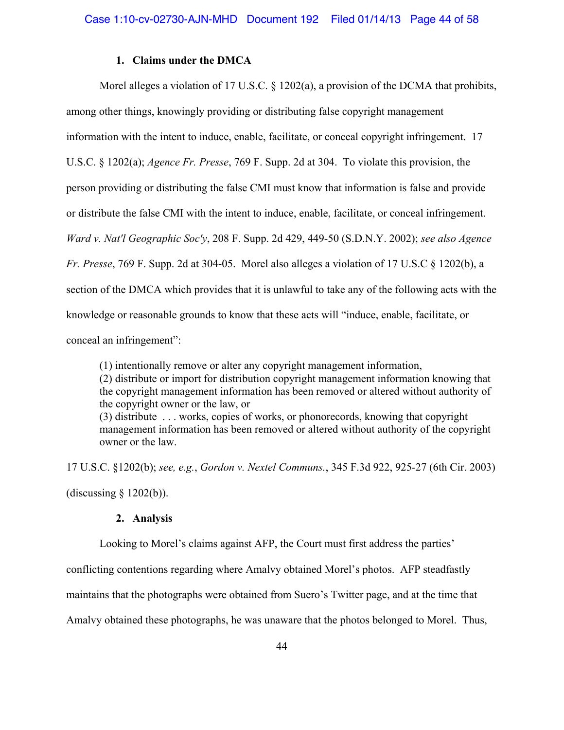### 1. Claims under the DMCA

Morel alleges a violation of 17 U.S.C. § 1202(a), a provision of the DCMA that prohibits, among other things, knowingly providing or distributing false copyright management information with the intent to induce, enable, facilitate, or conceal copyright infringement. 17 U.S.C. § 1202(a); *Agence Fr. Presse*, 769 F. Supp. 2d at 304. To violate this provision, the person providing or distributing the false CMI must know that information is false and provide or distribute the false CMI with the intent to induce, enable, facilitate, or conceal infringement. *Ward v. Nat'l Geographic Soc'y*, 208 F. Supp. 2d 429, 449-50 (S.D.N.Y. 2002); *see also Agence Fr. Presse*, 769 F. Supp. 2d at 304-05. Morel also alleges a violation of 17 U.S.C § 1202(b), a section of the DMCA which provides that it is unlawful to take any of the following acts with the knowledge or reasonable grounds to know that these acts will "induce, enable, facilitate, or conceal an infringement":

> (1) intentionally remove or alter any copyright management information,
> (2) distribute or import for distribution copyright management information knowing that the copyright management information has been removed or altered without authority of the copyright owner or the law, or
> (3) distribute . . . works, copies of works, or phonorecords, knowing that copyright management information has been removed or altered without authority of the copyright owner or the law.

17 U.S.C. §1202(b); *see, e.g.*, *Gordon v. Nextel Communs.*, 345 F.3d 922, 925-27 (6th Cir. 2003) (discussing § 1202(b)).

### 2. Analysis

Looking to Morel's claims against AFP, the Court must first address the parties' conflicting contentions regarding where Amalvy obtained Morel's photos. AFP steadfastly maintains that the photographs were obtained from Suero's Twitter page, and at the time that Amalvy obtained these photographs, he was unaware that the photos belonged to Morel. Thus,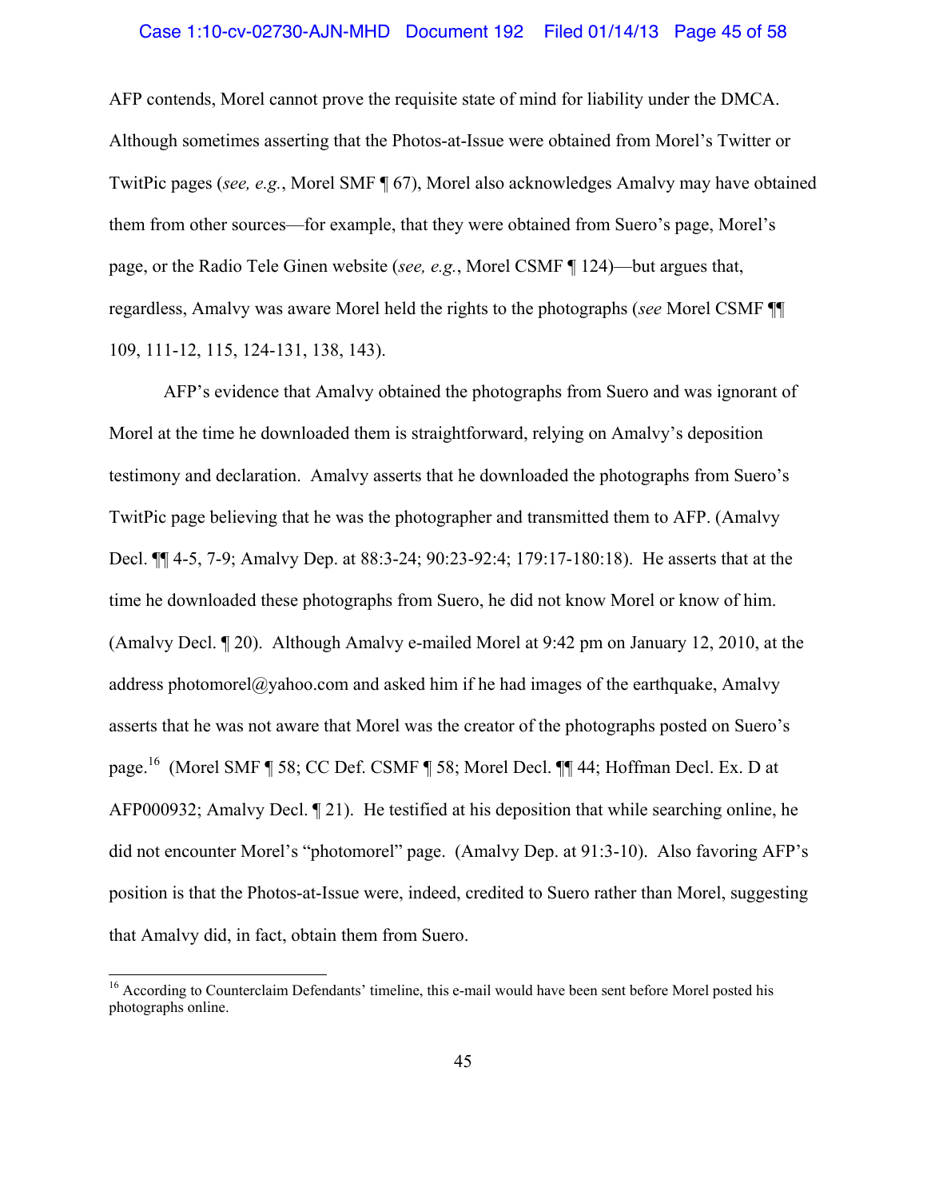AFP contends, Morel cannot prove the requisite state of mind for liability under the DMCA. Although sometimes asserting that the Photos-at-Issue were obtained from Morel's Twitter or TwitPic pages (*see, e.g.*, Morel SMF ¶ 67), Morel also acknowledges Amalvy may have obtained them from other sources—for example, that they were obtained from Suero's page, Morel's page, or the Radio Tele Ginen website (*see, e.g.*, Morel CSMF ¶ 124)—but argues that, regardless, Amalvy was aware Morel held the rights to the photographs (*see* Morel CSMF ¶¶ 109, 111-12, 115, 124-131, 138, 143).

AFP's evidence that Amalvy obtained the photographs from Suero and was ignorant of Morel at the time he downloaded them is straightforward, relying on Amalvy's deposition testimony and declaration. Amalvy asserts that he downloaded the photographs from Suero's TwitPic page believing that he was the photographer and transmitted them to AFP. (Amalvy Decl. ¶¶ 4-5, 7-9; Amalvy Dep. at 88:3-24; 90:23-92:4; 179:17-180:18). He asserts that at the time he downloaded these photographs from Suero, he did not know Morel or know of him. (Amalvy Decl. ¶ 20). Although Amalvy e-mailed Morel at 9:42 pm on January 12, 2010, at the address photomorel@yahoo.com and asked him if he had images of the earthquake, Amalvy asserts that he was not aware that Morel was the creator of the photographs posted on Suero's page.[16] (Morel SMF ¶ 58; CC Def. CSMF ¶ 58; Morel Decl. ¶¶ 44; Hoffman Decl. Ex. D at AFP000932; Amalvy Decl. ¶ 21). He testified at his deposition that while searching online, he did not encounter Morel's "photomorel" page. (Amalvy Dep. at 91:3-10). Also favoring AFP's position is that the Photos-at-Issue were, indeed, credited to Suero rather than Morel, suggesting that Amalvy did, in fact, obtain them from Suero.

---

[16] According to Counterclaim Defendants' timeline, this e-mail would have been sent before Morel posted his photographs online.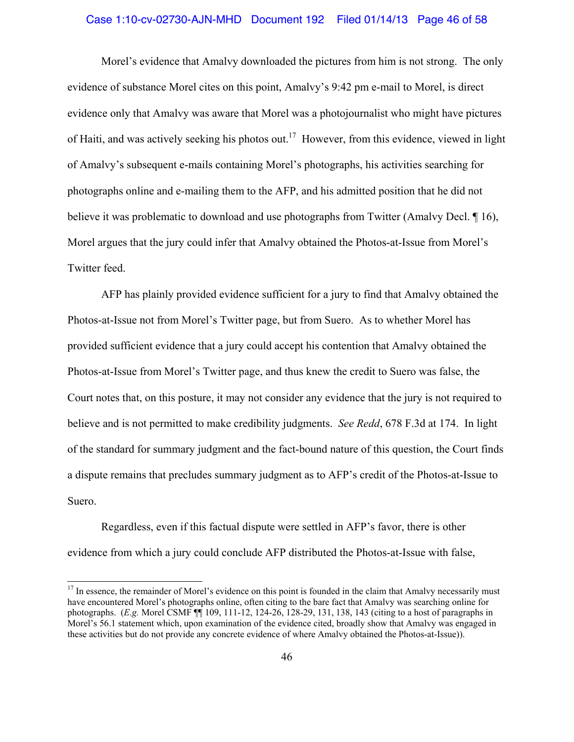Morel's evidence that Amalvy downloaded the pictures from him is not strong. The only evidence of substance Morel cites on this point, Amalvy's 9:42 pm e-mail to Morel, is direct evidence only that Amalvy was aware that Morel was a photojournalist who might have pictures of Haiti, and was actively seeking his photos out.[17] However, from this evidence, viewed in light of Amalvy's subsequent e-mails containing Morel's photographs, his activities searching for photographs online and e-mailing them to the AFP, and his admitted position that he did not believe it was problematic to download and use photographs from Twitter (Amalvy Decl. ¶ 16), Morel argues that the jury could infer that Amalvy obtained the Photos-at-Issue from Morel's Twitter feed.

AFP has plainly provided evidence sufficient for a jury to find that Amalvy obtained the Photos-at-Issue not from Morel's Twitter page, but from Suero. As to whether Morel has provided sufficient evidence that a jury could accept his contention that Amalvy obtained the Photos-at-Issue from Morel's Twitter page, and thus knew the credit to Suero was false, the Court notes that, on this posture, it may not consider any evidence that the jury is not required to believe and is not permitted to make credibility judgments. *See Redd*, 678 F.3d at 174. In light of the standard for summary judgment and the fact-bound nature of this question, the Court finds a dispute remains that precludes summary judgment as to AFP's credit of the Photos-at-Issue to Suero.

Regardless, even if this factual dispute were settled in AFP's favor, there is other evidence from which a jury could conclude AFP distributed the Photos-at-Issue with false,

---

[17] In essence, the remainder of Morel's evidence on this point is founded in the claim that Amalvy necessarily must have encountered Morel's photographs online, often citing to the bare fact that Amalvy was searching online for photographs. (*E.g.* Morel CSMF ¶¶ 109, 111-12, 124-26, 128-29, 131, 138, 143 (citing to a host of paragraphs in Morel's 56.1 statement which, upon examination of the evidence cited, broadly show that Amalvy was engaged in these activities but do not provide any concrete evidence of where Amalvy obtained the Photos-at-Issue)).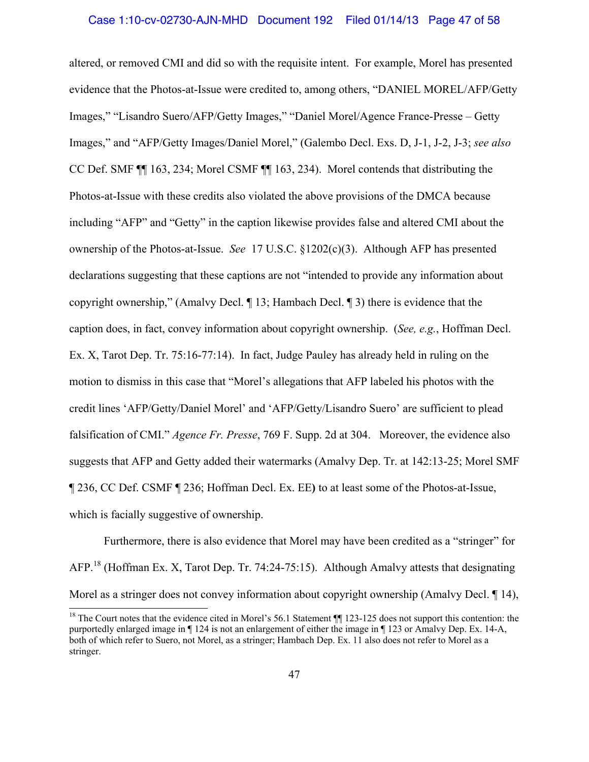altered, or removed CMI and did so with the requisite intent. For example, Morel has presented evidence that the Photos-at-Issue were credited to, among others, "DANIEL MOREL/AFP/Getty Images," "Lisandro Suero/AFP/Getty Images," "Daniel Morel/Agence France-Presse – Getty Images," and "AFP/Getty Images/Daniel Morel," (Galembo Decl. Exs. D, J-1, J-2, J-3; *see also* CC Def. SMF ¶¶ 163, 234; Morel CSMF ¶¶ 163, 234). Morel contends that distributing the Photos-at-Issue with these credits also violated the above provisions of the DMCA because including "AFP" and "Getty" in the caption likewise provides false and altered CMI about the ownership of the Photos-at-Issue. *See* 17 U.S.C. §1202(c)(3). Although AFP has presented declarations suggesting that these captions are not "intended to provide any information about copyright ownership," (Amalvy Decl. ¶ 13; Hambach Decl. ¶ 3) there is evidence that the caption does, in fact, convey information about copyright ownership. (*See, e.g.*, Hoffman Decl. Ex. X, Tarot Dep. Tr. 75:16-77:14). In fact, Judge Pauley has already held in ruling on the motion to dismiss in this case that "Morel's allegations that AFP labeled his photos with the credit lines 'AFP/Getty/Daniel Morel' and 'AFP/Getty/Lisandro Suero' are sufficient to plead falsification of CMI." *Agence Fr. Presse*, 769 F. Supp. 2d at 304. Moreover, the evidence also suggests that AFP and Getty added their watermarks (Amalvy Dep. Tr. at 142:13-25; Morel SMF ¶ 236, CC Def. CSMF ¶ 236; Hoffman Decl. Ex. EE**)** to at least some of the Photos-at-Issue, which is facially suggestive of ownership.

Furthermore, there is also evidence that Morel may have been credited as a "stringer" for AFP.[18] (Hoffman Ex. X, Tarot Dep. Tr. 74:24-75:15). Although Amalvy attests that designating Morel as a stringer does not convey information about copyright ownership (Amalvy Decl. ¶ 14),

---

[18] The Court notes that the evidence cited in Morel's 56.1 Statement ¶¶ 123-125 does not support this contention: the purportedly enlarged image in ¶ 124 is not an enlargement of either the image in ¶ 123 or Amalvy Dep. Ex. 14-A, both of which refer to Suero, not Morel, as a stringer; Hambach Dep. Ex. 11 also does not refer to Morel as a stringer.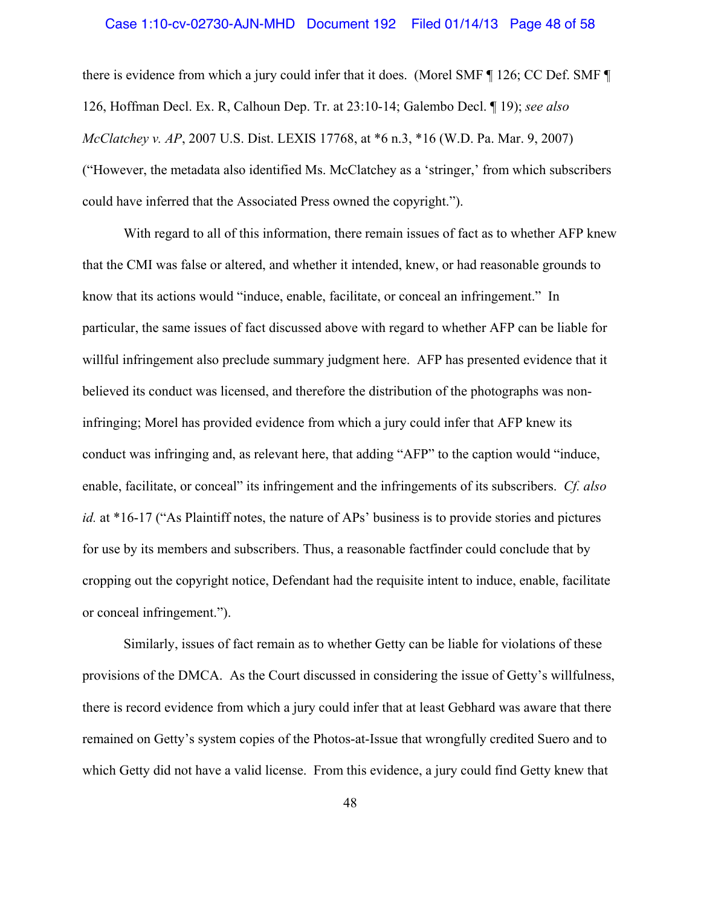there is evidence from which a jury could infer that it does. (Morel SMF ¶ 126; CC Def. SMF ¶ 126, Hoffman Decl. Ex. R, Calhoun Dep. Tr. at 23:10-14; Galembo Decl. ¶ 19); *see also McClatchey v. AP*, 2007 U.S. Dist. LEXIS 17768, at *6 n.3, *16 (W.D. Pa. Mar. 9, 2007) ("However, the metadata also identified Ms. McClatchey as a 'stringer,' from which subscribers could have inferred that the Associated Press owned the copyright.").

With regard to all of this information, there remain issues of fact as to whether AFP knew that the CMI was false or altered, and whether it intended, knew, or had reasonable grounds to know that its actions would "induce, enable, facilitate, or conceal an infringement." In particular, the same issues of fact discussed above with regard to whether AFP can be liable for willful infringement also preclude summary judgment here. AFP has presented evidence that it believed its conduct was licensed, and therefore the distribution of the photographs was non-infringing; Morel has provided evidence from which a jury could infer that AFP knew its conduct was infringing and, as relevant here, that adding "AFP" to the caption would "induce, enable, facilitate, or conceal" its infringement and the infringements of its subscribers. *Cf. also id.* at *16-17 ("As Plaintiff notes, the nature of APs' business is to provide stories and pictures for use by its members and subscribers. Thus, a reasonable factfinder could conclude that by cropping out the copyright notice, Defendant had the requisite intent to induce, enable, facilitate or conceal infringement.").

Similarly, issues of fact remain as to whether Getty can be liable for violations of these provisions of the DMCA. As the Court discussed in considering the issue of Getty's willfulness, there is record evidence from which a jury could infer that at least Gebhard was aware that there remained on Getty's system copies of the Photos-at-Issue that wrongfully credited Suero and to which Getty did not have a valid license. From this evidence, a jury could find Getty knew that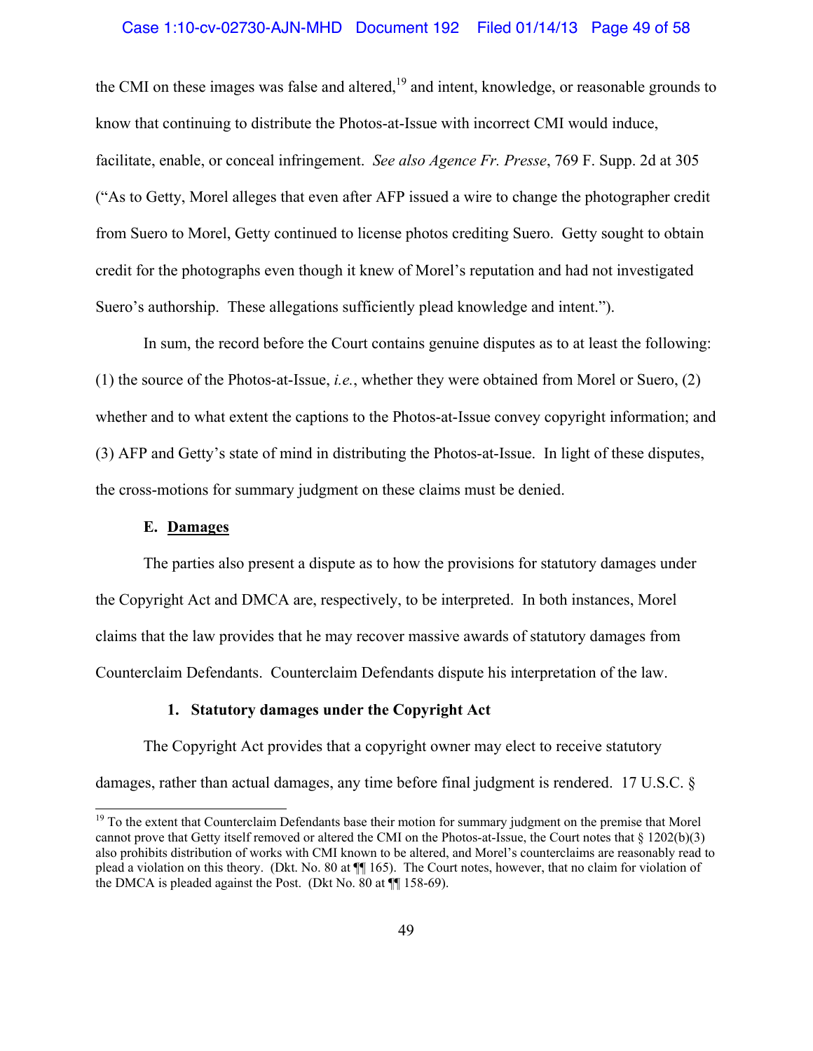the CMI on these images was false and altered,[19] and intent, knowledge, or reasonable grounds to know that continuing to distribute the Photos-at-Issue with incorrect CMI would induce, facilitate, enable, or conceal infringement. *See also Agence Fr. Presse*, 769 F. Supp. 2d at 305 ("As to Getty, Morel alleges that even after AFP issued a wire to change the photographer credit from Suero to Morel, Getty continued to license photos crediting Suero. Getty sought to obtain credit for the photographs even though it knew of Morel's reputation and had not investigated Suero's authorship. These allegations sufficiently plead knowledge and intent.").

In sum, the record before the Court contains genuine disputes as to at least the following: (1) the source of the Photos-at-Issue, *i.e.*, whether they were obtained from Morel or Suero, (2) whether and to what extent the captions to the Photos-at-Issue convey copyright information; and (3) AFP and Getty's state of mind in distributing the Photos-at-Issue. In light of these disputes, the cross-motions for summary judgment on these claims must be denied.

### E. Damages

The parties also present a dispute as to how the provisions for statutory damages under the Copyright Act and DMCA are, respectively, to be interpreted. In both instances, Morel claims that the law provides that he may recover massive awards of statutory damages from Counterclaim Defendants. Counterclaim Defendants dispute his interpretation of the law.

#### 1. Statutory damages under the Copyright Act

The Copyright Act provides that a copyright owner may elect to receive statutory damages, rather than actual damages, any time before final judgment is rendered. 17 U.S.C. §

---

[19] To the extent that Counterclaim Defendants base their motion for summary judgment on the premise that Morel cannot prove that Getty itself removed or altered the CMI on the Photos-at-Issue, the Court notes that § 1202(b)(3) also prohibits distribution of works with CMI known to be altered, and Morel's counterclaims are reasonably read to plead a violation on this theory. (Dkt. No. 80 at ¶¶ 165). The Court notes, however, that no claim for violation of the DMCA is pleaded against the Post. (Dkt No. 80 at ¶¶ 158-69).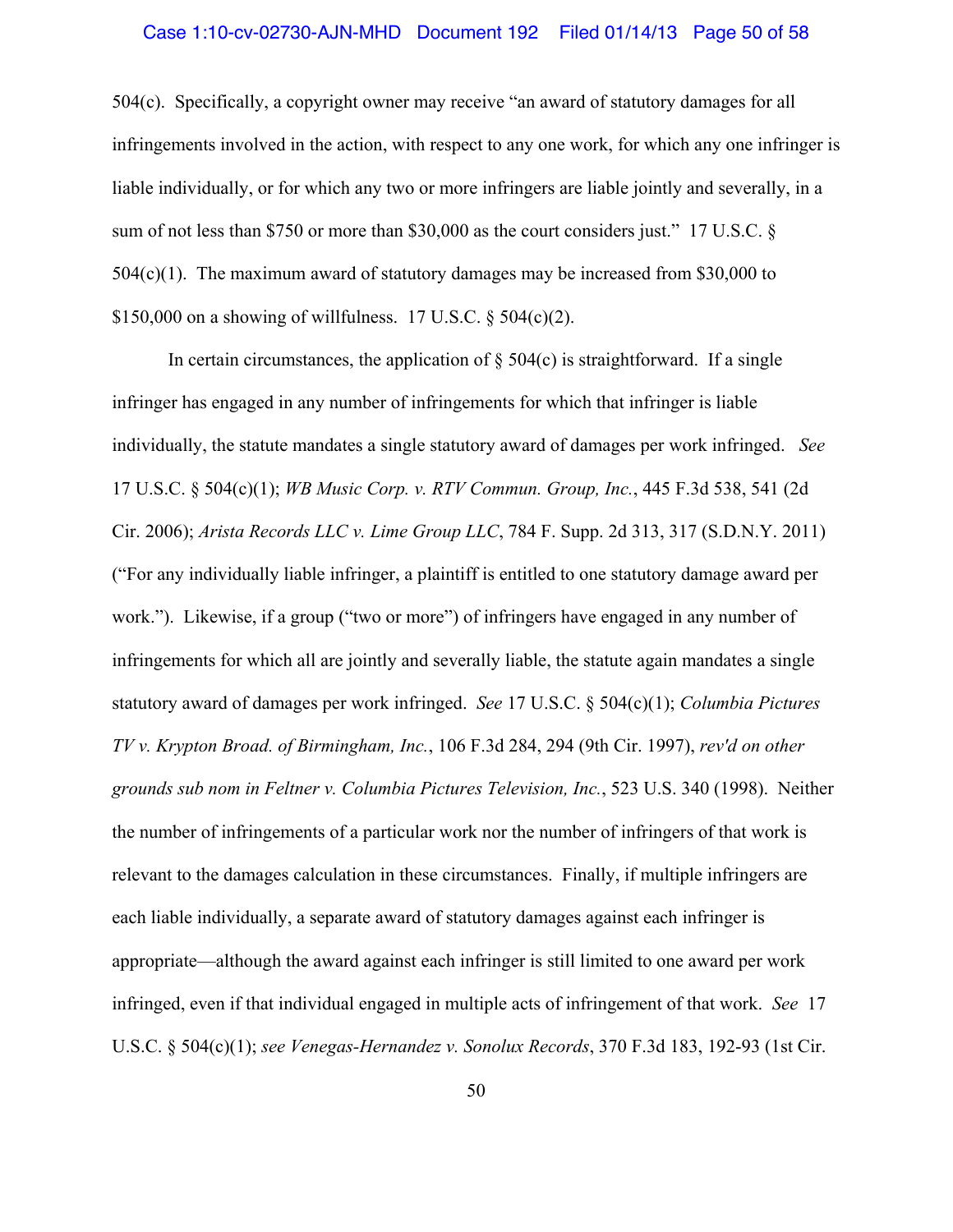504(c). Specifically, a copyright owner may receive "an award of statutory damages for all infringements involved in the action, with respect to any one work, for which any one infringer is liable individually, or for which any two or more infringers are liable jointly and severally, in a sum of not less than $750 or more than $30,000 as the court considers just." 17 U.S.C. § 504(c)(1). The maximum award of statutory damages may be increased from $30,000 to $150,000 on a showing of willfulness. 17 U.S.C. § 504(c)(2).

In certain circumstances, the application of § 504(c) is straightforward. If a single infringer has engaged in any number of infringements for which that infringer is liable individually, the statute mandates a single statutory award of damages per work infringed. *See* 17 U.S.C. § 504(c)(1); *WB Music Corp. v. RTV Commun. Group, Inc.*, 445 F.3d 538, 541 (2d Cir. 2006); *Arista Records LLC v. Lime Group LLC*, 784 F. Supp. 2d 313, 317 (S.D.N.Y. 2011) ("For any individually liable infringer, a plaintiff is entitled to one statutory damage award per work."). Likewise, if a group ("two or more") of infringers have engaged in any number of infringements for which all are jointly and severally liable, the statute again mandates a single statutory award of damages per work infringed. *See* 17 U.S.C. § 504(c)(1); *Columbia Pictures TV v. Krypton Broad. of Birmingham, Inc.*, 106 F.3d 284, 294 (9th Cir. 1997), *rev'd on other grounds sub nom in Feltner v. Columbia Pictures Television, Inc.*, 523 U.S. 340 (1998). Neither the number of infringements of a particular work nor the number of infringers of that work is relevant to the damages calculation in these circumstances. Finally, if multiple infringers are each liable individually, a separate award of statutory damages against each infringer is appropriate—although the award against each infringer is still limited to one award per work infringed, even if that individual engaged in multiple acts of infringement of that work. *See* 17 U.S.C. § 504(c)(1); *see Venegas-Hernandez v. Sonolux Records*, 370 F.3d 183, 192-93 (1st Cir.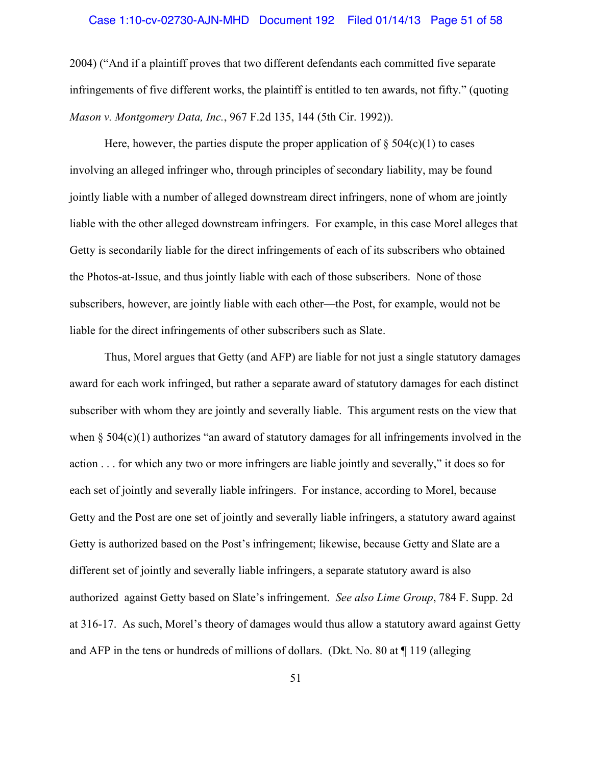2004) ("And if a plaintiff proves that two different defendants each committed five separate infringements of five different works, the plaintiff is entitled to ten awards, not fifty." (quoting *Mason v. Montgomery Data, Inc.*, 967 F.2d 135, 144 (5th Cir. 1992)).

Here, however, the parties dispute the proper application of § 504(c)(1) to cases involving an alleged infringer who, through principles of secondary liability, may be found jointly liable with a number of alleged downstream direct infringers, none of whom are jointly liable with the other alleged downstream infringers. For example, in this case Morel alleges that Getty is secondarily liable for the direct infringements of each of its subscribers who obtained the Photos-at-Issue, and thus jointly liable with each of those subscribers. None of those subscribers, however, are jointly liable with each other—the Post, for example, would not be liable for the direct infringements of other subscribers such as Slate.

Thus, Morel argues that Getty (and AFP) are liable for not just a single statutory damages award for each work infringed, but rather a separate award of statutory damages for each distinct subscriber with whom they are jointly and severally liable. This argument rests on the view that when § 504(c)(1) authorizes "an award of statutory damages for all infringements involved in the action . . . for which any two or more infringers are liable jointly and severally," it does so for each set of jointly and severally liable infringers. For instance, according to Morel, because Getty and the Post are one set of jointly and severally liable infringers, a statutory award against Getty is authorized based on the Post's infringement; likewise, because Getty and Slate are a different set of jointly and severally liable infringers, a separate statutory award is also authorized against Getty based on Slate's infringement. *See also Lime Group*, 784 F. Supp. 2d at 316-17. As such, Morel's theory of damages would thus allow a statutory award against Getty and AFP in the tens or hundreds of millions of dollars. (Dkt. No. 80 at ¶ 119 (alleging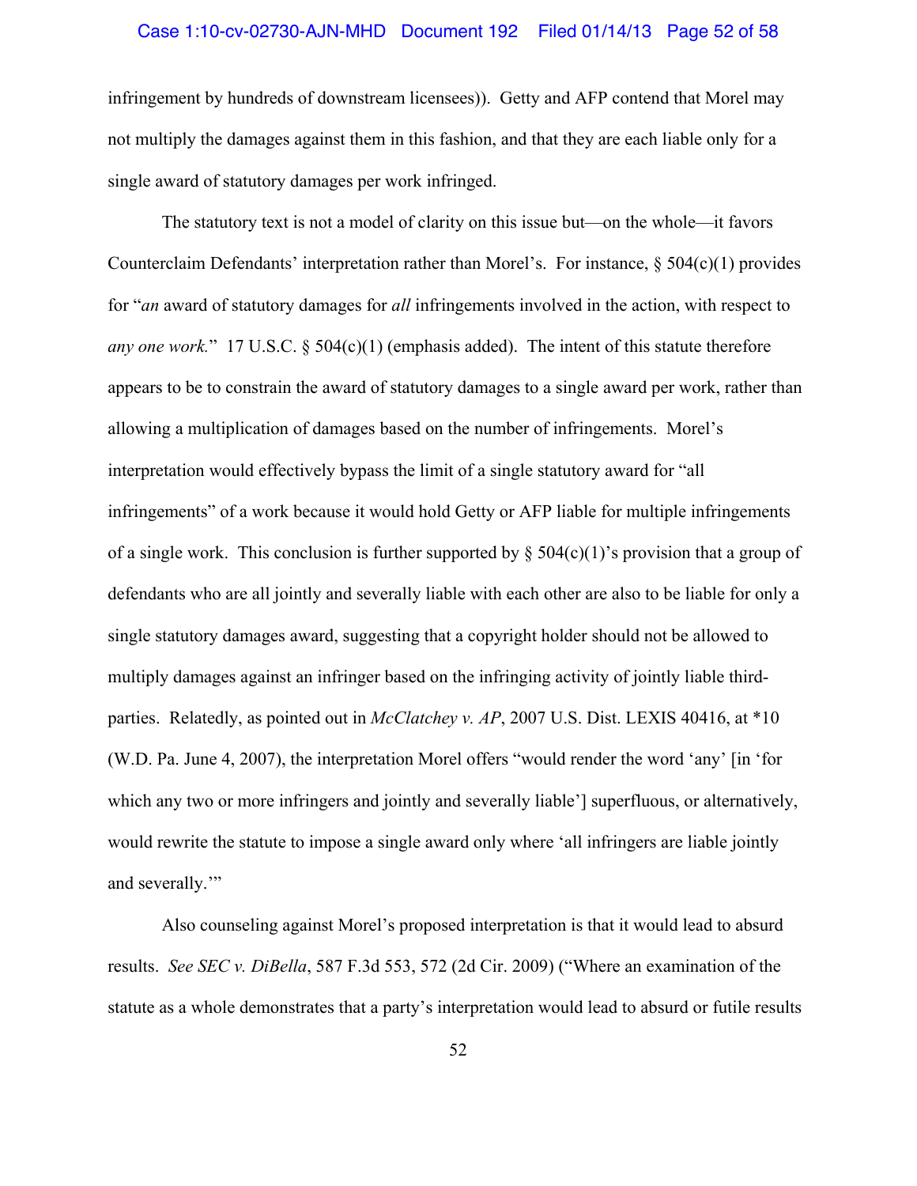infringement by hundreds of downstream licensees)). Getty and AFP contend that Morel may not multiply the damages against them in this fashion, and that they are each liable only for a single award of statutory damages per work infringed.

The statutory text is not a model of clarity on this issue but—on the whole—it favors Counterclaim Defendants' interpretation rather than Morel's. For instance, § 504(c)(1) provides for "*an* award of statutory damages for *all* infringements involved in the action, with respect to *any one work.*" 17 U.S.C. § 504(c)(1) (emphasis added). The intent of this statute therefore appears to be to constrain the award of statutory damages to a single award per work, rather than allowing a multiplication of damages based on the number of infringements. Morel's interpretation would effectively bypass the limit of a single statutory award for "all infringements" of a work because it would hold Getty or AFP liable for multiple infringements of a single work. This conclusion is further supported by § 504(c)(1)'s provision that a group of defendants who are all jointly and severally liable with each other are also to be liable for only a single statutory damages award, suggesting that a copyright holder should not be allowed to multiply damages against an infringer based on the infringing activity of jointly liable third-parties. Relatedly, as pointed out in *McClatchey v. AP*, 2007 U.S. Dist. LEXIS 40416, at *10 (W.D. Pa. June 4, 2007), the interpretation Morel offers "would render the word 'any' [in 'for which any two or more infringers and jointly and severally liable'] superfluous, or alternatively, would rewrite the statute to impose a single award only where 'all infringers are liable jointly and severally.'"

Also counseling against Morel's proposed interpretation is that it would lead to absurd results. *See SEC v. DiBella*, 587 F.3d 553, 572 (2d Cir. 2009) ("Where an examination of the statute as a whole demonstrates that a party's interpretation would lead to absurd or futile results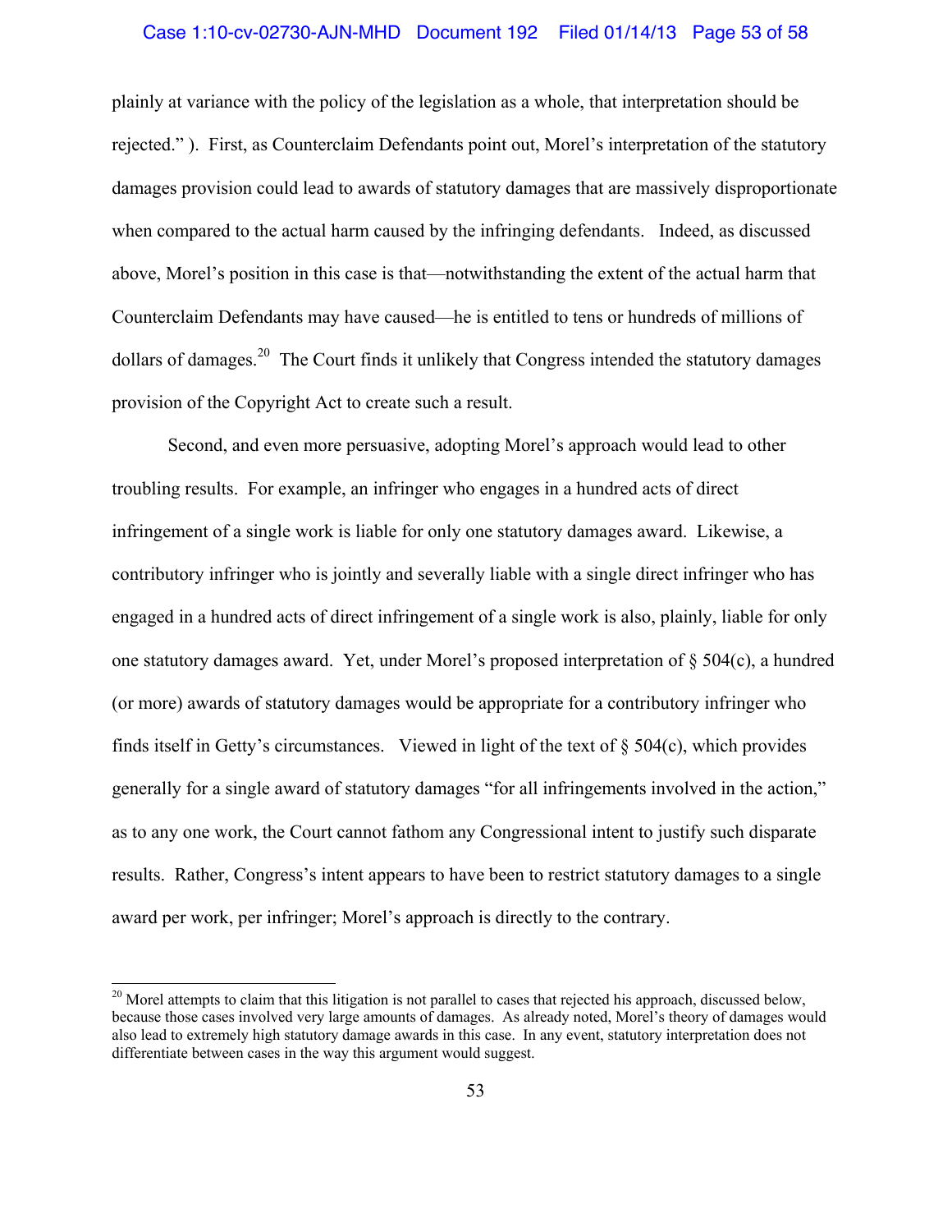plainly at variance with the policy of the legislation as a whole, that interpretation should be rejected." ). First, as Counterclaim Defendants point out, Morel's interpretation of the statutory damages provision could lead to awards of statutory damages that are massively disproportionate when compared to the actual harm caused by the infringing defendants. Indeed, as discussed above, Morel's position in this case is that—notwithstanding the extent of the actual harm that Counterclaim Defendants may have caused—he is entitled to tens or hundreds of millions of dollars of damages.[20] The Court finds it unlikely that Congress intended the statutory damages provision of the Copyright Act to create such a result.

Second, and even more persuasive, adopting Morel's approach would lead to other troubling results. For example, an infringer who engages in a hundred acts of direct infringement of a single work is liable for only one statutory damages award. Likewise, a contributory infringer who is jointly and severally liable with a single direct infringer who has engaged in a hundred acts of direct infringement of a single work is also, plainly, liable for only one statutory damages award. Yet, under Morel's proposed interpretation of § 504(c), a hundred (or more) awards of statutory damages would be appropriate for a contributory infringer who finds itself in Getty's circumstances. Viewed in light of the text of § 504(c), which provides generally for a single award of statutory damages "for all infringements involved in the action," as to any one work, the Court cannot fathom any Congressional intent to justify such disparate results. Rather, Congress's intent appears to have been to restrict statutory damages to a single award per work, per infringer; Morel's approach is directly to the contrary.

---

[20] Morel attempts to claim that this litigation is not parallel to cases that rejected his approach, discussed below, because those cases involved very large amounts of damages. As already noted, Morel's theory of damages would also lead to extremely high statutory damage awards in this case. In any event, statutory interpretation does not differentiate between cases in the way this argument would suggest.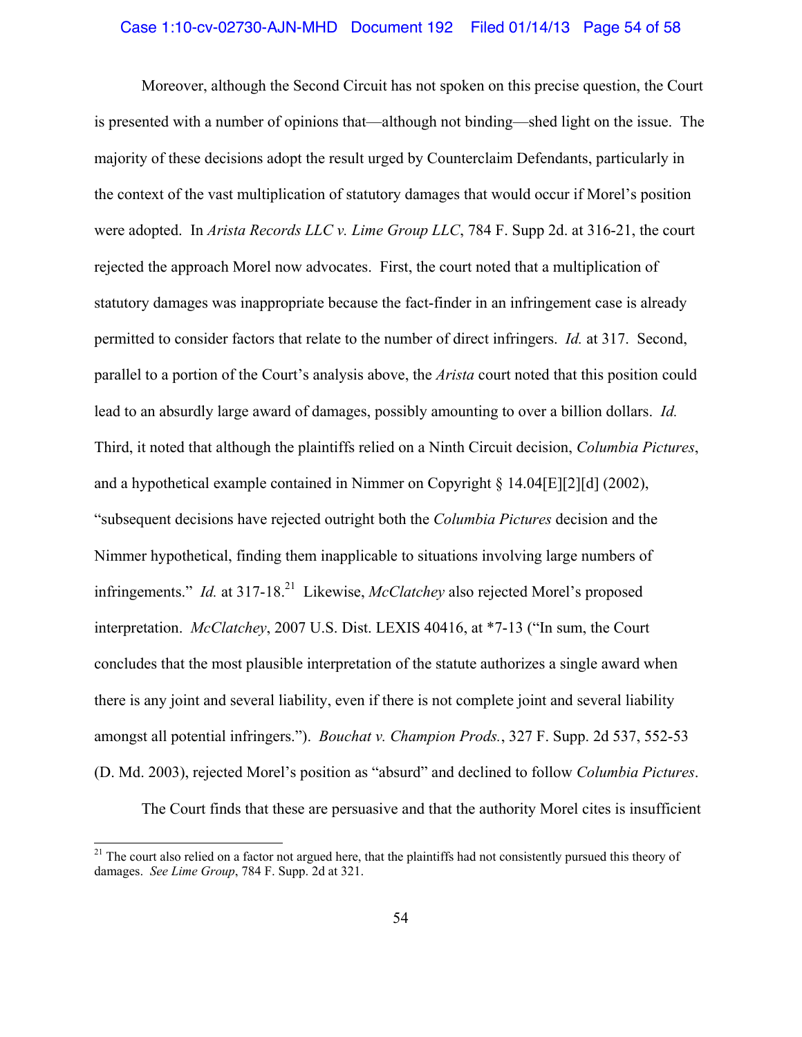Moreover, although the Second Circuit has not spoken on this precise question, the Court is presented with a number of opinions that—although not binding—shed light on the issue. The majority of these decisions adopt the result urged by Counterclaim Defendants, particularly in the context of the vast multiplication of statutory damages that would occur if Morel's position were adopted. In *Arista Records LLC v. Lime Group LLC*, 784 F. Supp 2d. at 316-21, the court rejected the approach Morel now advocates. First, the court noted that a multiplication of statutory damages was inappropriate because the fact-finder in an infringement case is already permitted to consider factors that relate to the number of direct infringers. *Id.* at 317. Second, parallel to a portion of the Court's analysis above, the *Arista* court noted that this position could lead to an absurdly large award of damages, possibly amounting to over a billion dollars. *Id.* Third, it noted that although the plaintiffs relied on a Ninth Circuit decision, *Columbia Pictures*, and a hypothetical example contained in Nimmer on Copyright § 14.04[E][2][d] (2002), "subsequent decisions have rejected outright both the *Columbia Pictures* decision and the Nimmer hypothetical, finding them inapplicable to situations involving large numbers of infringements." *Id.* at 317-18.[21] Likewise, *McClatchey* also rejected Morel's proposed interpretation. *McClatchey*, 2007 U.S. Dist. LEXIS 40416, at *7-13 ("In sum, the Court concludes that the most plausible interpretation of the statute authorizes a single award when there is any joint and several liability, even if there is not complete joint and several liability amongst all potential infringers."). *Bouchat v. Champion Prods.*, 327 F. Supp. 2d 537, 552-53 (D. Md. 2003), rejected Morel's position as "absurd" and declined to follow *Columbia Pictures*.

The Court finds that these are persuasive and that the authority Morel cites is insufficient

---

[21] The court also relied on a factor not argued here, that the plaintiffs had not consistently pursued this theory of damages. *See Lime Group*, 784 F. Supp. 2d at 321.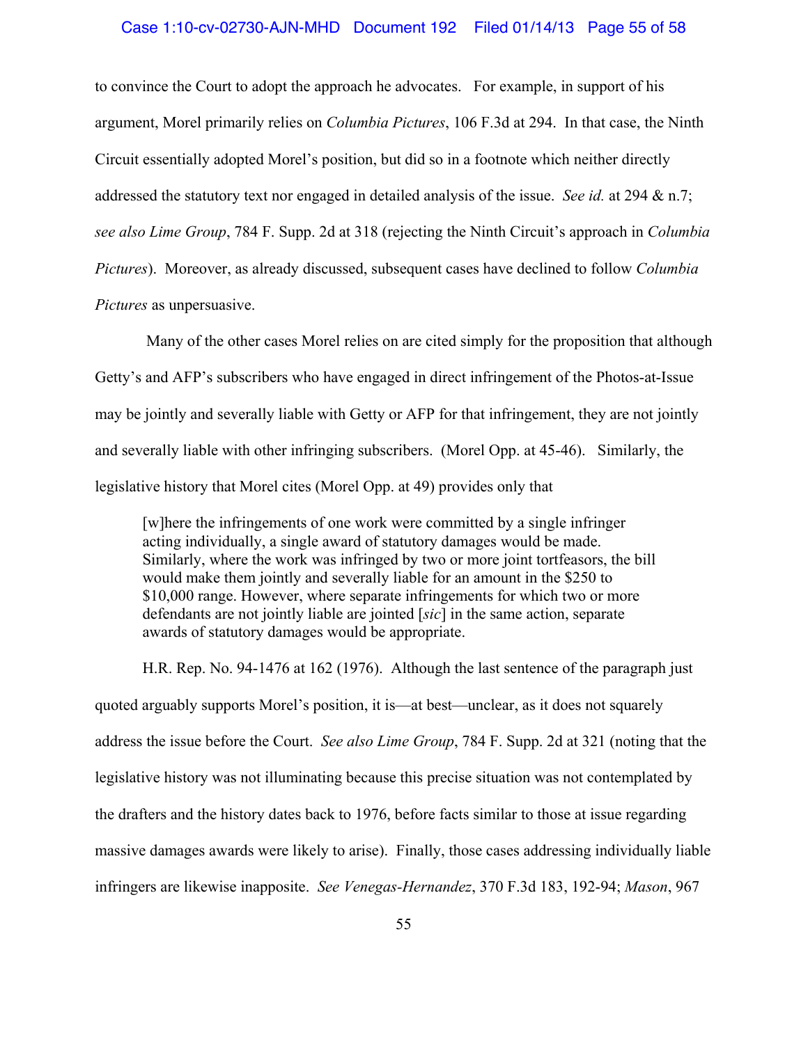to convince the Court to adopt the approach he advocates. For example, in support of his argument, Morel primarily relies on *Columbia Pictures*, 106 F.3d at 294. In that case, the Ninth Circuit essentially adopted Morel's position, but did so in a footnote which neither directly addressed the statutory text nor engaged in detailed analysis of the issue. *See id.* at 294 & n.7; *see also Lime Group*, 784 F. Supp. 2d at 318 (rejecting the Ninth Circuit's approach in *Columbia Pictures*). Moreover, as already discussed, subsequent cases have declined to follow *Columbia Pictures* as unpersuasive.

Many of the other cases Morel relies on are cited simply for the proposition that although Getty's and AFP's subscribers who have engaged in direct infringement of the Photos-at-Issue may be jointly and severally liable with Getty or AFP for that infringement, they are not jointly and severally liable with other infringing subscribers. (Morel Opp. at 45-46). Similarly, the legislative history that Morel cites (Morel Opp. at 49) provides only that

> [w]here the infringements of one work were committed by a single infringer acting individually, a single award of statutory damages would be made. Similarly, where the work was infringed by two or more joint tortfeasors, the bill would make them jointly and severally liable for an amount in the $250 to $10,000 range. However, where separate infringements for which two or more defendants are not jointly liable are jointed [*sic*] in the same action, separate awards of statutory damages would be appropriate.

H.R. Rep. No. 94-1476 at 162 (1976). Although the last sentence of the paragraph just quoted arguably supports Morel's position, it is—at best—unclear, as it does not squarely address the issue before the Court. *See also Lime Group*, 784 F. Supp. 2d at 321 (noting that the legislative history was not illuminating because this precise situation was not contemplated by the drafters and the history dates back to 1976, before facts similar to those at issue regarding massive damages awards were likely to arise). Finally, those cases addressing individually liable infringers are likewise inapposite. *See Venegas-Hernandez*, 370 F.3d 183, 192-94; *Mason*, 967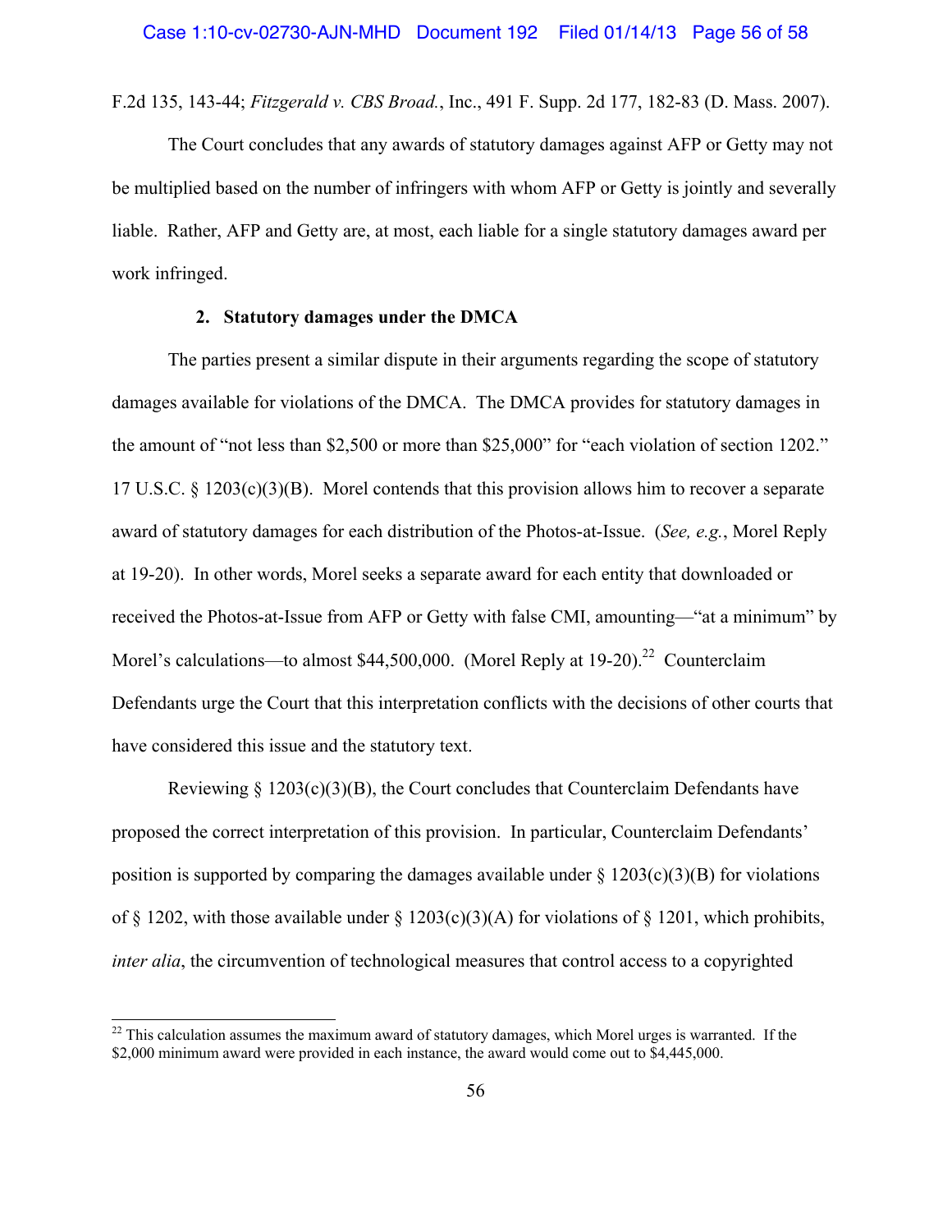F.2d 135, 143-44; *Fitzgerald v. CBS Broad.*, Inc., 491 F. Supp. 2d 177, 182-83 (D. Mass. 2007).

The Court concludes that any awards of statutory damages against AFP or Getty may not be multiplied based on the number of infringers with whom AFP or Getty is jointly and severally liable. Rather, AFP and Getty are, at most, each liable for a single statutory damages award per work infringed.

**2. Statutory damages under the DMCA**

The parties present a similar dispute in their arguments regarding the scope of statutory damages available for violations of the DMCA. The DMCA provides for statutory damages in the amount of "not less than $2,500 or more than $25,000" for "each violation of section 1202." 17 U.S.C. § 1203(c)(3)(B). Morel contends that this provision allows him to recover a separate award of statutory damages for each distribution of the Photos-at-Issue. (*See, e.g.*, Morel Reply at 19-20). In other words, Morel seeks a separate award for each entity that downloaded or received the Photos-at-Issue from AFP or Getty with false CMI, amounting—"at a minimum" by Morel's calculations—to almost $44,500,000. (Morel Reply at 19-20).[22] Counterclaim Defendants urge the Court that this interpretation conflicts with the decisions of other courts that have considered this issue and the statutory text.

Reviewing § 1203(c)(3)(B), the Court concludes that Counterclaim Defendants have proposed the correct interpretation of this provision. In particular, Counterclaim Defendants' position is supported by comparing the damages available under § 1203(c)(3)(B) for violations of § 1202, with those available under § 1203(c)(3)(A) for violations of § 1201, which prohibits, *inter alia*, the circumvention of technological measures that control access to a copyrighted

[22] This calculation assumes the maximum award of statutory damages, which Morel urges is warranted. If the $2,000 minimum award were provided in each instance, the award would come out to $4,445,000.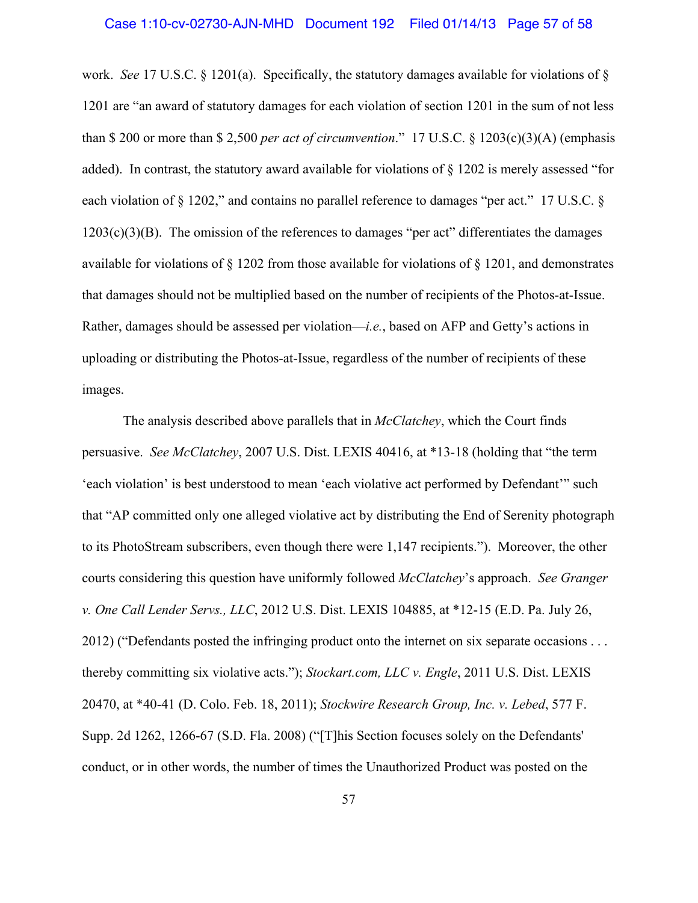work. *See* 17 U.S.C. § 1201(a). Specifically, the statutory damages available for violations of § 1201 are "an award of statutory damages for each violation of section 1201 in the sum of not less than $ 200 or more than $ 2,500 *per act of circumvention*." 17 U.S.C. § 1203(c)(3)(A) (emphasis added). In contrast, the statutory award available for violations of § 1202 is merely assessed "for each violation of § 1202," and contains no parallel reference to damages "per act." 17 U.S.C. § 1203(c)(3)(B). The omission of the references to damages "per act" differentiates the damages available for violations of § 1202 from those available for violations of § 1201, and demonstrates that damages should not be multiplied based on the number of recipients of the Photos-at-Issue. Rather, damages should be assessed per violation—*i.e.*, based on AFP and Getty's actions in uploading or distributing the Photos-at-Issue, regardless of the number of recipients of these images.

The analysis described above parallels that in *McClatchey*, which the Court finds persuasive. *See McClatchey*, 2007 U.S. Dist. LEXIS 40416, at *13-18 (holding that "the term 'each violation' is best understood to mean 'each violative act performed by Defendant'" such that "AP committed only one alleged violative act by distributing the End of Serenity photograph to its PhotoStream subscribers, even though there were 1,147 recipients."). Moreover, the other courts considering this question have uniformly followed *McClatchey*'s approach. *See Granger v. One Call Lender Servs., LLC*, 2012 U.S. Dist. LEXIS 104885, at *12-15 (E.D. Pa. July 26, 2012) ("Defendants posted the infringing product onto the internet on six separate occasions . . . thereby committing six violative acts."); *Stockart.com, LLC v. Engle*, 2011 U.S. Dist. LEXIS 20470, at *40-41 (D. Colo. Feb. 18, 2011); *Stockwire Research Group, Inc. v. Lebed*, 577 F. Supp. 2d 1262, 1266-67 (S.D. Fla. 2008) ("[T]his Section focuses solely on the Defendants' conduct, or in other words, the number of times the Unauthorized Product was posted on the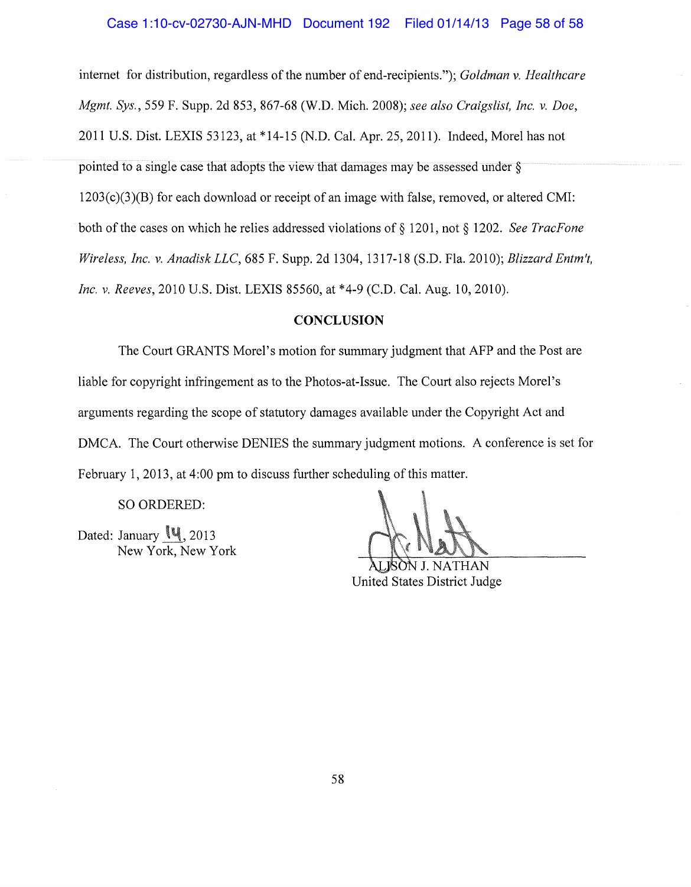internet for distribution, regardless of the number of end-recipients."); *Goldman v. Healthcare Mgmt. Sys.*, 559 F. Supp. 2d 853, 867-68 (W.D. Mich. 2008); *see also Craigslist, Inc. v. Doe*, 2011 U.S. Dist. LEXIS 53123, at *14-15 (N.D. Cal. Apr. 25, 2011). Indeed, Morel has not pointed to a single case that adopts the view that damages may be assessed under § 1203(c)(3)(B) for each download or receipt of an image with false, removed, or altered CMI: both of the cases on which he relies addressed violations of § 1201, not § 1202. *See TracFone Wireless, Inc. v. Anadisk LLC*, 685 F. Supp. 2d 1304, 1317-18 (S.D. Fla. 2010); *Blizzard Entm't, Inc. v. Reeves*, 2010 U.S. Dist. LEXIS 85560, at *4-9 (C.D. Cal. Aug. 10, 2010).

## CONCLUSION

The Court GRANTS Morel's motion for summary judgment that AFP and the Post are liable for copyright infringement as to the Photos-at-Issue. The Court also rejects Morel's arguments regarding the scope of statutory damages available under the Copyright Act and DMCA. The Court otherwise DENIES the summary judgment motions. A conference is set for February 1, 2013, at 4:00 pm to discuss further scheduling of this matter.

SO ORDERED:

Dated: January 14, 2013
New York, New York

ALISON J. NATHAN
United States District Judge